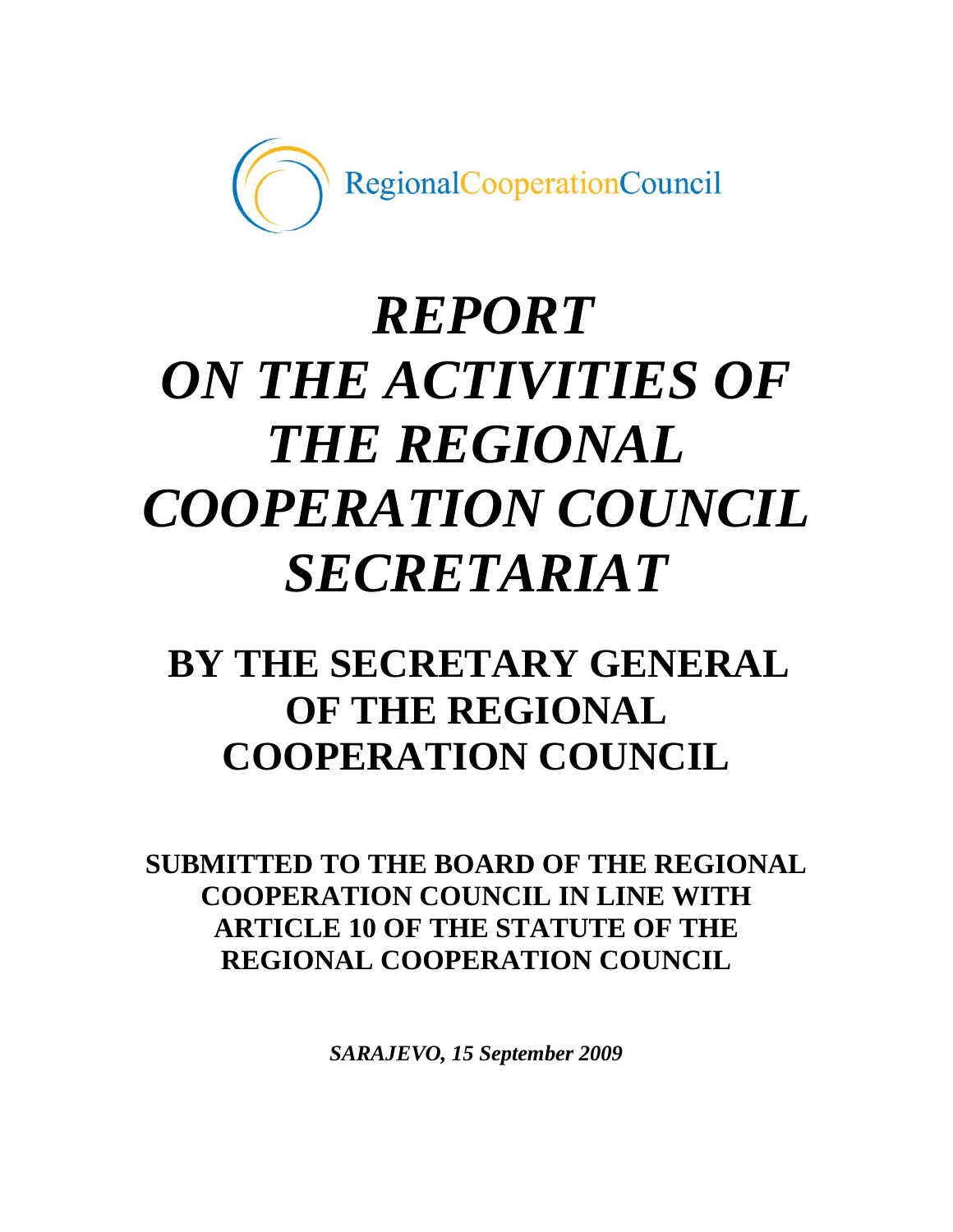RegionalCooperationCouncil

# *REPORT ON THE ACTIVITIES OF THE REGIONAL COOPERATION COUNCIL SECRETARIAT*

## BY THE SECRETARY GENERAL OF THE REGIONAL COOPERATION COUNCIL

### SUBMITTED TO THE BOARD OF THE REGIONAL COOPERATION COUNCIL IN LINE WITH ARTICLE 10 OF THE STATUTE OF THE REGIONAL COOPERATION COUNCIL

***SARAJEVO, 15 September 2009***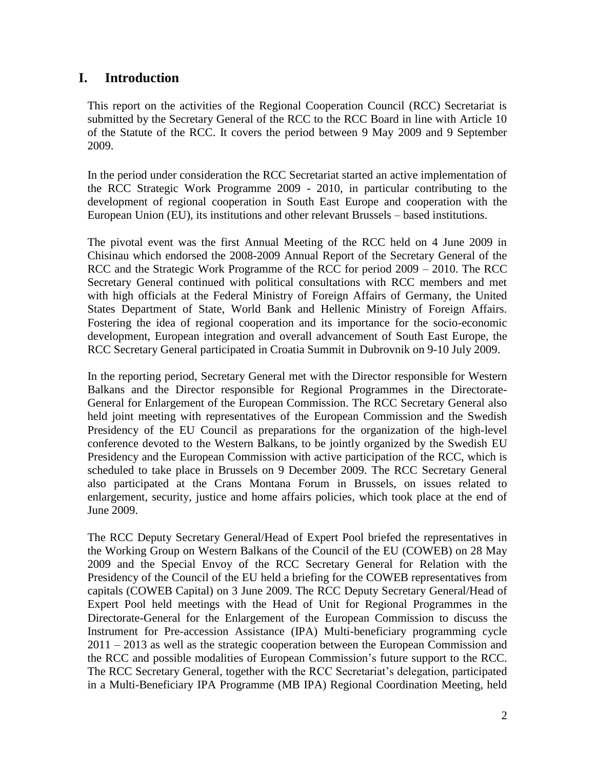# I. Introduction

This report on the activities of the Regional Cooperation Council (RCC) Secretariat is submitted by the Secretary General of the RCC to the RCC Board in line with Article 10 of the Statute of the RCC. It covers the period between 9 May 2009 and 9 September 2009.

In the period under consideration the RCC Secretariat started an active implementation of the RCC Strategic Work Programme 2009 - 2010, in particular contributing to the development of regional cooperation in South East Europe and cooperation with the European Union (EU), its institutions and other relevant Brussels – based institutions.

The pivotal event was the first Annual Meeting of the RCC held on 4 June 2009 in Chisinau which endorsed the 2008-2009 Annual Report of the Secretary General of the RCC and the Strategic Work Programme of the RCC for period 2009 – 2010. The RCC Secretary General continued with political consultations with RCC members and met with high officials at the Federal Ministry of Foreign Affairs of Germany, the United States Department of State, World Bank and Hellenic Ministry of Foreign Affairs. Fostering the idea of regional cooperation and its importance for the socio-economic development, European integration and overall advancement of South East Europe, the RCC Secretary General participated in Croatia Summit in Dubrovnik on 9-10 July 2009.

In the reporting period, Secretary General met with the Director responsible for Western Balkans and the Director responsible for Regional Programmes in the Directorate-General for Enlargement of the European Commission. The RCC Secretary General also held joint meeting with representatives of the European Commission and the Swedish Presidency of the EU Council as preparations for the organization of the high-level conference devoted to the Western Balkans, to be jointly organized by the Swedish EU Presidency and the European Commission with active participation of the RCC, which is scheduled to take place in Brussels on 9 December 2009. The RCC Secretary General also participated at the Crans Montana Forum in Brussels, on issues related to enlargement, security, justice and home affairs policies, which took place at the end of June 2009.

The RCC Deputy Secretary General/Head of Expert Pool briefed the representatives in the Working Group on Western Balkans of the Council of the EU (COWEB) on 28 May 2009 and the Special Envoy of the RCC Secretary General for Relation with the Presidency of the Council of the EU held a briefing for the COWEB representatives from capitals (COWEB Capital) on 3 June 2009. The RCC Deputy Secretary General/Head of Expert Pool held meetings with the Head of Unit for Regional Programmes in the Directorate-General for the Enlargement of the European Commission to discuss the Instrument for Pre-accession Assistance (IPA) Multi-beneficiary programming cycle 2011 – 2013 as well as the strategic cooperation between the European Commission and the RCC and possible modalities of European Commission's future support to the RCC. The RCC Secretary General, together with the RCC Secretariat's delegation, participated in a Multi-Beneficiary IPA Programme (MB IPA) Regional Coordination Meeting, held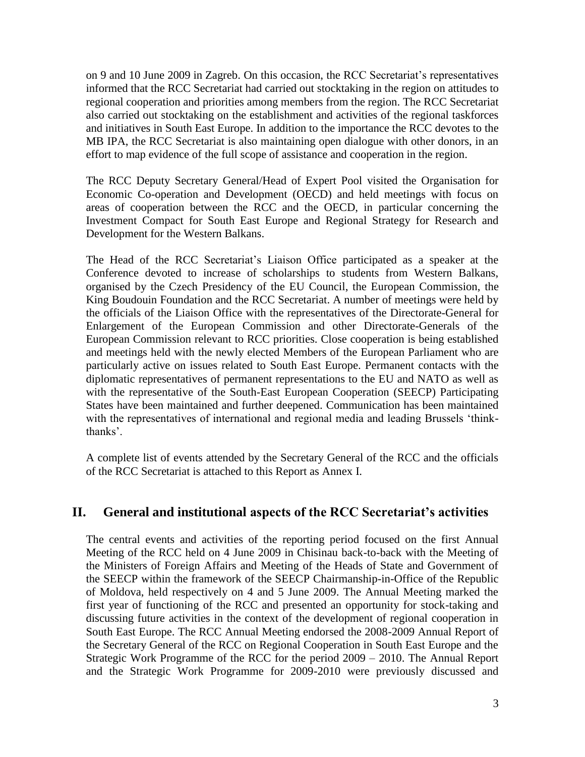on 9 and 10 June 2009 in Zagreb. On this occasion, the RCC Secretariat's representatives informed that the RCC Secretariat had carried out stocktaking in the region on attitudes to regional cooperation and priorities among members from the region. The RCC Secretariat also carried out stocktaking on the establishment and activities of the regional taskforces and initiatives in South East Europe. In addition to the importance the RCC devotes to the MB IPA, the RCC Secretariat is also maintaining open dialogue with other donors, in an effort to map evidence of the full scope of assistance and cooperation in the region.

The RCC Deputy Secretary General/Head of Expert Pool visited the Organisation for Economic Co-operation and Development (OECD) and held meetings with focus on areas of cooperation between the RCC and the OECD, in particular concerning the Investment Compact for South East Europe and Regional Strategy for Research and Development for the Western Balkans.

The Head of the RCC Secretariat's Liaison Office participated as a speaker at the Conference devoted to increase of scholarships to students from Western Balkans, organised by the Czech Presidency of the EU Council, the European Commission, the King Boudouin Foundation and the RCC Secretariat. A number of meetings were held by the officials of the Liaison Office with the representatives of the Directorate-General for Enlargement of the European Commission and other Directorate-Generals of the European Commission relevant to RCC priorities. Close cooperation is being established and meetings held with the newly elected Members of the European Parliament who are particularly active on issues related to South East Europe. Permanent contacts with the diplomatic representatives of permanent representations to the EU and NATO as well as with the representative of the South-East European Cooperation (SEECP) Participating States have been maintained and further deepened. Communication has been maintained with the representatives of international and regional media and leading Brussels 'think-thanks'.

A complete list of events attended by the Secretary General of the RCC and the officials of the RCC Secretariat is attached to this Report as Annex I.

## II. General and institutional aspects of the RCC Secretariat's activities

The central events and activities of the reporting period focused on the first Annual Meeting of the RCC held on 4 June 2009 in Chisinau back-to-back with the Meeting of the Ministers of Foreign Affairs and Meeting of the Heads of State and Government of the SEECP within the framework of the SEECP Chairmanship-in-Office of the Republic of Moldova, held respectively on 4 and 5 June 2009. The Annual Meeting marked the first year of functioning of the RCC and presented an opportunity for stock-taking and discussing future activities in the context of the development of regional cooperation in South East Europe. The RCC Annual Meeting endorsed the 2008-2009 Annual Report of the Secretary General of the RCC on Regional Cooperation in South East Europe and the Strategic Work Programme of the RCC for the period 2009 – 2010. The Annual Report and the Strategic Work Programme for 2009-2010 were previously discussed and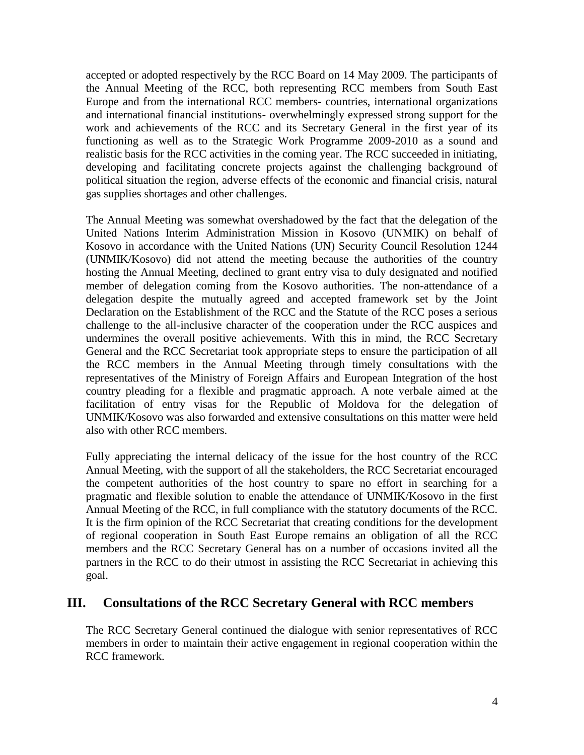accepted or adopted respectively by the RCC Board on 14 May 2009. The participants of the Annual Meeting of the RCC, both representing RCC members from South East Europe and from the international RCC members- countries, international organizations and international financial institutions- overwhelmingly expressed strong support for the work and achievements of the RCC and its Secretary General in the first year of its functioning as well as to the Strategic Work Programme 2009-2010 as a sound and realistic basis for the RCC activities in the coming year. The RCC succeeded in initiating, developing and facilitating concrete projects against the challenging background of political situation the region, adverse effects of the economic and financial crisis, natural gas supplies shortages and other challenges.

The Annual Meeting was somewhat overshadowed by the fact that the delegation of the United Nations Interim Administration Mission in Kosovo (UNMIK) on behalf of Kosovo in accordance with the United Nations (UN) Security Council Resolution 1244 (UNMIK/Kosovo) did not attend the meeting because the authorities of the country hosting the Annual Meeting, declined to grant entry visa to duly designated and notified member of delegation coming from the Kosovo authorities. The non-attendance of a delegation despite the mutually agreed and accepted framework set by the Joint Declaration on the Establishment of the RCC and the Statute of the RCC poses a serious challenge to the all-inclusive character of the cooperation under the RCC auspices and undermines the overall positive achievements. With this in mind, the RCC Secretary General and the RCC Secretariat took appropriate steps to ensure the participation of all the RCC members in the Annual Meeting through timely consultations with the representatives of the Ministry of Foreign Affairs and European Integration of the host country pleading for a flexible and pragmatic approach. A note verbale aimed at the facilitation of entry visas for the Republic of Moldova for the delegation of UNMIK/Kosovo was also forwarded and extensive consultations on this matter were held also with other RCC members.

Fully appreciating the internal delicacy of the issue for the host country of the RCC Annual Meeting, with the support of all the stakeholders, the RCC Secretariat encouraged the competent authorities of the host country to spare no effort in searching for a pragmatic and flexible solution to enable the attendance of UNMIK/Kosovo in the first Annual Meeting of the RCC, in full compliance with the statutory documents of the RCC. It is the firm opinion of the RCC Secretariat that creating conditions for the development of regional cooperation in South East Europe remains an obligation of all the RCC members and the RCC Secretary General has on a number of occasions invited all the partners in the RCC to do their utmost in assisting the RCC Secretariat in achieving this goal.

## III. Consultations of the RCC Secretary General with RCC members

The RCC Secretary General continued the dialogue with senior representatives of RCC members in order to maintain their active engagement in regional cooperation within the RCC framework.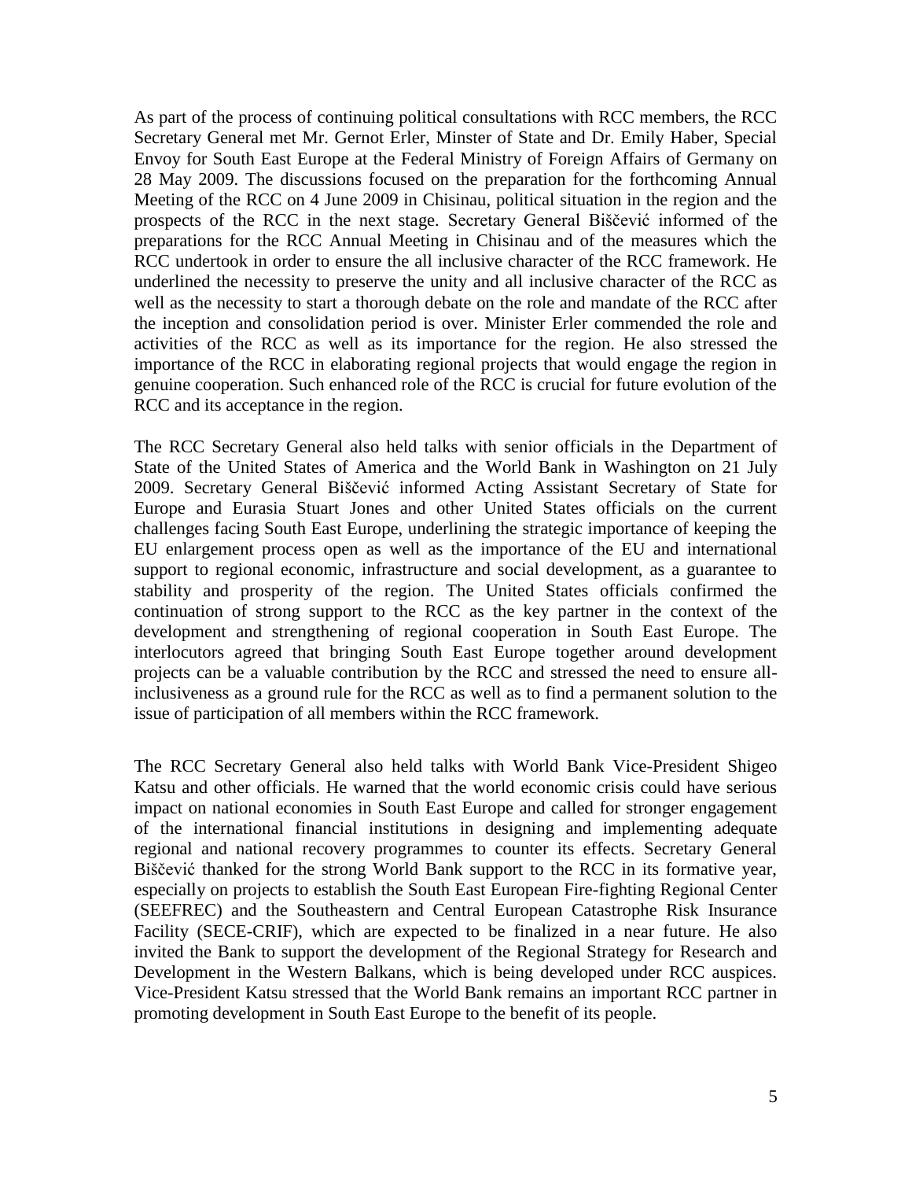As part of the process of continuing political consultations with RCC members, the RCC Secretary General met Mr. Gernot Erler, Minster of State and Dr. Emily Haber, Special Envoy for South East Europe at the Federal Ministry of Foreign Affairs of Germany on 28 May 2009. The discussions focused on the preparation for the forthcoming Annual Meeting of the RCC on 4 June 2009 in Chisinau, political situation in the region and the prospects of the RCC in the next stage. Secretary General Biščević informed of the preparations for the RCC Annual Meeting in Chisinau and of the measures which the RCC undertook in order to ensure the all inclusive character of the RCC framework. He underlined the necessity to preserve the unity and all inclusive character of the RCC as well as the necessity to start a thorough debate on the role and mandate of the RCC after the inception and consolidation period is over. Minister Erler commended the role and activities of the RCC as well as its importance for the region. He also stressed the importance of the RCC in elaborating regional projects that would engage the region in genuine cooperation. Such enhanced role of the RCC is crucial for future evolution of the RCC and its acceptance in the region.

The RCC Secretary General also held talks with senior officials in the Department of State of the United States of America and the World Bank in Washington on 21 July 2009. Secretary General Biščević informed Acting Assistant Secretary of State for Europe and Eurasia Stuart Jones and other United States officials on the current challenges facing South East Europe, underlining the strategic importance of keeping the EU enlargement process open as well as the importance of the EU and international support to regional economic, infrastructure and social development, as a guarantee to stability and prosperity of the region. The United States officials confirmed the continuation of strong support to the RCC as the key partner in the context of the development and strengthening of regional cooperation in South East Europe. The interlocutors agreed that bringing South East Europe together around development projects can be a valuable contribution by the RCC and stressed the need to ensure all-inclusiveness as a ground rule for the RCC as well as to find a permanent solution to the issue of participation of all members within the RCC framework.

The RCC Secretary General also held talks with World Bank Vice-President Shigeo Katsu and other officials. He warned that the world economic crisis could have serious impact on national economies in South East Europe and called for stronger engagement of the international financial institutions in designing and implementing adequate regional and national recovery programmes to counter its effects. Secretary General Biščević thanked for the strong World Bank support to the RCC in its formative year, especially on projects to establish the South East European Fire-fighting Regional Center (SEEFREC) and the Southeastern and Central European Catastrophe Risk Insurance Facility (SECE-CRIF), which are expected to be finalized in a near future. He also invited the Bank to support the development of the Regional Strategy for Research and Development in the Western Balkans, which is being developed under RCC auspices. Vice-President Katsu stressed that the World Bank remains an important RCC partner in promoting development in South East Europe to the benefit of its people.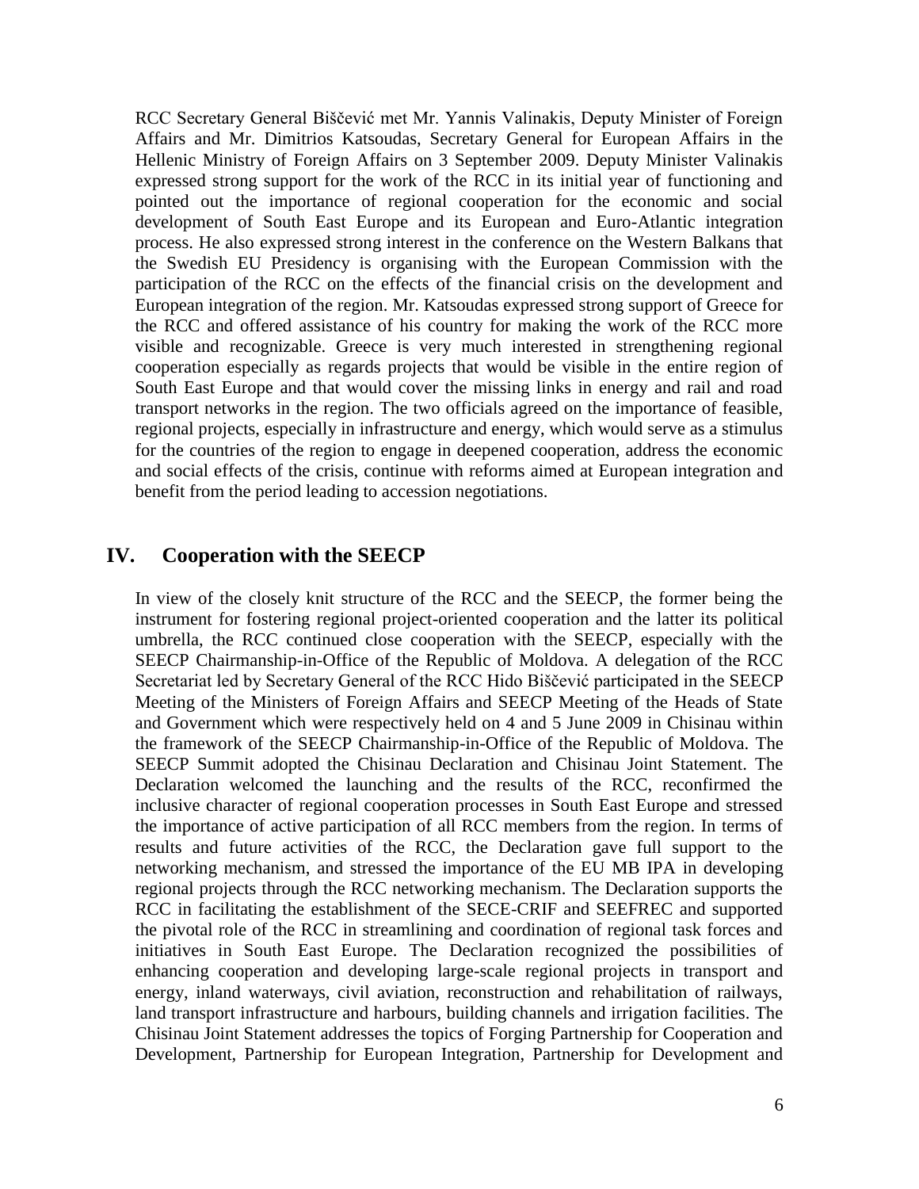RCC Secretary General Biščević met Mr. Yannis Valinakis, Deputy Minister of Foreign Affairs and Mr. Dimitrios Katsoudas, Secretary General for European Affairs in the Hellenic Ministry of Foreign Affairs on 3 September 2009. Deputy Minister Valinakis expressed strong support for the work of the RCC in its initial year of functioning and pointed out the importance of regional cooperation for the economic and social development of South East Europe and its European and Euro-Atlantic integration process. He also expressed strong interest in the conference on the Western Balkans that the Swedish EU Presidency is organising with the European Commission with the participation of the RCC on the effects of the financial crisis on the development and European integration of the region. Mr. Katsoudas expressed strong support of Greece for the RCC and offered assistance of his country for making the work of the RCC more visible and recognizable. Greece is very much interested in strengthening regional cooperation especially as regards projects that would be visible in the entire region of South East Europe and that would cover the missing links in energy and rail and road transport networks in the region. The two officials agreed on the importance of feasible, regional projects, especially in infrastructure and energy, which would serve as a stimulus for the countries of the region to engage in deepened cooperation, address the economic and social effects of the crisis, continue with reforms aimed at European integration and benefit from the period leading to accession negotiations.

## IV. Cooperation with the SEECP

In view of the closely knit structure of the RCC and the SEECP, the former being the instrument for fostering regional project-oriented cooperation and the latter its political umbrella, the RCC continued close cooperation with the SEECP, especially with the SEECP Chairmanship-in-Office of the Republic of Moldova. A delegation of the RCC Secretariat led by Secretary General of the RCC Hido Biščević participated in the SEECP Meeting of the Ministers of Foreign Affairs and SEECP Meeting of the Heads of State and Government which were respectively held on 4 and 5 June 2009 in Chisinau within the framework of the SEECP Chairmanship-in-Office of the Republic of Moldova. The SEECP Summit adopted the Chisinau Declaration and Chisinau Joint Statement. The Declaration welcomed the launching and the results of the RCC, reconfirmed the inclusive character of regional cooperation processes in South East Europe and stressed the importance of active participation of all RCC members from the region. In terms of results and future activities of the RCC, the Declaration gave full support to the networking mechanism, and stressed the importance of the EU MB IPA in developing regional projects through the RCC networking mechanism. The Declaration supports the RCC in facilitating the establishment of the SECE-CRIF and SEEFREC and supported the pivotal role of the RCC in streamlining and coordination of regional task forces and initiatives in South East Europe. The Declaration recognized the possibilities of enhancing cooperation and developing large-scale regional projects in transport and energy, inland waterways, civil aviation, reconstruction and rehabilitation of railways, land transport infrastructure and harbours, building channels and irrigation facilities. The Chisinau Joint Statement addresses the topics of Forging Partnership for Cooperation and Development, Partnership for European Integration, Partnership for Development and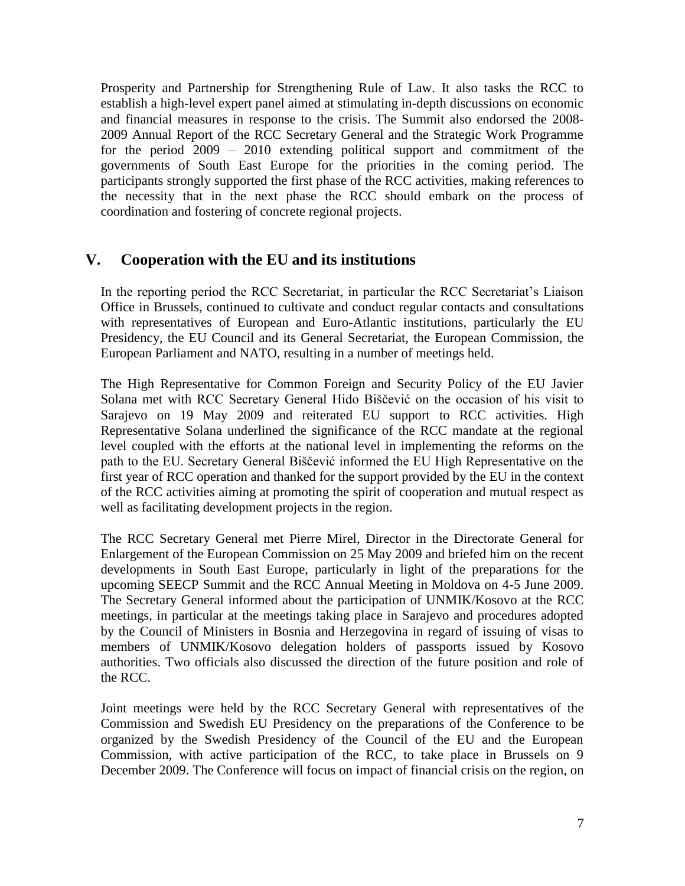Prosperity and Partnership for Strengthening Rule of Law. It also tasks the RCC to establish a high-level expert panel aimed at stimulating in-depth discussions on economic and financial measures in response to the crisis. The Summit also endorsed the 2008-2009 Annual Report of the RCC Secretary General and the Strategic Work Programme for the period 2009 – 2010 extending political support and commitment of the governments of South East Europe for the priorities in the coming period. The participants strongly supported the first phase of the RCC activities, making references to the necessity that in the next phase the RCC should embark on the process of coordination and fostering of concrete regional projects.

## V. Cooperation with the EU and its institutions

In the reporting period the RCC Secretariat, in particular the RCC Secretariat's Liaison Office in Brussels, continued to cultivate and conduct regular contacts and consultations with representatives of European and Euro-Atlantic institutions, particularly the EU Presidency, the EU Council and its General Secretariat, the European Commission, the European Parliament and NATO, resulting in a number of meetings held.

The High Representative for Common Foreign and Security Policy of the EU Javier Solana met with RCC Secretary General Hido Biščević on the occasion of his visit to Sarajevo on 19 May 2009 and reiterated EU support to RCC activities. High Representative Solana underlined the significance of the RCC mandate at the regional level coupled with the efforts at the national level in implementing the reforms on the path to the EU. Secretary General Biščević informed the EU High Representative on the first year of RCC operation and thanked for the support provided by the EU in the context of the RCC activities aiming at promoting the spirit of cooperation and mutual respect as well as facilitating development projects in the region.

The RCC Secretary General met Pierre Mirel, Director in the Directorate General for Enlargement of the European Commission on 25 May 2009 and briefed him on the recent developments in South East Europe, particularly in light of the preparations for the upcoming SEECP Summit and the RCC Annual Meeting in Moldova on 4-5 June 2009. The Secretary General informed about the participation of UNMIK/Kosovo at the RCC meetings, in particular at the meetings taking place in Sarajevo and procedures adopted by the Council of Ministers in Bosnia and Herzegovina in regard of issuing of visas to members of UNMIK/Kosovo delegation holders of passports issued by Kosovo authorities. Two officials also discussed the direction of the future position and role of the RCC.

Joint meetings were held by the RCC Secretary General with representatives of the Commission and Swedish EU Presidency on the preparations of the Conference to be organized by the Swedish Presidency of the Council of the EU and the European Commission, with active participation of the RCC, to take place in Brussels on 9 December 2009. The Conference will focus on impact of financial crisis on the region, on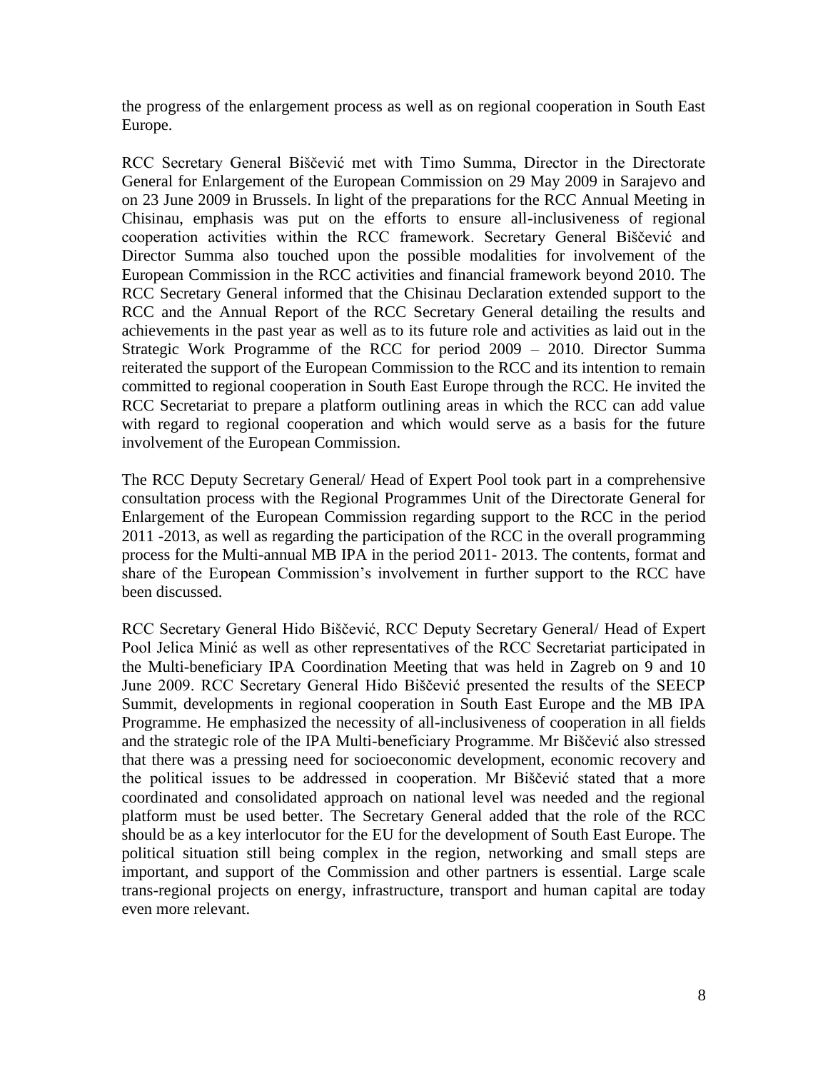the progress of the enlargement process as well as on regional cooperation in South East Europe.

RCC Secretary General Biščević met with Timo Summa, Director in the Directorate General for Enlargement of the European Commission on 29 May 2009 in Sarajevo and on 23 June 2009 in Brussels. In light of the preparations for the RCC Annual Meeting in Chisinau, emphasis was put on the efforts to ensure all-inclusiveness of regional cooperation activities within the RCC framework. Secretary General Biščević and Director Summa also touched upon the possible modalities for involvement of the European Commission in the RCC activities and financial framework beyond 2010. The RCC Secretary General informed that the Chisinau Declaration extended support to the RCC and the Annual Report of the RCC Secretary General detailing the results and achievements in the past year as well as to its future role and activities as laid out in the Strategic Work Programme of the RCC for period 2009 – 2010. Director Summa reiterated the support of the European Commission to the RCC and its intention to remain committed to regional cooperation in South East Europe through the RCC. He invited the RCC Secretariat to prepare a platform outlining areas in which the RCC can add value with regard to regional cooperation and which would serve as a basis for the future involvement of the European Commission.

The RCC Deputy Secretary General/ Head of Expert Pool took part in a comprehensive consultation process with the Regional Programmes Unit of the Directorate General for Enlargement of the European Commission regarding support to the RCC in the period 2011 -2013, as well as regarding the participation of the RCC in the overall programming process for the Multi-annual MB IPA in the period 2011- 2013. The contents, format and share of the European Commission's involvement in further support to the RCC have been discussed.

RCC Secretary General Hido Biščević, RCC Deputy Secretary General/ Head of Expert Pool Jelica Minić as well as other representatives of the RCC Secretariat participated in the Multi-beneficiary IPA Coordination Meeting that was held in Zagreb on 9 and 10 June 2009. RCC Secretary General Hido Biščević presented the results of the SEECP Summit, developments in regional cooperation in South East Europe and the MB IPA Programme. He emphasized the necessity of all-inclusiveness of cooperation in all fields and the strategic role of the IPA Multi-beneficiary Programme. Mr Biščević also stressed that there was a pressing need for socioeconomic development, economic recovery and the political issues to be addressed in cooperation. Mr Biščević stated that a more coordinated and consolidated approach on national level was needed and the regional platform must be used better. The Secretary General added that the role of the RCC should be as a key interlocutor for the EU for the development of South East Europe. The political situation still being complex in the region, networking and small steps are important, and support of the Commission and other partners is essential. Large scale trans-regional projects on energy, infrastructure, transport and human capital are today even more relevant.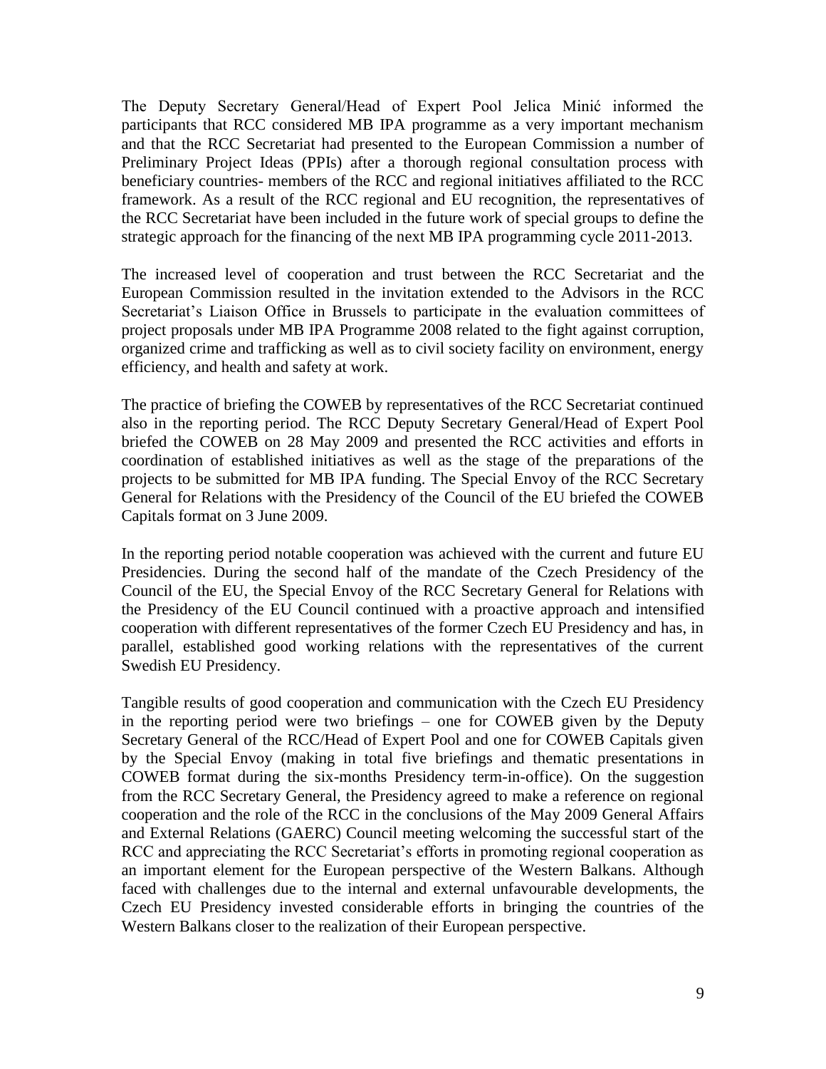The Deputy Secretary General/Head of Expert Pool Jelica Minić informed the participants that RCC considered MB IPA programme as a very important mechanism and that the RCC Secretariat had presented to the European Commission a number of Preliminary Project Ideas (PPIs) after a thorough regional consultation process with beneficiary countries- members of the RCC and regional initiatives affiliated to the RCC framework. As a result of the RCC regional and EU recognition, the representatives of the RCC Secretariat have been included in the future work of special groups to define the strategic approach for the financing of the next MB IPA programming cycle 2011-2013.

The increased level of cooperation and trust between the RCC Secretariat and the European Commission resulted in the invitation extended to the Advisors in the RCC Secretariat's Liaison Office in Brussels to participate in the evaluation committees of project proposals under MB IPA Programme 2008 related to the fight against corruption, organized crime and trafficking as well as to civil society facility on environment, energy efficiency, and health and safety at work.

The practice of briefing the COWEB by representatives of the RCC Secretariat continued also in the reporting period. The RCC Deputy Secretary General/Head of Expert Pool briefed the COWEB on 28 May 2009 and presented the RCC activities and efforts in coordination of established initiatives as well as the stage of the preparations of the projects to be submitted for MB IPA funding. The Special Envoy of the RCC Secretary General for Relations with the Presidency of the Council of the EU briefed the COWEB Capitals format on 3 June 2009.

In the reporting period notable cooperation was achieved with the current and future EU Presidencies. During the second half of the mandate of the Czech Presidency of the Council of the EU, the Special Envoy of the RCC Secretary General for Relations with the Presidency of the EU Council continued with a proactive approach and intensified cooperation with different representatives of the former Czech EU Presidency and has, in parallel, established good working relations with the representatives of the current Swedish EU Presidency.

Tangible results of good cooperation and communication with the Czech EU Presidency in the reporting period were two briefings – one for COWEB given by the Deputy Secretary General of the RCC/Head of Expert Pool and one for COWEB Capitals given by the Special Envoy (making in total five briefings and thematic presentations in COWEB format during the six-months Presidency term-in-office). On the suggestion from the RCC Secretary General, the Presidency agreed to make a reference on regional cooperation and the role of the RCC in the conclusions of the May 2009 General Affairs and External Relations (GAERC) Council meeting welcoming the successful start of the RCC and appreciating the RCC Secretariat's efforts in promoting regional cooperation as an important element for the European perspective of the Western Balkans. Although faced with challenges due to the internal and external unfavourable developments, the Czech EU Presidency invested considerable efforts in bringing the countries of the Western Balkans closer to the realization of their European perspective.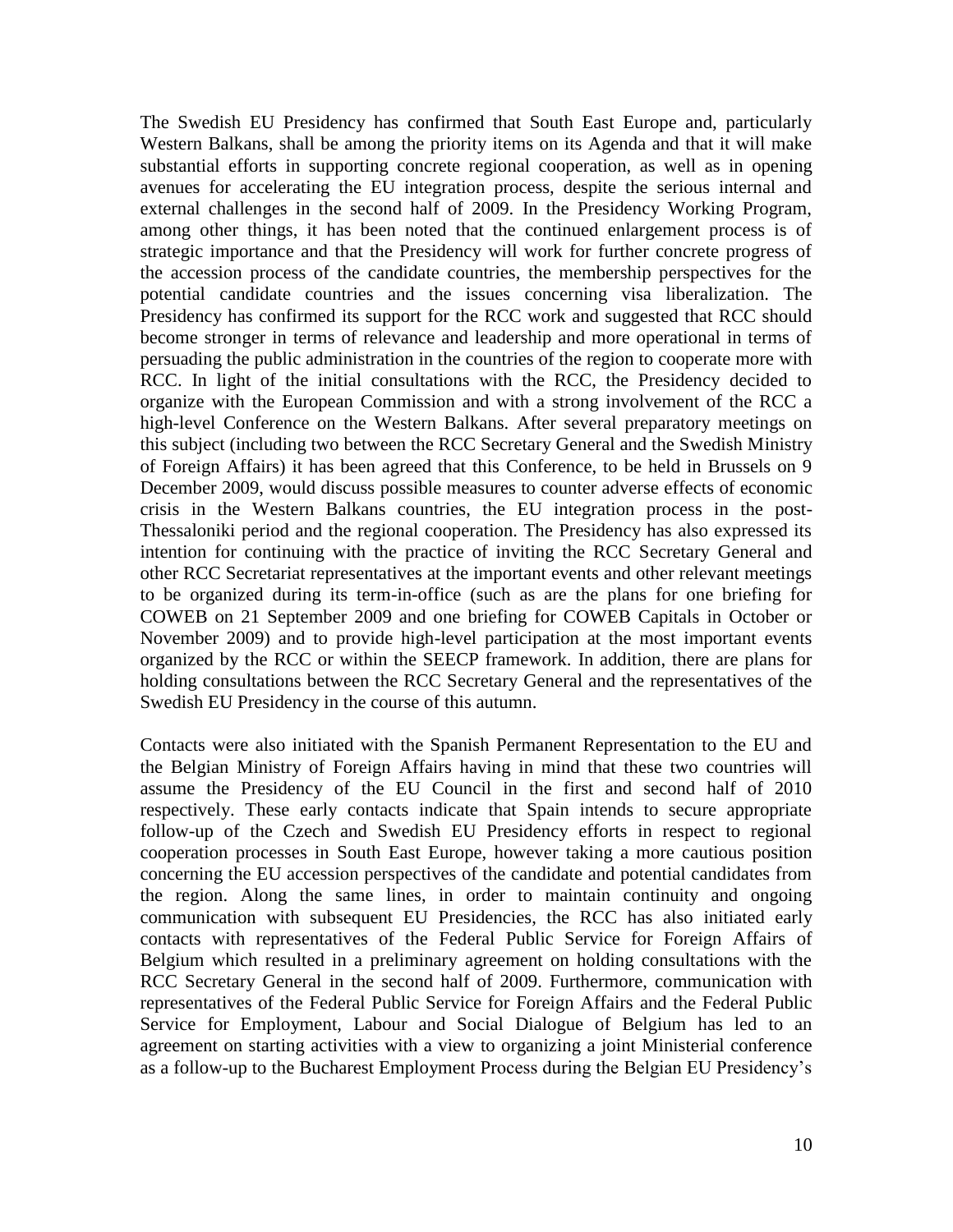The Swedish EU Presidency has confirmed that South East Europe and, particularly Western Balkans, shall be among the priority items on its Agenda and that it will make substantial efforts in supporting concrete regional cooperation, as well as in opening avenues for accelerating the EU integration process, despite the serious internal and external challenges in the second half of 2009. In the Presidency Working Program, among other things, it has been noted that the continued enlargement process is of strategic importance and that the Presidency will work for further concrete progress of the accession process of the candidate countries, the membership perspectives for the potential candidate countries and the issues concerning visa liberalization. The Presidency has confirmed its support for the RCC work and suggested that RCC should become stronger in terms of relevance and leadership and more operational in terms of persuading the public administration in the countries of the region to cooperate more with RCC. In light of the initial consultations with the RCC, the Presidency decided to organize with the European Commission and with a strong involvement of the RCC a high-level Conference on the Western Balkans. After several preparatory meetings on this subject (including two between the RCC Secretary General and the Swedish Ministry of Foreign Affairs) it has been agreed that this Conference, to be held in Brussels on 9 December 2009, would discuss possible measures to counter adverse effects of economic crisis in the Western Balkans countries, the EU integration process in the post-Thessaloniki period and the regional cooperation. The Presidency has also expressed its intention for continuing with the practice of inviting the RCC Secretary General and other RCC Secretariat representatives at the important events and other relevant meetings to be organized during its term-in-office (such as are the plans for one briefing for COWEB on 21 September 2009 and one briefing for COWEB Capitals in October or November 2009) and to provide high-level participation at the most important events organized by the RCC or within the SEECP framework. In addition, there are plans for holding consultations between the RCC Secretary General and the representatives of the Swedish EU Presidency in the course of this autumn.

Contacts were also initiated with the Spanish Permanent Representation to the EU and the Belgian Ministry of Foreign Affairs having in mind that these two countries will assume the Presidency of the EU Council in the first and second half of 2010 respectively. These early contacts indicate that Spain intends to secure appropriate follow-up of the Czech and Swedish EU Presidency efforts in respect to regional cooperation processes in South East Europe, however taking a more cautious position concerning the EU accession perspectives of the candidate and potential candidates from the region. Along the same lines, in order to maintain continuity and ongoing communication with subsequent EU Presidencies, the RCC has also initiated early contacts with representatives of the Federal Public Service for Foreign Affairs of Belgium which resulted in a preliminary agreement on holding consultations with the RCC Secretary General in the second half of 2009. Furthermore, communication with representatives of the Federal Public Service for Foreign Affairs and the Federal Public Service for Employment, Labour and Social Dialogue of Belgium has led to an agreement on starting activities with a view to organizing a joint Ministerial conference as a follow-up to the Bucharest Employment Process during the Belgian EU Presidency's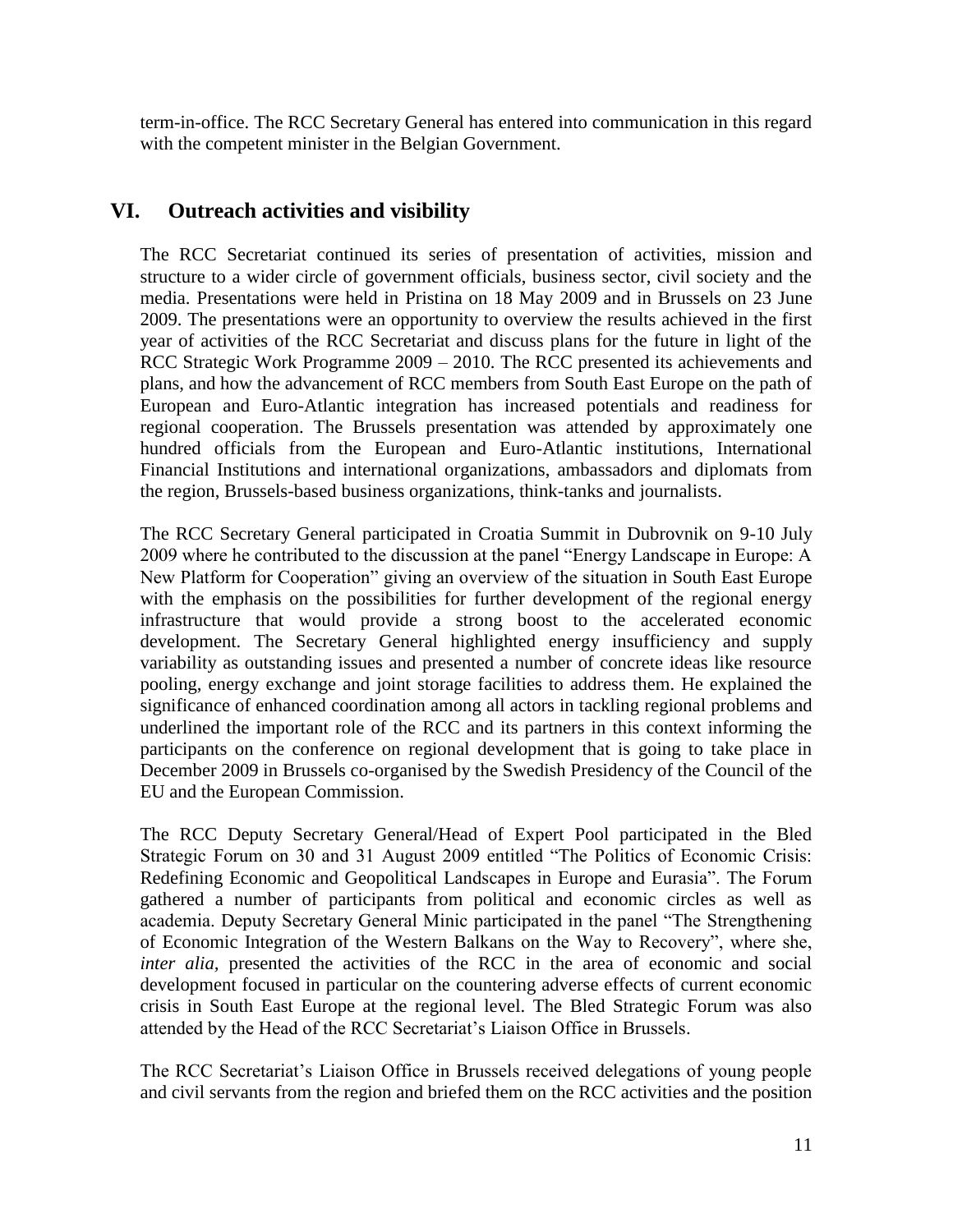term-in-office. The RCC Secretary General has entered into communication in this regard with the competent minister in the Belgian Government.

## VI. Outreach activities and visibility

The RCC Secretariat continued its series of presentation of activities, mission and structure to a wider circle of government officials, business sector, civil society and the media. Presentations were held in Pristina on 18 May 2009 and in Brussels on 23 June 2009. The presentations were an opportunity to overview the results achieved in the first year of activities of the RCC Secretariat and discuss plans for the future in light of the RCC Strategic Work Programme 2009 – 2010. The RCC presented its achievements and plans, and how the advancement of RCC members from South East Europe on the path of European and Euro-Atlantic integration has increased potentials and readiness for regional cooperation. The Brussels presentation was attended by approximately one hundred officials from the European and Euro-Atlantic institutions, International Financial Institutions and international organizations, ambassadors and diplomats from the region, Brussels-based business organizations, think-tanks and journalists.

The RCC Secretary General participated in Croatia Summit in Dubrovnik on 9-10 July 2009 where he contributed to the discussion at the panel "Energy Landscape in Europe: A New Platform for Cooperation" giving an overview of the situation in South East Europe with the emphasis on the possibilities for further development of the regional energy infrastructure that would provide a strong boost to the accelerated economic development. The Secretary General highlighted energy insufficiency and supply variability as outstanding issues and presented a number of concrete ideas like resource pooling, energy exchange and joint storage facilities to address them. He explained the significance of enhanced coordination among all actors in tackling regional problems and underlined the important role of the RCC and its partners in this context informing the participants on the conference on regional development that is going to take place in December 2009 in Brussels co-organised by the Swedish Presidency of the Council of the EU and the European Commission.

The RCC Deputy Secretary General/Head of Expert Pool participated in the Bled Strategic Forum on 30 and 31 August 2009 entitled "The Politics of Economic Crisis: Redefining Economic and Geopolitical Landscapes in Europe and Eurasia". The Forum gathered a number of participants from political and economic circles as well as academia. Deputy Secretary General Minic participated in the panel "The Strengthening of Economic Integration of the Western Balkans on the Way to Recovery", where she, *inter alia,* presented the activities of the RCC in the area of economic and social development focused in particular on the countering adverse effects of current economic crisis in South East Europe at the regional level. The Bled Strategic Forum was also attended by the Head of the RCC Secretariat's Liaison Office in Brussels.

The RCC Secretariat's Liaison Office in Brussels received delegations of young people and civil servants from the region and briefed them on the RCC activities and the position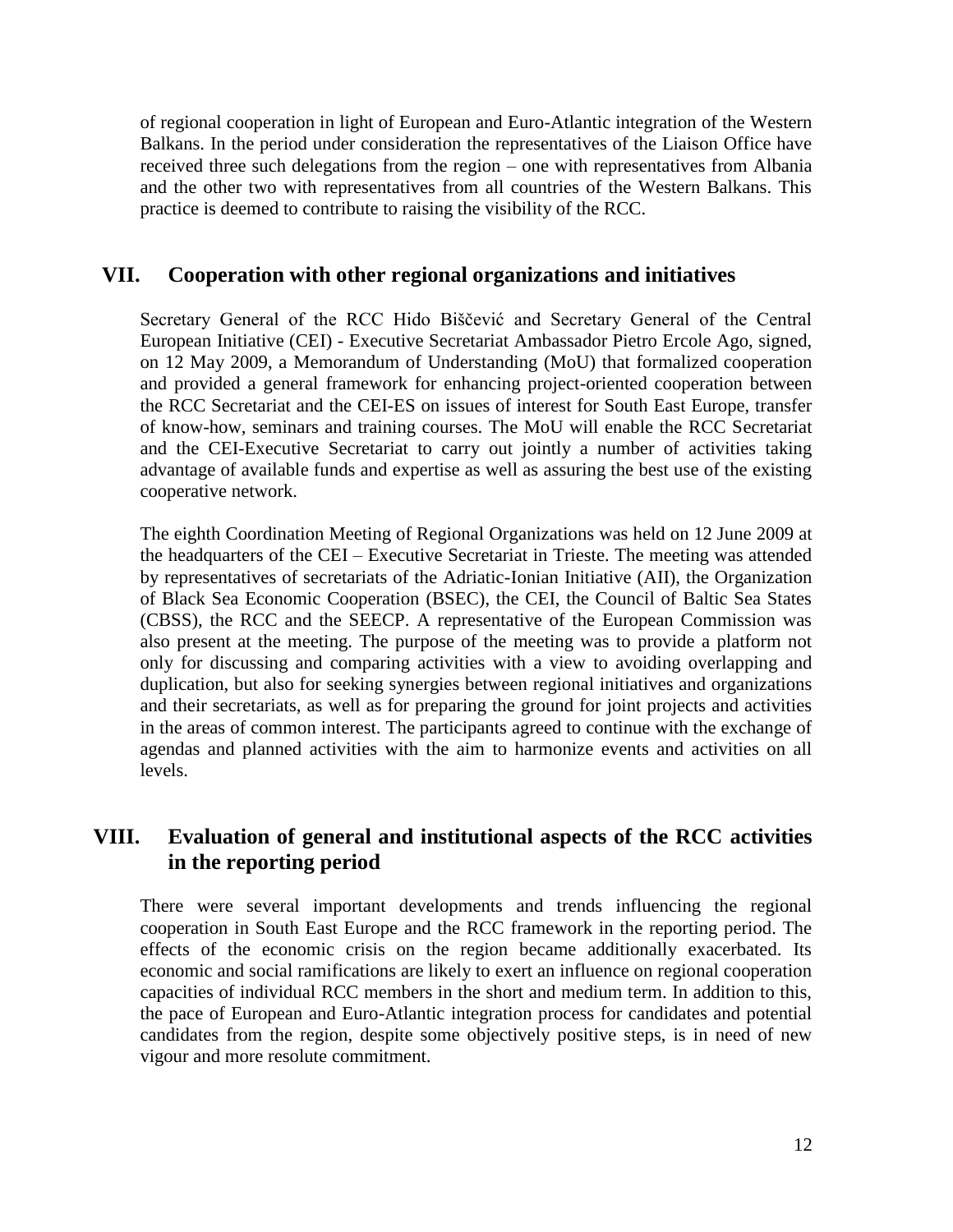of regional cooperation in light of European and Euro-Atlantic integration of the Western Balkans. In the period under consideration the representatives of the Liaison Office have received three such delegations from the region – one with representatives from Albania and the other two with representatives from all countries of the Western Balkans. This practice is deemed to contribute to raising the visibility of the RCC.

## VII. Cooperation with other regional organizations and initiatives

Secretary General of the RCC Hido Biščević and Secretary General of the Central European Initiative (CEI) - Executive Secretariat Ambassador Pietro Ercole Ago, signed, on 12 May 2009, a Memorandum of Understanding (MoU) that formalized cooperation and provided a general framework for enhancing project-oriented cooperation between the RCC Secretariat and the CEI-ES on issues of interest for South East Europe, transfer of know-how, seminars and training courses. The MoU will enable the RCC Secretariat and the CEI-Executive Secretariat to carry out jointly a number of activities taking advantage of available funds and expertise as well as assuring the best use of the existing cooperative network.

The eighth Coordination Meeting of Regional Organizations was held on 12 June 2009 at the headquarters of the CEI – Executive Secretariat in Trieste. The meeting was attended by representatives of secretariats of the Adriatic-Ionian Initiative (AII), the Organization of Black Sea Economic Cooperation (BSEC), the CEI, the Council of Baltic Sea States (CBSS), the RCC and the SEECP. A representative of the European Commission was also present at the meeting. The purpose of the meeting was to provide a platform not only for discussing and comparing activities with a view to avoiding overlapping and duplication, but also for seeking synergies between regional initiatives and organizations and their secretariats, as well as for preparing the ground for joint projects and activities in the areas of common interest. The participants agreed to continue with the exchange of agendas and planned activities with the aim to harmonize events and activities on all levels.

## VIII. Evaluation of general and institutional aspects of the RCC activities in the reporting period

There were several important developments and trends influencing the regional cooperation in South East Europe and the RCC framework in the reporting period. The effects of the economic crisis on the region became additionally exacerbated. Its economic and social ramifications are likely to exert an influence on regional cooperation capacities of individual RCC members in the short and medium term. In addition to this, the pace of European and Euro-Atlantic integration process for candidates and potential candidates from the region, despite some objectively positive steps, is in need of new vigour and more resolute commitment.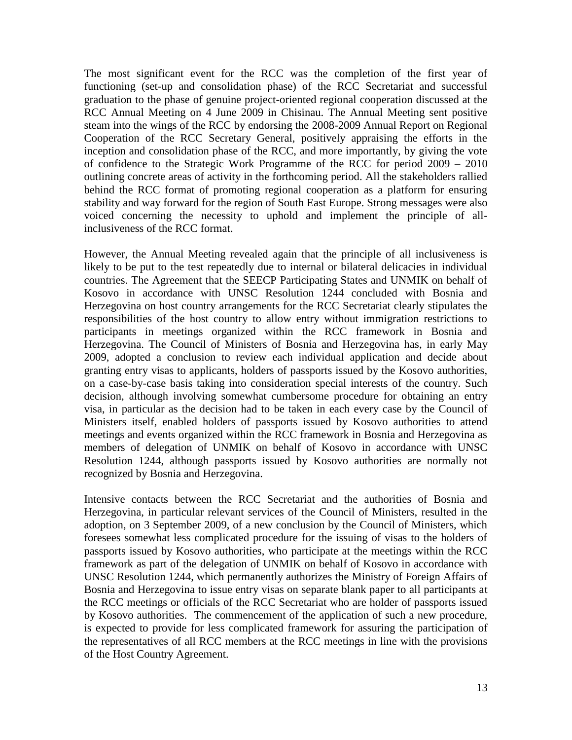The most significant event for the RCC was the completion of the first year of functioning (set-up and consolidation phase) of the RCC Secretariat and successful graduation to the phase of genuine project-oriented regional cooperation discussed at the RCC Annual Meeting on 4 June 2009 in Chisinau. The Annual Meeting sent positive steam into the wings of the RCC by endorsing the 2008-2009 Annual Report on Regional Cooperation of the RCC Secretary General, positively appraising the efforts in the inception and consolidation phase of the RCC, and more importantly, by giving the vote of confidence to the Strategic Work Programme of the RCC for period 2009 – 2010 outlining concrete areas of activity in the forthcoming period. All the stakeholders rallied behind the RCC format of promoting regional cooperation as a platform for ensuring stability and way forward for the region of South East Europe. Strong messages were also voiced concerning the necessity to uphold and implement the principle of all-inclusiveness of the RCC format.

However, the Annual Meeting revealed again that the principle of all inclusiveness is likely to be put to the test repeatedly due to internal or bilateral delicacies in individual countries. The Agreement that the SEECP Participating States and UNMIK on behalf of Kosovo in accordance with UNSC Resolution 1244 concluded with Bosnia and Herzegovina on host country arrangements for the RCC Secretariat clearly stipulates the responsibilities of the host country to allow entry without immigration restrictions to participants in meetings organized within the RCC framework in Bosnia and Herzegovina. The Council of Ministers of Bosnia and Herzegovina has, in early May 2009, adopted a conclusion to review each individual application and decide about granting entry visas to applicants, holders of passports issued by the Kosovo authorities, on a case-by-case basis taking into consideration special interests of the country. Such decision, although involving somewhat cumbersome procedure for obtaining an entry visa, in particular as the decision had to be taken in each every case by the Council of Ministers itself, enabled holders of passports issued by Kosovo authorities to attend meetings and events organized within the RCC framework in Bosnia and Herzegovina as members of delegation of UNMIK on behalf of Kosovo in accordance with UNSC Resolution 1244, although passports issued by Kosovo authorities are normally not recognized by Bosnia and Herzegovina.

Intensive contacts between the RCC Secretariat and the authorities of Bosnia and Herzegovina, in particular relevant services of the Council of Ministers, resulted in the adoption, on 3 September 2009, of a new conclusion by the Council of Ministers, which foresees somewhat less complicated procedure for the issuing of visas to the holders of passports issued by Kosovo authorities, who participate at the meetings within the RCC framework as part of the delegation of UNMIK on behalf of Kosovo in accordance with UNSC Resolution 1244, which permanently authorizes the Ministry of Foreign Affairs of Bosnia and Herzegovina to issue entry visas on separate blank paper to all participants at the RCC meetings or officials of the RCC Secretariat who are holder of passports issued by Kosovo authorities. The commencement of the application of such a new procedure, is expected to provide for less complicated framework for assuring the participation of the representatives of all RCC members at the RCC meetings in line with the provisions of the Host Country Agreement.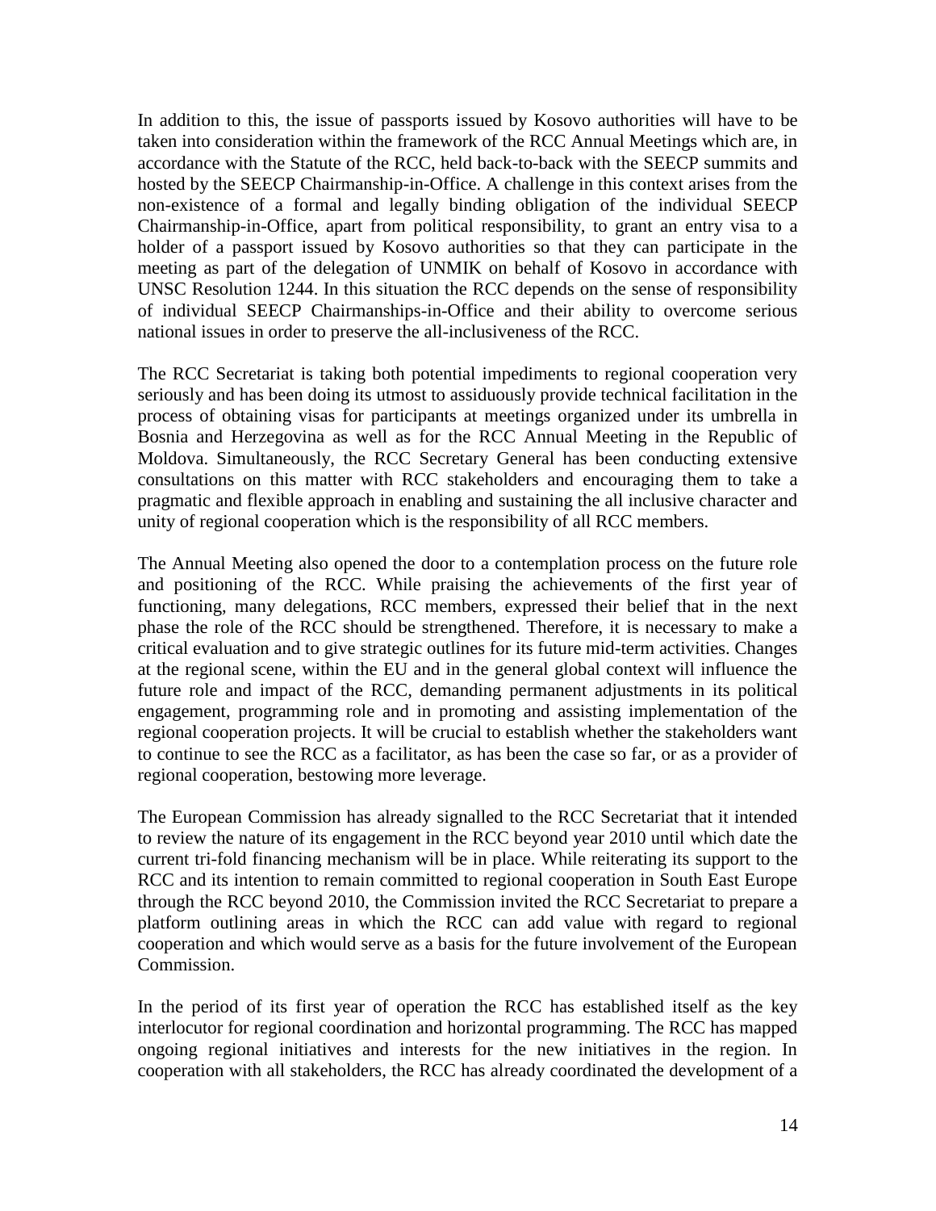In addition to this, the issue of passports issued by Kosovo authorities will have to be taken into consideration within the framework of the RCC Annual Meetings which are, in accordance with the Statute of the RCC, held back-to-back with the SEECP summits and hosted by the SEECP Chairmanship-in-Office. A challenge in this context arises from the non-existence of a formal and legally binding obligation of the individual SEECP Chairmanship-in-Office, apart from political responsibility, to grant an entry visa to a holder of a passport issued by Kosovo authorities so that they can participate in the meeting as part of the delegation of UNMIK on behalf of Kosovo in accordance with UNSC Resolution 1244. In this situation the RCC depends on the sense of responsibility of individual SEECP Chairmanships-in-Office and their ability to overcome serious national issues in order to preserve the all-inclusiveness of the RCC.

The RCC Secretariat is taking both potential impediments to regional cooperation very seriously and has been doing its utmost to assiduously provide technical facilitation in the process of obtaining visas for participants at meetings organized under its umbrella in Bosnia and Herzegovina as well as for the RCC Annual Meeting in the Republic of Moldova. Simultaneously, the RCC Secretary General has been conducting extensive consultations on this matter with RCC stakeholders and encouraging them to take a pragmatic and flexible approach in enabling and sustaining the all inclusive character and unity of regional cooperation which is the responsibility of all RCC members.

The Annual Meeting also opened the door to a contemplation process on the future role and positioning of the RCC. While praising the achievements of the first year of functioning, many delegations, RCC members, expressed their belief that in the next phase the role of the RCC should be strengthened. Therefore, it is necessary to make a critical evaluation and to give strategic outlines for its future mid-term activities. Changes at the regional scene, within the EU and in the general global context will influence the future role and impact of the RCC, demanding permanent adjustments in its political engagement, programming role and in promoting and assisting implementation of the regional cooperation projects. It will be crucial to establish whether the stakeholders want to continue to see the RCC as a facilitator, as has been the case so far, or as a provider of regional cooperation, bestowing more leverage.

The European Commission has already signalled to the RCC Secretariat that it intended to review the nature of its engagement in the RCC beyond year 2010 until which date the current tri-fold financing mechanism will be in place. While reiterating its support to the RCC and its intention to remain committed to regional cooperation in South East Europe through the RCC beyond 2010, the Commission invited the RCC Secretariat to prepare a platform outlining areas in which the RCC can add value with regard to regional cooperation and which would serve as a basis for the future involvement of the European Commission.

In the period of its first year of operation the RCC has established itself as the key interlocutor for regional coordination and horizontal programming. The RCC has mapped ongoing regional initiatives and interests for the new initiatives in the region. In cooperation with all stakeholders, the RCC has already coordinated the development of a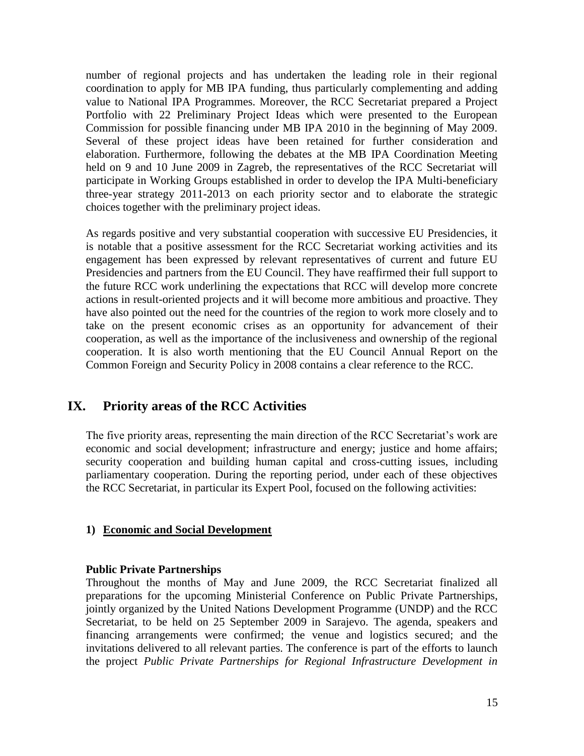number of regional projects and has undertaken the leading role in their regional coordination to apply for MB IPA funding, thus particularly complementing and adding value to National IPA Programmes. Moreover, the RCC Secretariat prepared a Project Portfolio with 22 Preliminary Project Ideas which were presented to the European Commission for possible financing under MB IPA 2010 in the beginning of May 2009. Several of these project ideas have been retained for further consideration and elaboration. Furthermore, following the debates at the MB IPA Coordination Meeting held on 9 and 10 June 2009 in Zagreb, the representatives of the RCC Secretariat will participate in Working Groups established in order to develop the IPA Multi-beneficiary three-year strategy 2011-2013 on each priority sector and to elaborate the strategic choices together with the preliminary project ideas.

As regards positive and very substantial cooperation with successive EU Presidencies, it is notable that a positive assessment for the RCC Secretariat working activities and its engagement has been expressed by relevant representatives of current and future EU Presidencies and partners from the EU Council. They have reaffirmed their full support to the future RCC work underlining the expectations that RCC will develop more concrete actions in result-oriented projects and it will become more ambitious and proactive. They have also pointed out the need for the countries of the region to work more closely and to take on the present economic crises as an opportunity for advancement of their cooperation, as well as the importance of the inclusiveness and ownership of the regional cooperation. It is also worth mentioning that the EU Council Annual Report on the Common Foreign and Security Policy in 2008 contains a clear reference to the RCC.

## IX. Priority areas of the RCC Activities

The five priority areas, representing the main direction of the RCC Secretariat's work are economic and social development; infrastructure and energy; justice and home affairs; security cooperation and building human capital and cross-cutting issues, including parliamentary cooperation. During the reporting period, under each of these objectives the RCC Secretariat, in particular its Expert Pool, focused on the following activities:

### 1) Economic and Social Development

**Public Private Partnerships**

Throughout the months of May and June 2009, the RCC Secretariat finalized all preparations for the upcoming Ministerial Conference on Public Private Partnerships, jointly organized by the United Nations Development Programme (UNDP) and the RCC Secretariat, to be held on 25 September 2009 in Sarajevo. The agenda, speakers and financing arrangements were confirmed; the venue and logistics secured; and the invitations delivered to all relevant parties. The conference is part of the efforts to launch the project *Public Private Partnerships for Regional Infrastructure Development in*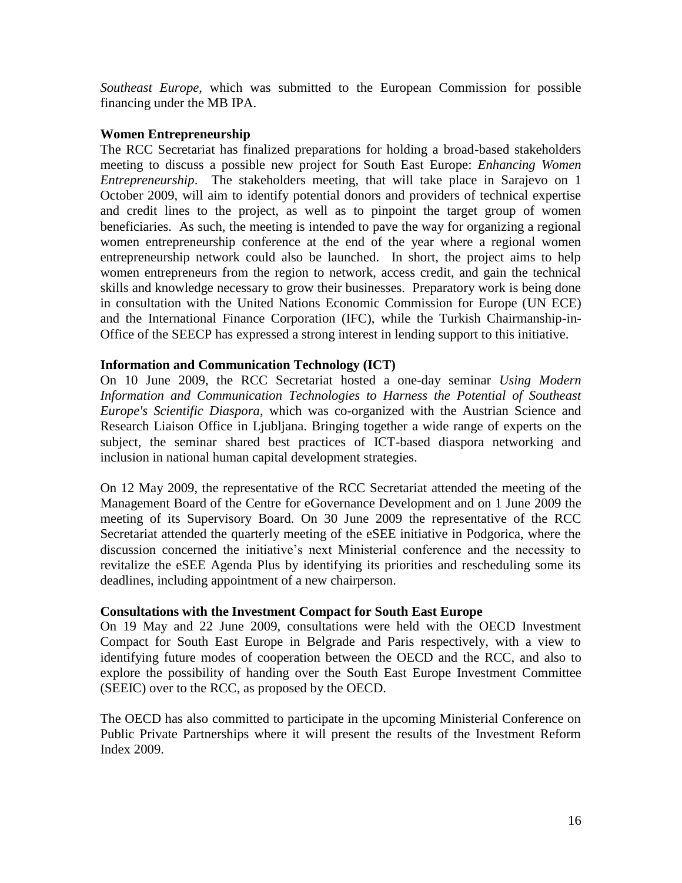*Southeast Europe*, which was submitted to the European Commission for possible financing under the MB IPA.

**Women Entrepreneurship**

The RCC Secretariat has finalized preparations for holding a broad-based stakeholders meeting to discuss a possible new project for South East Europe: *Enhancing Women Entrepreneurship*. The stakeholders meeting, that will take place in Sarajevo on 1 October 2009, will aim to identify potential donors and providers of technical expertise and credit lines to the project, as well as to pinpoint the target group of women beneficiaries. As such, the meeting is intended to pave the way for organizing a regional women entrepreneurship conference at the end of the year where a regional women entrepreneurship network could also be launched. In short, the project aims to help women entrepreneurs from the region to network, access credit, and gain the technical skills and knowledge necessary to grow their businesses. Preparatory work is being done in consultation with the United Nations Economic Commission for Europe (UN ECE) and the International Finance Corporation (IFC), while the Turkish Chairmanship-in-Office of the SEECP has expressed a strong interest in lending support to this initiative.

**Information and Communication Technology (ICT)**

On 10 June 2009, the RCC Secretariat hosted a one-day seminar *Using Modern Information and Communication Technologies to Harness the Potential of Southeast Europe's Scientific Diaspora*, which was co-organized with the Austrian Science and Research Liaison Office in Ljubljana. Bringing together a wide range of experts on the subject, the seminar shared best practices of ICT-based diaspora networking and inclusion in national human capital development strategies.

On 12 May 2009, the representative of the RCC Secretariat attended the meeting of the Management Board of the Centre for eGovernance Development and on 1 June 2009 the meeting of its Supervisory Board. On 30 June 2009 the representative of the RCC Secretariat attended the quarterly meeting of the eSEE initiative in Podgorica, where the discussion concerned the initiative's next Ministerial conference and the necessity to revitalize the eSEE Agenda Plus by identifying its priorities and rescheduling some its deadlines, including appointment of a new chairperson.

**Consultations with the Investment Compact for South East Europe**

On 19 May and 22 June 2009, consultations were held with the OECD Investment Compact for South East Europe in Belgrade and Paris respectively, with a view to identifying future modes of cooperation between the OECD and the RCC, and also to explore the possibility of handing over the South East Europe Investment Committee (SEEIC) over to the RCC, as proposed by the OECD.

The OECD has also committed to participate in the upcoming Ministerial Conference on Public Private Partnerships where it will present the results of the Investment Reform Index 2009.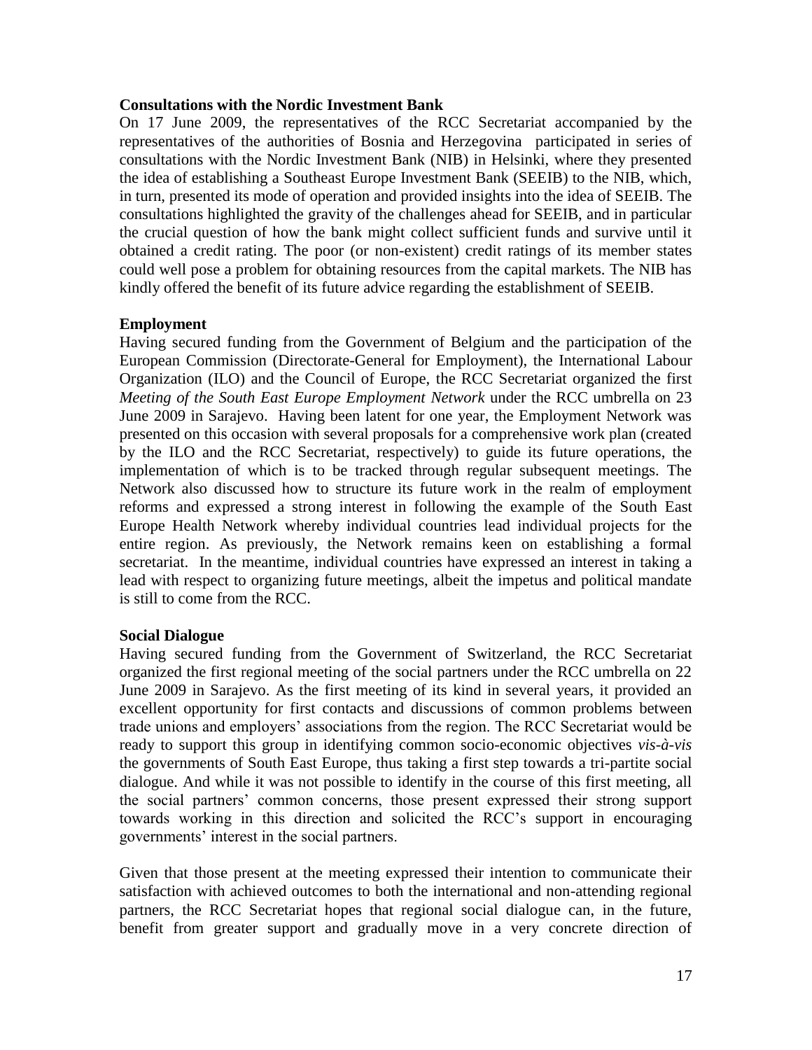**Consultations with the Nordic Investment Bank**

On 17 June 2009, the representatives of the RCC Secretariat accompanied by the representatives of the authorities of Bosnia and Herzegovina participated in series of consultations with the Nordic Investment Bank (NIB) in Helsinki, where they presented the idea of establishing a Southeast Europe Investment Bank (SEEIB) to the NIB, which, in turn, presented its mode of operation and provided insights into the idea of SEEIB. The consultations highlighted the gravity of the challenges ahead for SEEIB, and in particular the crucial question of how the bank might collect sufficient funds and survive until it obtained a credit rating. The poor (or non-existent) credit ratings of its member states could well pose a problem for obtaining resources from the capital markets. The NIB has kindly offered the benefit of its future advice regarding the establishment of SEEIB.

**Employment**

Having secured funding from the Government of Belgium and the participation of the European Commission (Directorate-General for Employment), the International Labour Organization (ILO) and the Council of Europe, the RCC Secretariat organized the first *Meeting of the South East Europe Employment Network* under the RCC umbrella on 23 June 2009 in Sarajevo. Having been latent for one year, the Employment Network was presented on this occasion with several proposals for a comprehensive work plan (created by the ILO and the RCC Secretariat, respectively) to guide its future operations, the implementation of which is to be tracked through regular subsequent meetings. The Network also discussed how to structure its future work in the realm of employment reforms and expressed a strong interest in following the example of the South East Europe Health Network whereby individual countries lead individual projects for the entire region. As previously, the Network remains keen on establishing a formal secretariat. In the meantime, individual countries have expressed an interest in taking a lead with respect to organizing future meetings, albeit the impetus and political mandate is still to come from the RCC.

**Social Dialogue**

Having secured funding from the Government of Switzerland, the RCC Secretariat organized the first regional meeting of the social partners under the RCC umbrella on 22 June 2009 in Sarajevo. As the first meeting of its kind in several years, it provided an excellent opportunity for first contacts and discussions of common problems between trade unions and employers' associations from the region. The RCC Secretariat would be ready to support this group in identifying common socio-economic objectives *vis-à-vis* the governments of South East Europe, thus taking a first step towards a tri-partite social dialogue. And while it was not possible to identify in the course of this first meeting, all the social partners' common concerns, those present expressed their strong support towards working in this direction and solicited the RCC's support in encouraging governments' interest in the social partners.

Given that those present at the meeting expressed their intention to communicate their satisfaction with achieved outcomes to both the international and non-attending regional partners, the RCC Secretariat hopes that regional social dialogue can, in the future, benefit from greater support and gradually move in a very concrete direction of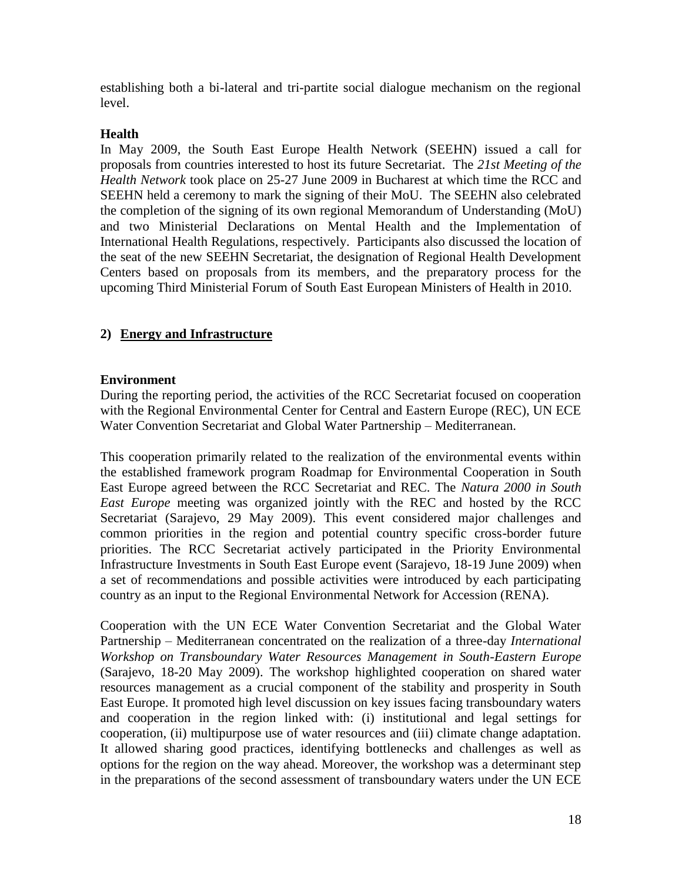establishing both a bi-lateral and tri-partite social dialogue mechanism on the regional level.

**Health**

In May 2009, the South East Europe Health Network (SEEHN) issued a call for proposals from countries interested to host its future Secretariat. The *21st Meeting of the Health Network* took place on 25-27 June 2009 in Bucharest at which time the RCC and SEEHN held a ceremony to mark the signing of their MoU. The SEEHN also celebrated the completion of the signing of its own regional Memorandum of Understanding (MoU) and two Ministerial Declarations on Mental Health and the Implementation of International Health Regulations, respectively. Participants also discussed the location of the seat of the new SEEHN Secretariat, the designation of Regional Health Development Centers based on proposals from its members, and the preparatory process for the upcoming Third Ministerial Forum of South East European Ministers of Health in 2010.

## 2) Energy and Infrastructure

**Environment**

During the reporting period, the activities of the RCC Secretariat focused on cooperation with the Regional Environmental Center for Central and Eastern Europe (REC), UN ECE Water Convention Secretariat and Global Water Partnership – Mediterranean.

This cooperation primarily related to the realization of the environmental events within the established framework program Roadmap for Environmental Cooperation in South East Europe agreed between the RCC Secretariat and REC. The *Natura 2000 in South East Europe* meeting was organized jointly with the REC and hosted by the RCC Secretariat (Sarajevo, 29 May 2009). This event considered major challenges and common priorities in the region and potential country specific cross-border future priorities. The RCC Secretariat actively participated in the Priority Environmental Infrastructure Investments in South East Europe event (Sarajevo, 18-19 June 2009) when a set of recommendations and possible activities were introduced by each participating country as an input to the Regional Environmental Network for Accession (RENA).

Cooperation with the UN ECE Water Convention Secretariat and the Global Water Partnership – Mediterranean concentrated on the realization of a three-day *International Workshop on Transboundary Water Resources Management in South-Eastern Europe* (Sarajevo, 18-20 May 2009). The workshop highlighted cooperation on shared water resources management as a crucial component of the stability and prosperity in South East Europe. It promoted high level discussion on key issues facing transboundary waters and cooperation in the region linked with: (i) institutional and legal settings for cooperation, (ii) multipurpose use of water resources and (iii) climate change adaptation. It allowed sharing good practices, identifying bottlenecks and challenges as well as options for the region on the way ahead. Moreover, the workshop was a determinant step in the preparations of the second assessment of transboundary waters under the UN ECE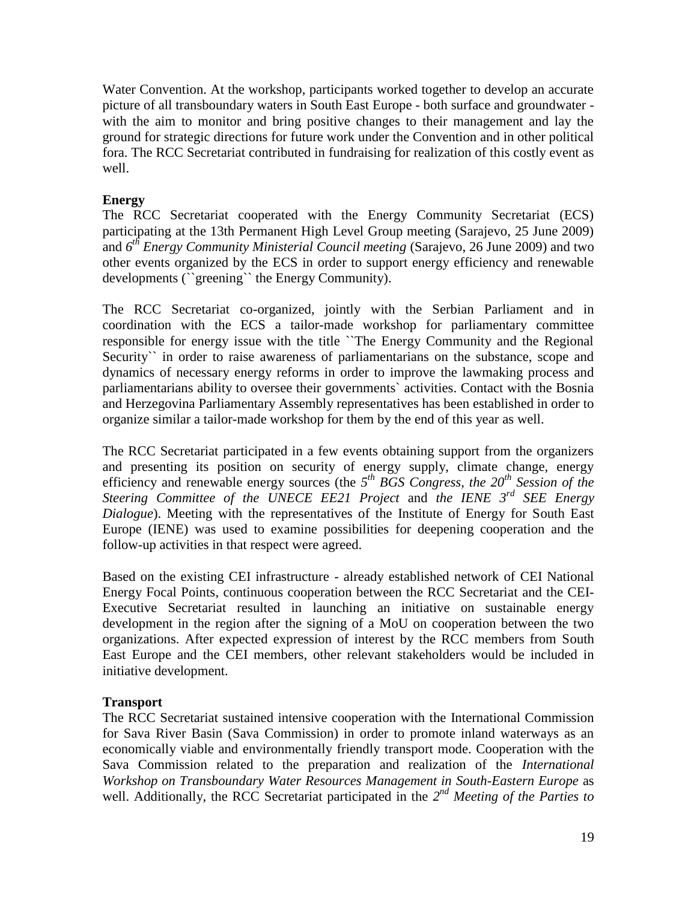Water Convention. At the workshop, participants worked together to develop an accurate picture of all transboundary waters in South East Europe - both surface and groundwater - with the aim to monitor and bring positive changes to their management and lay the ground for strategic directions for future work under the Convention and in other political fora. The RCC Secretariat contributed in fundraising for realization of this costly event as well.

**Energy**

The RCC Secretariat cooperated with the Energy Community Secretariat (ECS) participating at the 13th Permanent High Level Group meeting (Sarajevo, 25 June 2009) and *6th Energy Community Ministerial Council meeting* (Sarajevo, 26 June 2009) and two other events organized by the ECS in order to support energy efficiency and renewable developments (``greening`` the Energy Community).

The RCC Secretariat co-organized, jointly with the Serbian Parliament and in coordination with the ECS a tailor-made workshop for parliamentary committee responsible for energy issue with the title ``The Energy Community and the Regional Security`` in order to raise awareness of parliamentarians on the substance, scope and dynamics of necessary energy reforms in order to improve the lawmaking process and parliamentarians ability to oversee their governments` activities. Contact with the Bosnia and Herzegovina Parliamentary Assembly representatives has been established in order to organize similar a tailor-made workshop for them by the end of this year as well.

The RCC Secretariat participated in a few events obtaining support from the organizers and presenting its position on security of energy supply, climate change, energy efficiency and renewable energy sources (the *5th BGS Congress, the 20th Session of the Steering Committee of the UNECE EE21 Project* and *the IENE 3rd SEE Energy Dialogue*). Meeting with the representatives of the Institute of Energy for South East Europe (IENE) was used to examine possibilities for deepening cooperation and the follow-up activities in that respect were agreed.

Based on the existing CEI infrastructure - already established network of CEI National Energy Focal Points, continuous cooperation between the RCC Secretariat and the CEI-Executive Secretariat resulted in launching an initiative on sustainable energy development in the region after the signing of a MoU on cooperation between the two organizations. After expected expression of interest by the RCC members from South East Europe and the CEI members, other relevant stakeholders would be included in initiative development.

**Transport**

The RCC Secretariat sustained intensive cooperation with the International Commission for Sava River Basin (Sava Commission) in order to promote inland waterways as an economically viable and environmentally friendly transport mode. Cooperation with the Sava Commission related to the preparation and realization of the *International Workshop on Transboundary Water Resources Management in South-Eastern Europe* as well. Additionally, the RCC Secretariat participated in the *2nd Meeting of the Parties to*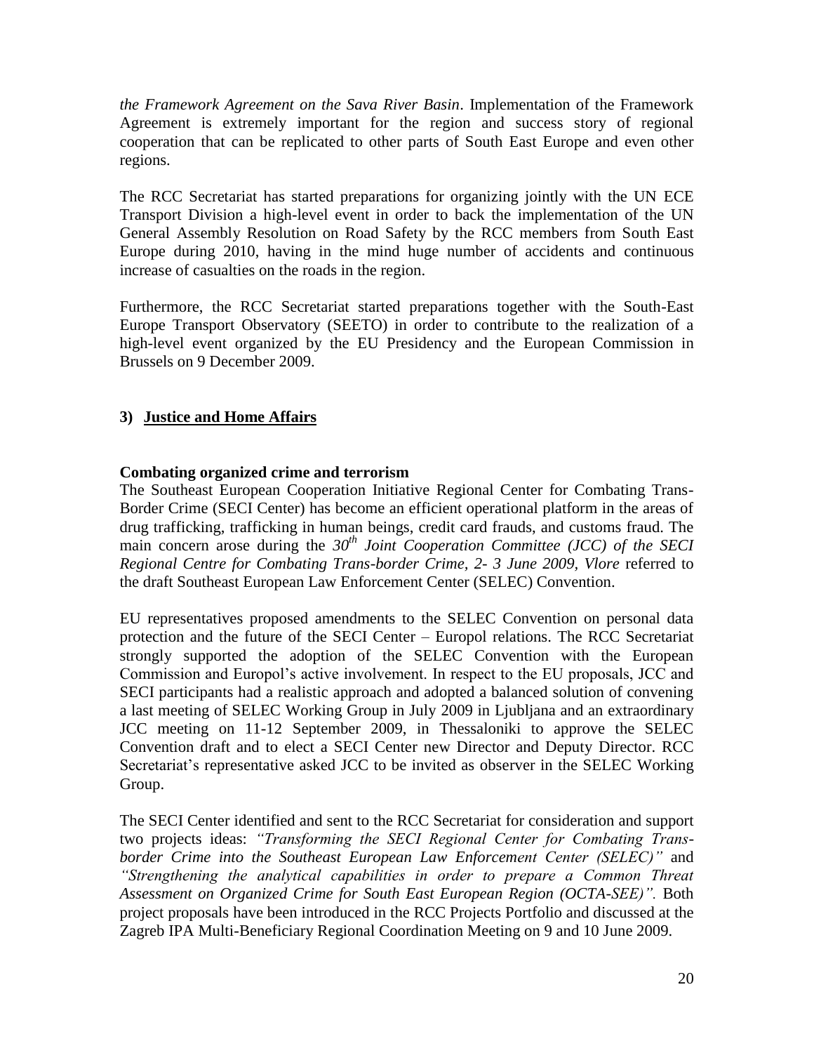*the Framework Agreement on the Sava River Basin*. Implementation of the Framework Agreement is extremely important for the region and success story of regional cooperation that can be replicated to other parts of South East Europe and even other regions.

The RCC Secretariat has started preparations for organizing jointly with the UN ECE Transport Division a high-level event in order to back the implementation of the UN General Assembly Resolution on Road Safety by the RCC members from South East Europe during 2010, having in the mind huge number of accidents and continuous increase of casualties on the roads in the region.

Furthermore, the RCC Secretariat started preparations together with the South-East Europe Transport Observatory (SEETO) in order to contribute to the realization of a high-level event organized by the EU Presidency and the European Commission in Brussels on 9 December 2009.

### 3) <u>Justice and Home Affairs</u>

**Combating organized crime and terrorism**

The Southeast European Cooperation Initiative Regional Center for Combating Trans-Border Crime (SECI Center) has become an efficient operational platform in the areas of drug trafficking, trafficking in human beings, credit card frauds, and customs fraud. The main concern arose during the *30th Joint Cooperation Committee (JCC) of the SECI Regional Centre for Combating Trans-border Crime, 2- 3 June 2009, Vlore* referred to the draft Southeast European Law Enforcement Center (SELEC) Convention.

EU representatives proposed amendments to the SELEC Convention on personal data protection and the future of the SECI Center – Europol relations. The RCC Secretariat strongly supported the adoption of the SELEC Convention with the European Commission and Europol's active involvement. In respect to the EU proposals, JCC and SECI participants had a realistic approach and adopted a balanced solution of convening a last meeting of SELEC Working Group in July 2009 in Ljubljana and an extraordinary JCC meeting on 11-12 September 2009, in Thessaloniki to approve the SELEC Convention draft and to elect a SECI Center new Director and Deputy Director. RCC Secretariat's representative asked JCC to be invited as observer in the SELEC Working Group.

The SECI Center identified and sent to the RCC Secretariat for consideration and support two projects ideas: *"Transforming the SECI Regional Center for Combating Trans-border Crime into the Southeast European Law Enforcement Center (SELEC)"* and *"Strengthening the analytical capabilities in order to prepare a Common Threat Assessment on Organized Crime for South East European Region (OCTA-SEE)".* Both project proposals have been introduced in the RCC Projects Portfolio and discussed at the Zagreb IPA Multi-Beneficiary Regional Coordination Meeting on 9 and 10 June 2009.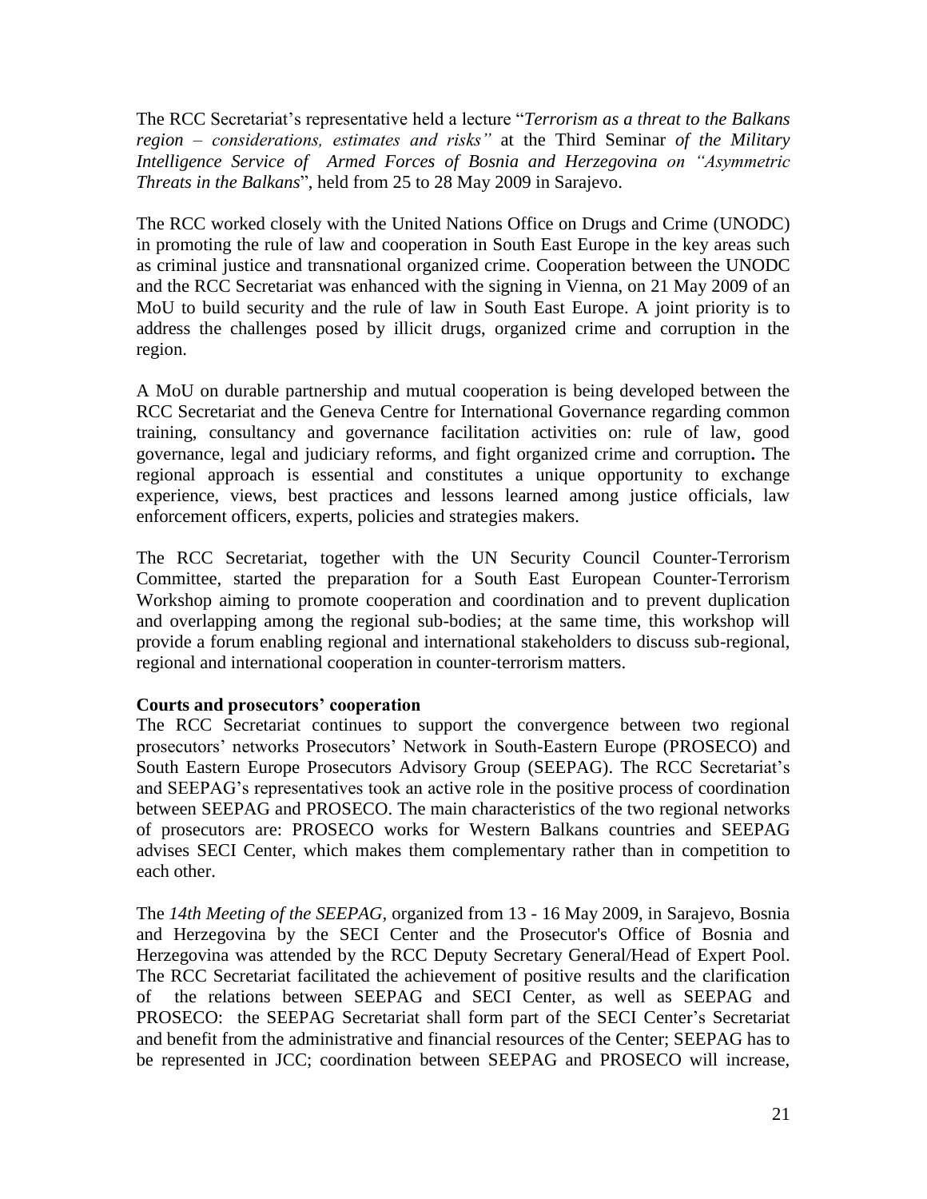The RCC Secretariat's representative held a lecture "*Terrorism as a threat to the Balkans region – considerations, estimates and risks"* at the Third Seminar *of the Military Intelligence Service of Armed Forces of Bosnia and Herzegovina on "Asymmetric Threats in the Balkans*", held from 25 to 28 May 2009 in Sarajevo.

The RCC worked closely with the United Nations Office on Drugs and Crime (UNODC) in promoting the rule of law and cooperation in South East Europe in the key areas such as criminal justice and transnational organized crime. Cooperation between the UNODC and the RCC Secretariat was enhanced with the signing in Vienna, on 21 May 2009 of an MoU to build security and the rule of law in South East Europe. A joint priority is to address the challenges posed by illicit drugs, organized crime and corruption in the region.

A MoU on durable partnership and mutual cooperation is being developed between the RCC Secretariat and the Geneva Centre for International Governance regarding common training, consultancy and governance facilitation activities on: rule of law, good governance, legal and judiciary reforms, and fight organized crime and corruption**.** The regional approach is essential and constitutes a unique opportunity to exchange experience, views, best practices and lessons learned among justice officials, law enforcement officers, experts, policies and strategies makers.

The RCC Secretariat, together with the UN Security Council Counter-Terrorism Committee, started the preparation for a South East European Counter-Terrorism Workshop aiming to promote cooperation and coordination and to prevent duplication and overlapping among the regional sub-bodies; at the same time, this workshop will provide a forum enabling regional and international stakeholders to discuss sub-regional, regional and international cooperation in counter-terrorism matters.

**Courts and prosecutors' cooperation**

The RCC Secretariat continues to support the convergence between two regional prosecutors' networks Prosecutors' Network in South-Eastern Europe (PROSECO) and South Eastern Europe Prosecutors Advisory Group (SEEPAG). The RCC Secretariat's and SEEPAG's representatives took an active role in the positive process of coordination between SEEPAG and PROSECO. The main characteristics of the two regional networks of prosecutors are: PROSECO works for Western Balkans countries and SEEPAG advises SECI Center, which makes them complementary rather than in competition to each other.

The *14th Meeting of the SEEPAG,* organized from 13 - 16 May 2009, in Sarajevo, Bosnia and Herzegovina by the SECI Center and the Prosecutor's Office of Bosnia and Herzegovina was attended by the RCC Deputy Secretary General/Head of Expert Pool. The RCC Secretariat facilitated the achievement of positive results and the clarification of the relations between SEEPAG and SECI Center, as well as SEEPAG and PROSECO: the SEEPAG Secretariat shall form part of the SECI Center's Secretariat and benefit from the administrative and financial resources of the Center; SEEPAG has to be represented in JCC; coordination between SEEPAG and PROSECO will increase,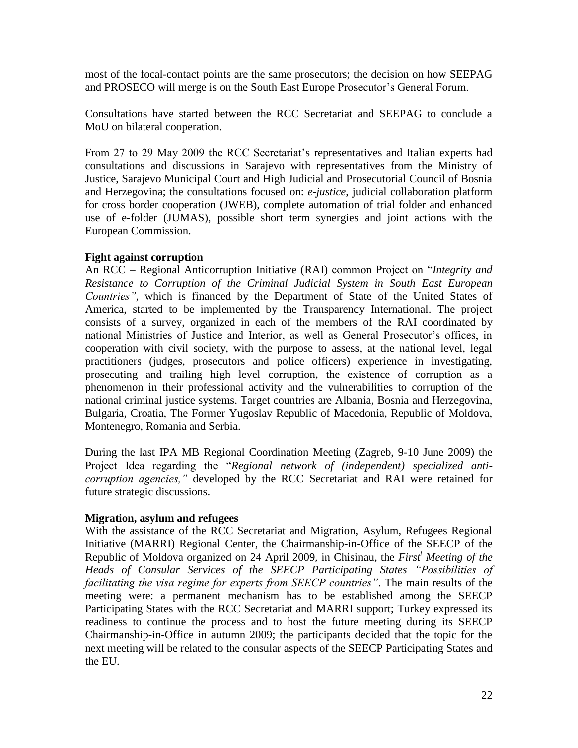most of the focal-contact points are the same prosecutors; the decision on how SEEPAG and PROSECO will merge is on the South East Europe Prosecutor's General Forum.

Consultations have started between the RCC Secretariat and SEEPAG to conclude a MoU on bilateral cooperation.

From 27 to 29 May 2009 the RCC Secretariat's representatives and Italian experts had consultations and discussions in Sarajevo with representatives from the Ministry of Justice, Sarajevo Municipal Court and High Judicial and Prosecutorial Council of Bosnia and Herzegovina; the consultations focused on: *e-justice*, judicial collaboration platform for cross border cooperation (JWEB), complete automation of trial folder and enhanced use of e-folder (JUMAS), possible short term synergies and joint actions with the European Commission.

**Fight against corruption**

An RCC – Regional Anticorruption Initiative (RAI) common Project on "*Integrity and Resistance to Corruption of the Criminal Judicial System in South East European Countries"*, which is financed by the Department of State of the United States of America, started to be implemented by the Transparency International. The project consists of a survey, organized in each of the members of the RAI coordinated by national Ministries of Justice and Interior, as well as General Prosecutor's offices, in cooperation with civil society, with the purpose to assess, at the national level, legal practitioners (judges, prosecutors and police officers) experience in investigating, prosecuting and trailing high level corruption, the existence of corruption as a phenomenon in their professional activity and the vulnerabilities to corruption of the national criminal justice systems. Target countries are Albania, Bosnia and Herzegovina, Bulgaria, Croatia, The Former Yugoslav Republic of Macedonia, Republic of Moldova, Montenegro, Romania and Serbia.

During the last IPA MB Regional Coordination Meeting (Zagreb, 9-10 June 2009) the Project Idea regarding the "*Regional network of (independent) specialized anti-corruption agencies,"* developed by the RCC Secretariat and RAI were retained for future strategic discussions.

**Migration, asylum and refugees**

With the assistance of the RCC Secretariat and Migration, Asylum, Refugees Regional Initiative (MARRI) Regional Center, the Chairmanship-in-Office of the SEECP of the Republic of Moldova organized on 24 April 2009, in Chisinau, the *First[t] Meeting of the Heads of Consular Services of the SEECP Participating States "Possibilities of facilitating the visa regime for experts from SEECP countries"*. The main results of the meeting were: a permanent mechanism has to be established among the SEECP Participating States with the RCC Secretariat and MARRI support; Turkey expressed its readiness to continue the process and to host the future meeting during its SEECP Chairmanship-in-Office in autumn 2009; the participants decided that the topic for the next meeting will be related to the consular aspects of the SEECP Participating States and the EU.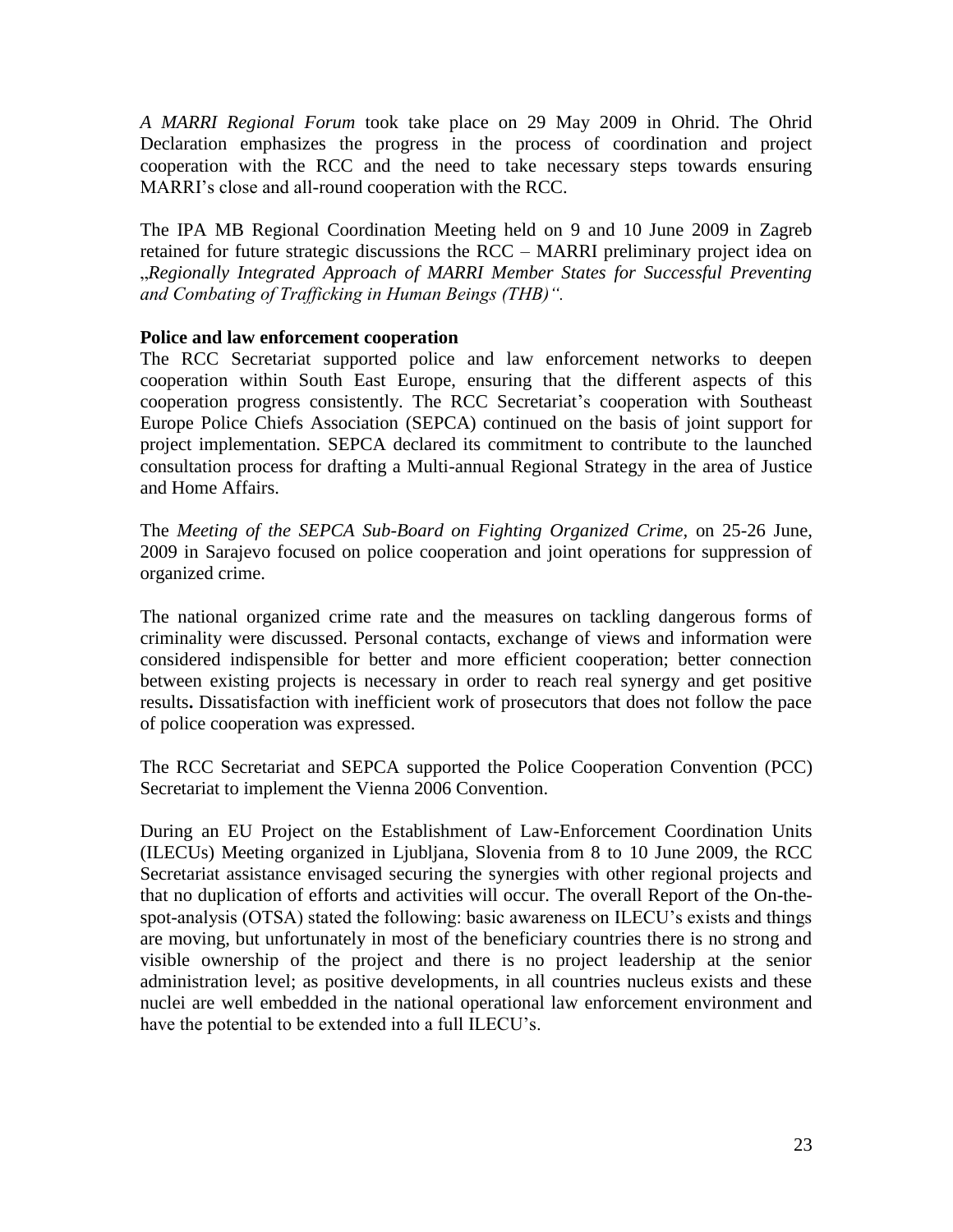*A MARRI Regional Forum* took take place on 29 May 2009 in Ohrid. The Ohrid Declaration emphasizes the progress in the process of coordination and project cooperation with the RCC and the need to take necessary steps towards ensuring MARRI's close and all-round cooperation with the RCC.

The IPA MB Regional Coordination Meeting held on 9 and 10 June 2009 in Zagreb retained for future strategic discussions the RCC – MARRI preliminary project idea on „*Regionally Integrated Approach of MARRI Member States for Successful Preventing and Combating of Trafficking in Human Beings (THB)"*.

**Police and law enforcement cooperation**

The RCC Secretariat supported police and law enforcement networks to deepen cooperation within South East Europe, ensuring that the different aspects of this cooperation progress consistently. The RCC Secretariat's cooperation with Southeast Europe Police Chiefs Association (SEPCA) continued on the basis of joint support for project implementation. SEPCA declared its commitment to contribute to the launched consultation process for drafting a Multi-annual Regional Strategy in the area of Justice and Home Affairs.

The *Meeting of the SEPCA Sub-Board on Fighting Organized Crime*, on 25-26 June, 2009 in Sarajevo focused on police cooperation and joint operations for suppression of organized crime.

The national organized crime rate and the measures on tackling dangerous forms of criminality were discussed. Personal contacts, exchange of views and information were considered indispensible for better and more efficient cooperation; better connection between existing projects is necessary in order to reach real synergy and get positive results**.** Dissatisfaction with inefficient work of prosecutors that does not follow the pace of police cooperation was expressed.

The RCC Secretariat and SEPCA supported the Police Cooperation Convention (PCC) Secretariat to implement the Vienna 2006 Convention.

During an EU Project on the Establishment of Law-Enforcement Coordination Units (ILECUs) Meeting organized in Ljubljana, Slovenia from 8 to 10 June 2009, the RCC Secretariat assistance envisaged securing the synergies with other regional projects and that no duplication of efforts and activities will occur. The overall Report of the On-the-spot-analysis (OTSA) stated the following: basic awareness on ILECU's exists and things are moving, but unfortunately in most of the beneficiary countries there is no strong and visible ownership of the project and there is no project leadership at the senior administration level; as positive developments, in all countries nucleus exists and these nuclei are well embedded in the national operational law enforcement environment and have the potential to be extended into a full ILECU's.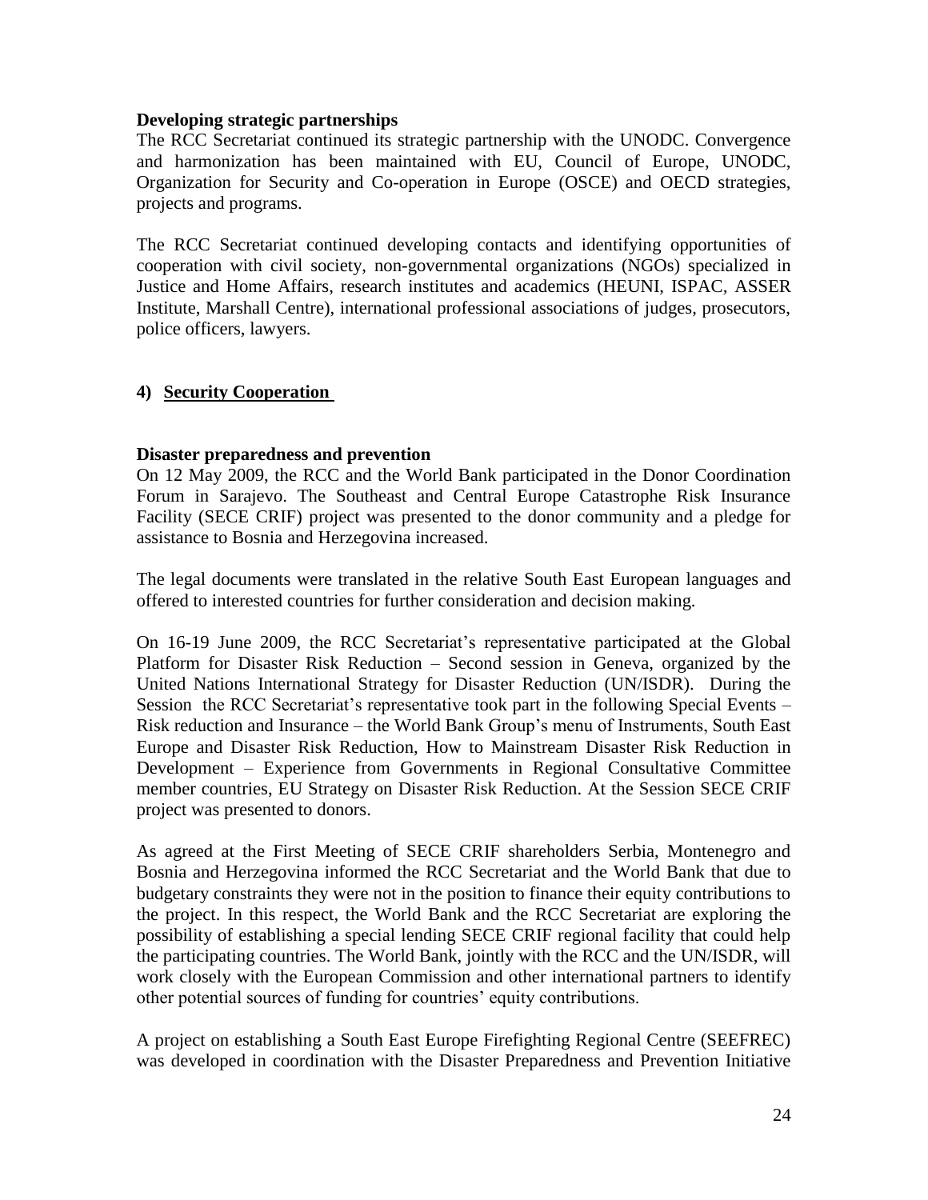**Developing strategic partnerships**

The RCC Secretariat continued its strategic partnership with the UNODC. Convergence and harmonization has been maintained with EU, Council of Europe, UNODC, Organization for Security and Co-operation in Europe (OSCE) and OECD strategies, projects and programs.

The RCC Secretariat continued developing contacts and identifying opportunities of cooperation with civil society, non-governmental organizations (NGOs) specialized in Justice and Home Affairs, research institutes and academics (HEUNI, ISPAC, ASSER Institute, Marshall Centre), international professional associations of judges, prosecutors, police officers, lawyers.

## 4) Security Cooperation

**Disaster preparedness and prevention**

On 12 May 2009, the RCC and the World Bank participated in the Donor Coordination Forum in Sarajevo. The Southeast and Central Europe Catastrophe Risk Insurance Facility (SECE CRIF) project was presented to the donor community and a pledge for assistance to Bosnia and Herzegovina increased.

The legal documents were translated in the relative South East European languages and offered to interested countries for further consideration and decision making.

On 16-19 June 2009, the RCC Secretariat's representative participated at the Global Platform for Disaster Risk Reduction – Second session in Geneva, organized by the United Nations International Strategy for Disaster Reduction (UN/ISDR). During the Session the RCC Secretariat's representative took part in the following Special Events – Risk reduction and Insurance – the World Bank Group's menu of Instruments, South East Europe and Disaster Risk Reduction, How to Mainstream Disaster Risk Reduction in Development – Experience from Governments in Regional Consultative Committee member countries, EU Strategy on Disaster Risk Reduction. At the Session SECE CRIF project was presented to donors.

As agreed at the First Meeting of SECE CRIF shareholders Serbia, Montenegro and Bosnia and Herzegovina informed the RCC Secretariat and the World Bank that due to budgetary constraints they were not in the position to finance their equity contributions to the project. In this respect, the World Bank and the RCC Secretariat are exploring the possibility of establishing a special lending SECE CRIF regional facility that could help the participating countries. The World Bank, jointly with the RCC and the UN/ISDR, will work closely with the European Commission and other international partners to identify other potential sources of funding for countries' equity contributions.

A project on establishing a South East Europe Firefighting Regional Centre (SEEFREC) was developed in coordination with the Disaster Preparedness and Prevention Initiative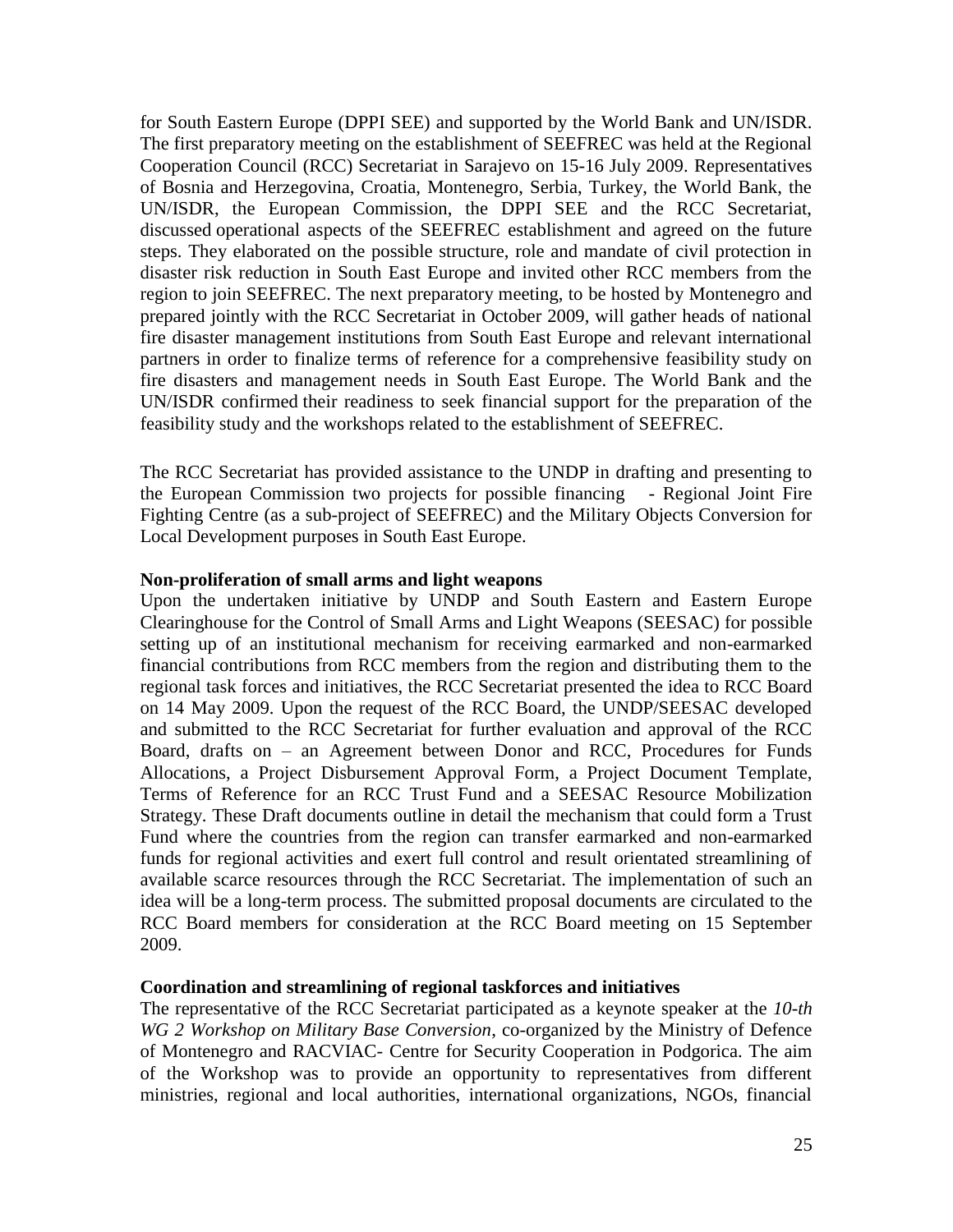for South Eastern Europe (DPPI SEE) and supported by the World Bank and UN/ISDR. The first preparatory meeting on the establishment of SEEFREC was held at the Regional Cooperation Council (RCC) Secretariat in Sarajevo on 15-16 July 2009. Representatives of Bosnia and Herzegovina, Croatia, Montenegro, Serbia, Turkey, the World Bank, the UN/ISDR, the European Commission, the DPPI SEE and the RCC Secretariat, discussed operational aspects of the SEEFREC establishment and agreed on the future steps. They elaborated on the possible structure, role and mandate of civil protection in disaster risk reduction in South East Europe and invited other RCC members from the region to join SEEFREC. The next preparatory meeting, to be hosted by Montenegro and prepared jointly with the RCC Secretariat in October 2009, will gather heads of national fire disaster management institutions from South East Europe and relevant international partners in order to finalize terms of reference for a comprehensive feasibility study on fire disasters and management needs in South East Europe. The World Bank and the UN/ISDR confirmed their readiness to seek financial support for the preparation of the feasibility study and the workshops related to the establishment of SEEFREC.

The RCC Secretariat has provided assistance to the UNDP in drafting and presenting to the European Commission two projects for possible financing - Regional Joint Fire Fighting Centre (as a sub-project of SEEFREC) and the Military Objects Conversion for Local Development purposes in South East Europe.

**Non-proliferation of small arms and light weapons**

Upon the undertaken initiative by UNDP and South Eastern and Eastern Europe Clearinghouse for the Control of Small Arms and Light Weapons (SEESAC) for possible setting up of an institutional mechanism for receiving earmarked and non-earmarked financial contributions from RCC members from the region and distributing them to the regional task forces and initiatives, the RCC Secretariat presented the idea to RCC Board on 14 May 2009. Upon the request of the RCC Board, the UNDP/SEESAC developed and submitted to the RCC Secretariat for further evaluation and approval of the RCC Board, drafts on – an Agreement between Donor and RCC, Procedures for Funds Allocations, a Project Disbursement Approval Form, a Project Document Template, Terms of Reference for an RCC Trust Fund and a SEESAC Resource Mobilization Strategy. These Draft documents outline in detail the mechanism that could form a Trust Fund where the countries from the region can transfer earmarked and non-earmarked funds for regional activities and exert full control and result orientated streamlining of available scarce resources through the RCC Secretariat. The implementation of such an idea will be a long-term process. The submitted proposal documents are circulated to the RCC Board members for consideration at the RCC Board meeting on 15 September 2009.

**Coordination and streamlining of regional taskforces and initiatives**

The representative of the RCC Secretariat participated as a keynote speaker at the *10-th WG 2 Workshop on Military Base Conversion*, co-organized by the Ministry of Defence of Montenegro and RACVIAC- Centre for Security Cooperation in Podgorica. The aim of the Workshop was to provide an opportunity to representatives from different ministries, regional and local authorities, international organizations, NGOs, financial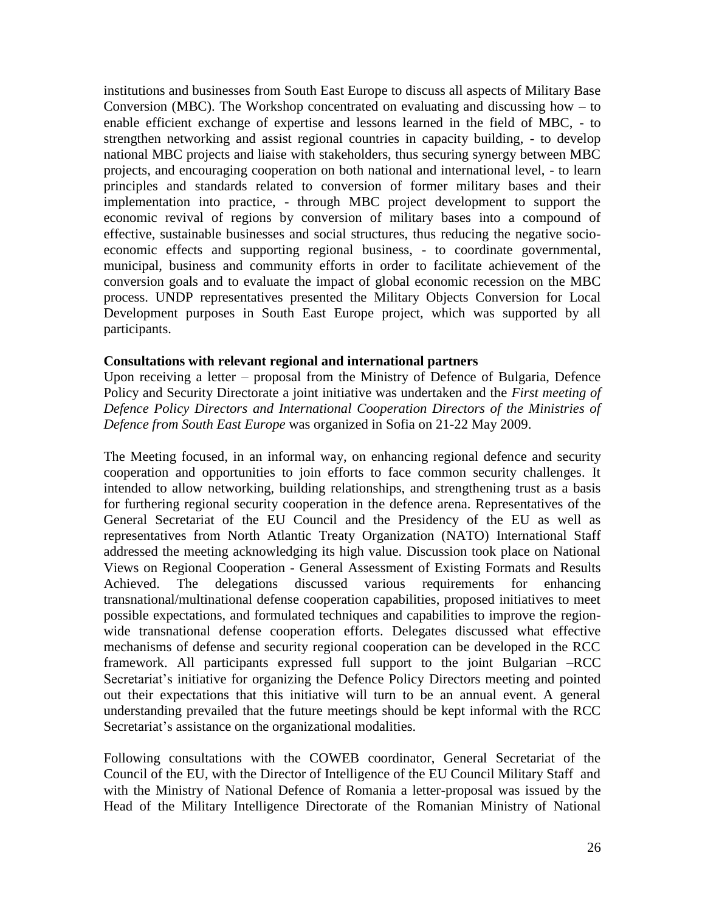institutions and businesses from South East Europe to discuss all aspects of Military Base Conversion (MBC). The Workshop concentrated on evaluating and discussing how – to enable efficient exchange of expertise and lessons learned in the field of MBC, - to strengthen networking and assist regional countries in capacity building, - to develop national MBC projects and liaise with stakeholders, thus securing synergy between MBC projects, and encouraging cooperation on both national and international level, - to learn principles and standards related to conversion of former military bases and their implementation into practice, - through MBC project development to support the economic revival of regions by conversion of military bases into a compound of effective, sustainable businesses and social structures, thus reducing the negative socio-economic effects and supporting regional business, - to coordinate governmental, municipal, business and community efforts in order to facilitate achievement of the conversion goals and to evaluate the impact of global economic recession on the MBC process. UNDP representatives presented the Military Objects Conversion for Local Development purposes in South East Europe project, which was supported by all participants.

**Consultations with relevant regional and international partners**

Upon receiving a letter – proposal from the Ministry of Defence of Bulgaria, Defence Policy and Security Directorate a joint initiative was undertaken and the *First meeting of Defence Policy Directors and International Cooperation Directors of the Ministries of Defence from South East Europe* was organized in Sofia on 21-22 May 2009.

The Meeting focused, in an informal way, on enhancing regional defence and security cooperation and opportunities to join efforts to face common security challenges. It intended to allow networking, building relationships, and strengthening trust as a basis for furthering regional security cooperation in the defence arena. Representatives of the General Secretariat of the EU Council and the Presidency of the EU as well as representatives from North Atlantic Treaty Organization (NATO) International Staff addressed the meeting acknowledging its high value. Discussion took place on National Views on Regional Cooperation - General Assessment of Existing Formats and Results Achieved. The delegations discussed various requirements for enhancing transnational/multinational defense cooperation capabilities, proposed initiatives to meet possible expectations, and formulated techniques and capabilities to improve the region-wide transnational defense cooperation efforts. Delegates discussed what effective mechanisms of defense and security regional cooperation can be developed in the RCC framework. All participants expressed full support to the joint Bulgarian –RCC Secretariat's initiative for organizing the Defence Policy Directors meeting and pointed out their expectations that this initiative will turn to be an annual event. A general understanding prevailed that the future meetings should be kept informal with the RCC Secretariat's assistance on the organizational modalities.

Following consultations with the COWEB coordinator, General Secretariat of the Council of the EU, with the Director of Intelligence of the EU Council Military Staff and with the Ministry of National Defence of Romania a letter-proposal was issued by the Head of the Military Intelligence Directorate of the Romanian Ministry of National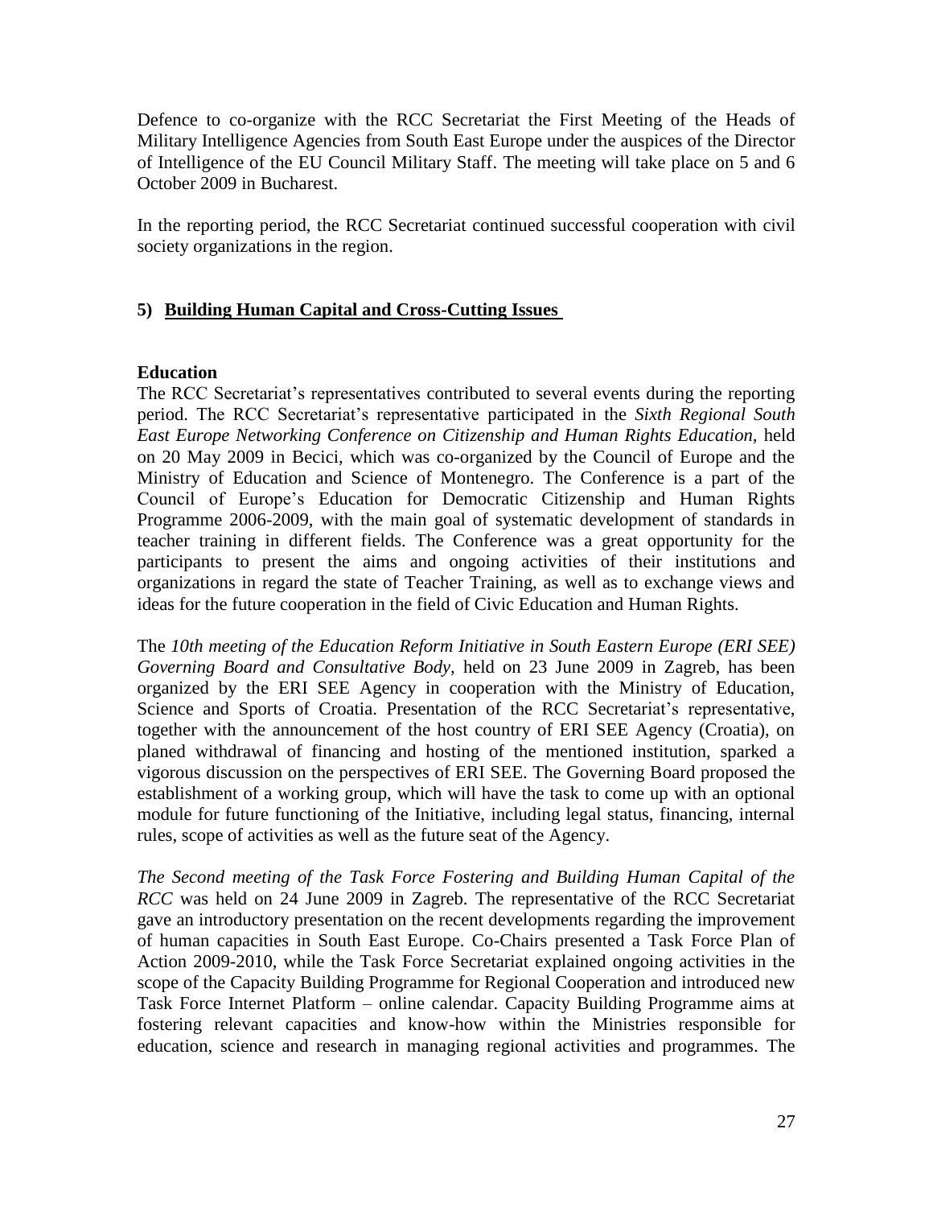Defence to co-organize with the RCC Secretariat the First Meeting of the Heads of Military Intelligence Agencies from South East Europe under the auspices of the Director of Intelligence of the EU Council Military Staff. The meeting will take place on 5 and 6 October 2009 in Bucharest.

In the reporting period, the RCC Secretariat continued successful cooperation with civil society organizations in the region.

## 5) Building Human Capital and Cross-Cutting Issues

### Education

The RCC Secretariat's representatives contributed to several events during the reporting period. The RCC Secretariat's representative participated in the *Sixth Regional South East Europe Networking Conference on Citizenship and Human Rights Education*, held on 20 May 2009 in Becici, which was co-organized by the Council of Europe and the Ministry of Education and Science of Montenegro. The Conference is a part of the Council of Europe's Education for Democratic Citizenship and Human Rights Programme 2006-2009, with the main goal of systematic development of standards in teacher training in different fields. The Conference was a great opportunity for the participants to present the aims and ongoing activities of their institutions and organizations in regard the state of Teacher Training, as well as to exchange views and ideas for the future cooperation in the field of Civic Education and Human Rights.

The *10th meeting of the Education Reform Initiative in South Eastern Europe (ERI SEE) Governing Board and Consultative Body,* held on 23 June 2009 in Zagreb, has been organized by the ERI SEE Agency in cooperation with the Ministry of Education, Science and Sports of Croatia. Presentation of the RCC Secretariat's representative, together with the announcement of the host country of ERI SEE Agency (Croatia), on planed withdrawal of financing and hosting of the mentioned institution, sparked a vigorous discussion on the perspectives of ERI SEE. The Governing Board proposed the establishment of a working group, which will have the task to come up with an optional module for future functioning of the Initiative, including legal status, financing, internal rules, scope of activities as well as the future seat of the Agency.

*The Second meeting of the Task Force Fostering and Building Human Capital of the RCC* was held on 24 June 2009 in Zagreb. The representative of the RCC Secretariat gave an introductory presentation on the recent developments regarding the improvement of human capacities in South East Europe. Co-Chairs presented a Task Force Plan of Action 2009-2010, while the Task Force Secretariat explained ongoing activities in the scope of the Capacity Building Programme for Regional Cooperation and introduced new Task Force Internet Platform – online calendar. Capacity Building Programme aims at fostering relevant capacities and know-how within the Ministries responsible for education, science and research in managing regional activities and programmes. The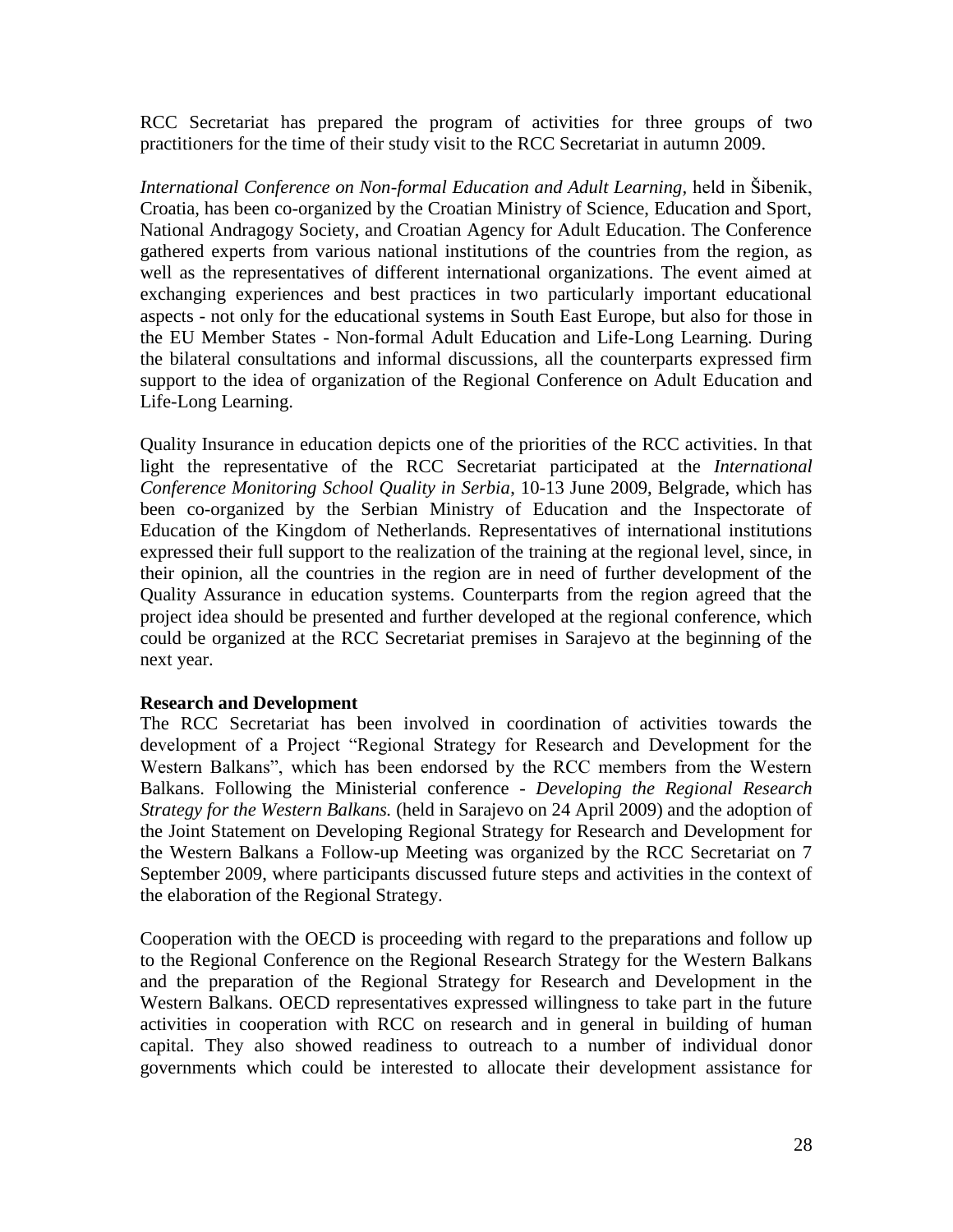RCC Secretariat has prepared the program of activities for three groups of two practitioners for the time of their study visit to the RCC Secretariat in autumn 2009.

*International Conference on Non-formal Education and Adult Learning,* held in Šibenik, Croatia, has been co-organized by the Croatian Ministry of Science, Education and Sport, National Andragogy Society, and Croatian Agency for Adult Education. The Conference gathered experts from various national institutions of the countries from the region, as well as the representatives of different international organizations. The event aimed at exchanging experiences and best practices in two particularly important educational aspects - not only for the educational systems in South East Europe, but also for those in the EU Member States - Non-formal Adult Education and Life-Long Learning. During the bilateral consultations and informal discussions, all the counterparts expressed firm support to the idea of organization of the Regional Conference on Adult Education and Life-Long Learning.

Quality Insurance in education depicts one of the priorities of the RCC activities. In that light the representative of the RCC Secretariat participated at the *International Conference Monitoring School Quality in Serbia*, 10-13 June 2009, Belgrade, which has been co-organized by the Serbian Ministry of Education and the Inspectorate of Education of the Kingdom of Netherlands. Representatives of international institutions expressed their full support to the realization of the training at the regional level, since, in their opinion, all the countries in the region are in need of further development of the Quality Assurance in education systems. Counterparts from the region agreed that the project idea should be presented and further developed at the regional conference, which could be organized at the RCC Secretariat premises in Sarajevo at the beginning of the next year.

**Research and Development**

The RCC Secretariat has been involved in coordination of activities towards the development of a Project "Regional Strategy for Research and Development for the Western Balkans", which has been endorsed by the RCC members from the Western Balkans. Following the Ministerial conference - *Developing the Regional Research Strategy for the Western Balkans.* (held in Sarajevo on 24 April 2009) and the adoption of the Joint Statement on Developing Regional Strategy for Research and Development for the Western Balkans a Follow-up Meeting was organized by the RCC Secretariat on 7 September 2009, where participants discussed future steps and activities in the context of the elaboration of the Regional Strategy.

Cooperation with the OECD is proceeding with regard to the preparations and follow up to the Regional Conference on the Regional Research Strategy for the Western Balkans and the preparation of the Regional Strategy for Research and Development in the Western Balkans. OECD representatives expressed willingness to take part in the future activities in cooperation with RCC on research and in general in building of human capital. They also showed readiness to outreach to a number of individual donor governments which could be interested to allocate their development assistance for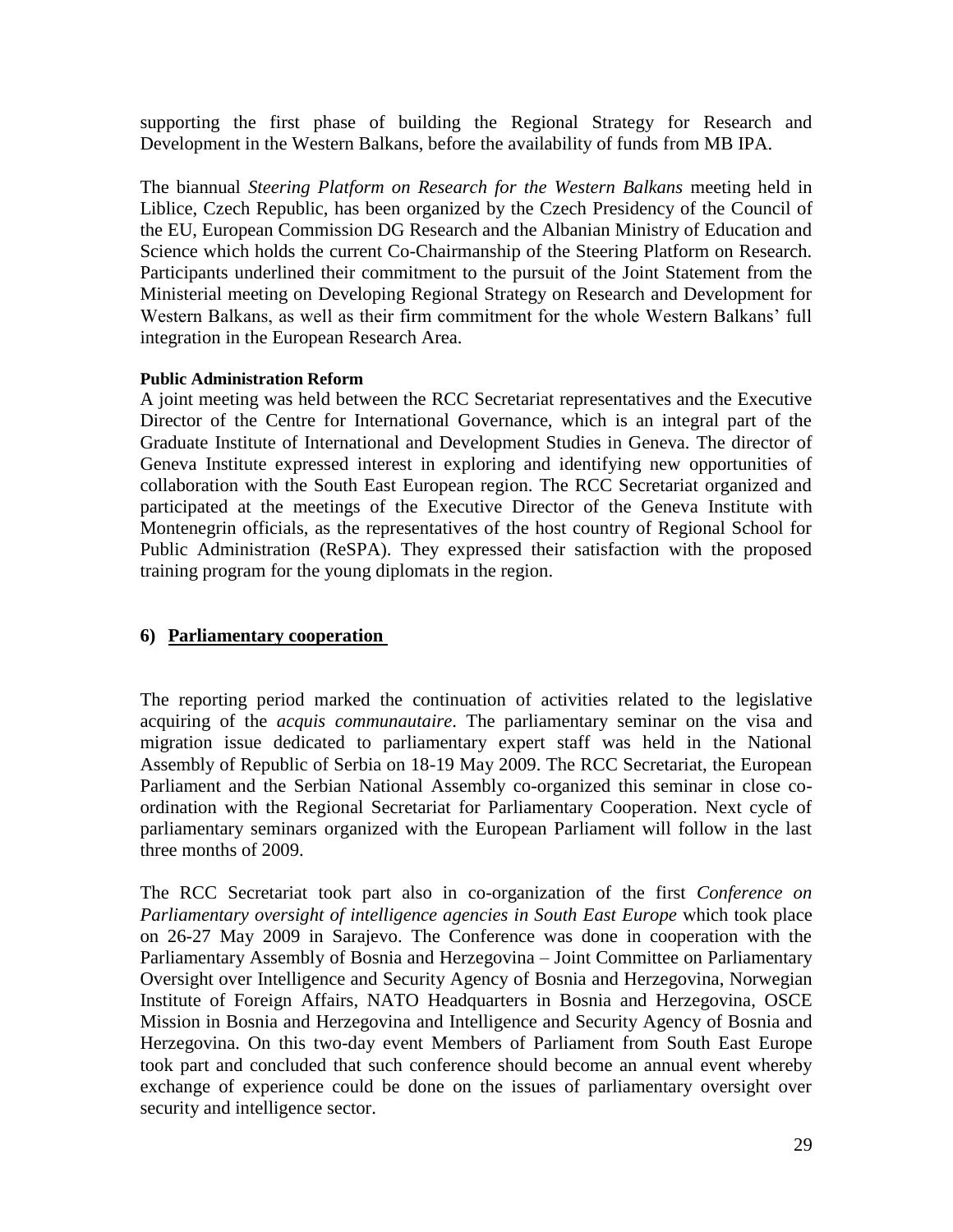supporting the first phase of building the Regional Strategy for Research and Development in the Western Balkans, before the availability of funds from MB IPA.

The biannual *Steering Platform on Research for the Western Balkans* meeting held in Liblice, Czech Republic, has been organized by the Czech Presidency of the Council of the EU, European Commission DG Research and the Albanian Ministry of Education and Science which holds the current Co-Chairmanship of the Steering Platform on Research. Participants underlined their commitment to the pursuit of the Joint Statement from the Ministerial meeting on Developing Regional Strategy on Research and Development for Western Balkans, as well as their firm commitment for the whole Western Balkans' full integration in the European Research Area.

**Public Administration Reform**

A joint meeting was held between the RCC Secretariat representatives and the Executive Director of the Centre for International Governance, which is an integral part of the Graduate Institute of International and Development Studies in Geneva. The director of Geneva Institute expressed interest in exploring and identifying new opportunities of collaboration with the South East European region. The RCC Secretariat organized and participated at the meetings of the Executive Director of the Geneva Institute with Montenegrin officials, as the representatives of the host country of Regional School for Public Administration (ReSPA). They expressed their satisfaction with the proposed training program for the young diplomats in the region.

## 6) Parliamentary cooperation

The reporting period marked the continuation of activities related to the legislative acquiring of the *acquis communautaire*. The parliamentary seminar on the visa and migration issue dedicated to parliamentary expert staff was held in the National Assembly of Republic of Serbia on 18-19 May 2009. The RCC Secretariat, the European Parliament and the Serbian National Assembly co-organized this seminar in close co-ordination with the Regional Secretariat for Parliamentary Cooperation. Next cycle of parliamentary seminars organized with the European Parliament will follow in the last three months of 2009.

The RCC Secretariat took part also in co-organization of the first *Conference on Parliamentary oversight of intelligence agencies in South East Europe* which took place on 26-27 May 2009 in Sarajevo. The Conference was done in cooperation with the Parliamentary Assembly of Bosnia and Herzegovina – Joint Committee on Parliamentary Oversight over Intelligence and Security Agency of Bosnia and Herzegovina, Norwegian Institute of Foreign Affairs, NATO Headquarters in Bosnia and Herzegovina, OSCE Mission in Bosnia and Herzegovina and Intelligence and Security Agency of Bosnia and Herzegovina. On this two-day event Members of Parliament from South East Europe took part and concluded that such conference should become an annual event whereby exchange of experience could be done on the issues of parliamentary oversight over security and intelligence sector.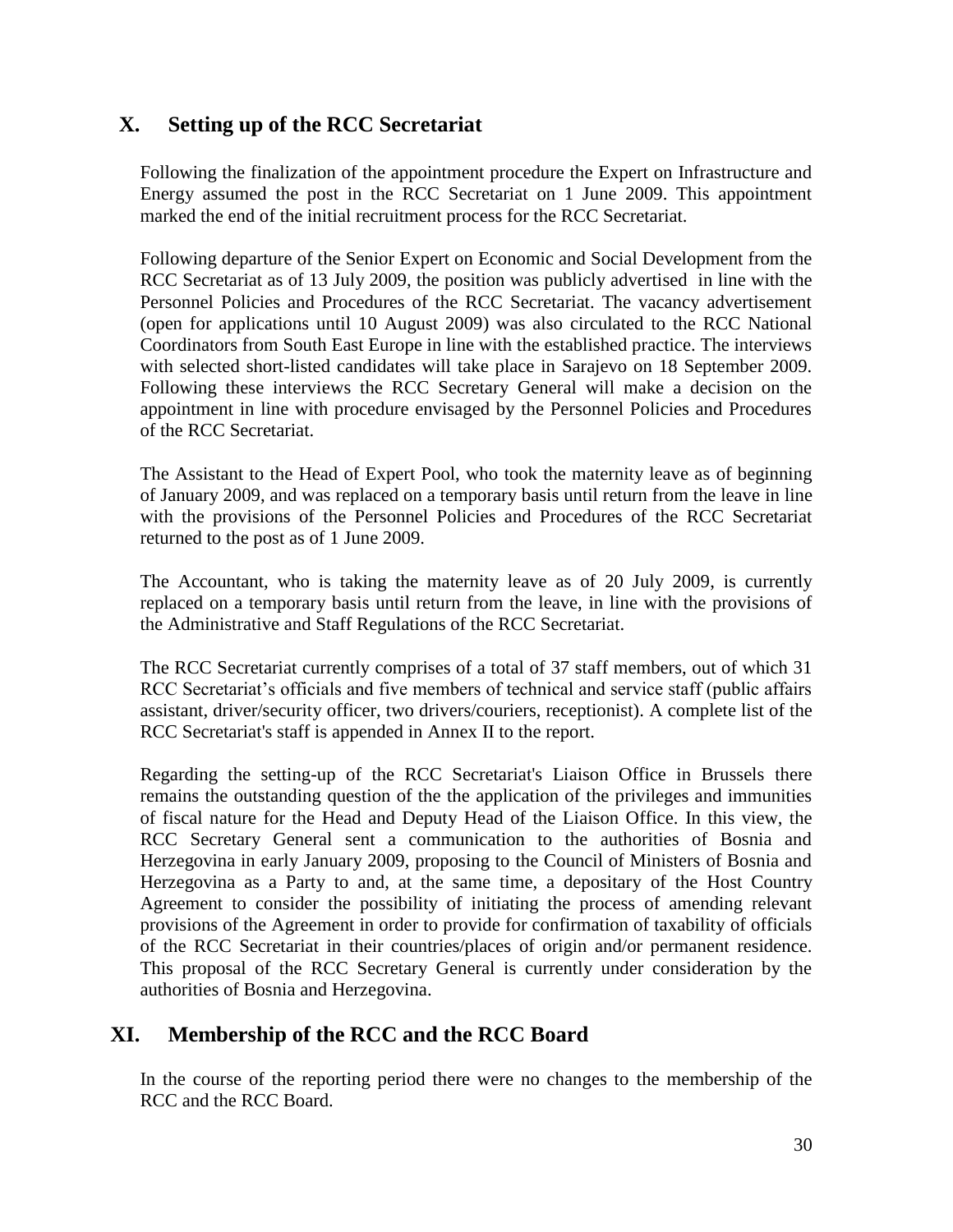## X. Setting up of the RCC Secretariat

Following the finalization of the appointment procedure the Expert on Infrastructure and Energy assumed the post in the RCC Secretariat on 1 June 2009. This appointment marked the end of the initial recruitment process for the RCC Secretariat.

Following departure of the Senior Expert on Economic and Social Development from the RCC Secretariat as of 13 July 2009, the position was publicly advertised in line with the Personnel Policies and Procedures of the RCC Secretariat. The vacancy advertisement (open for applications until 10 August 2009) was also circulated to the RCC National Coordinators from South East Europe in line with the established practice. The interviews with selected short-listed candidates will take place in Sarajevo on 18 September 2009. Following these interviews the RCC Secretary General will make a decision on the appointment in line with procedure envisaged by the Personnel Policies and Procedures of the RCC Secretariat.

The Assistant to the Head of Expert Pool, who took the maternity leave as of beginning of January 2009, and was replaced on a temporary basis until return from the leave in line with the provisions of the Personnel Policies and Procedures of the RCC Secretariat returned to the post as of 1 June 2009.

The Accountant, who is taking the maternity leave as of 20 July 2009, is currently replaced on a temporary basis until return from the leave, in line with the provisions of the Administrative and Staff Regulations of the RCC Secretariat.

The RCC Secretariat currently comprises of a total of 37 staff members, out of which 31 RCC Secretariat's officials and five members of technical and service staff (public affairs assistant, driver/security officer, two drivers/couriers, receptionist). A complete list of the RCC Secretariat's staff is appended in Annex II to the report.

Regarding the setting-up of the RCC Secretariat's Liaison Office in Brussels there remains the outstanding question of the the application of the privileges and immunities of fiscal nature for the Head and Deputy Head of the Liaison Office. In this view, the RCC Secretary General sent a communication to the authorities of Bosnia and Herzegovina in early January 2009, proposing to the Council of Ministers of Bosnia and Herzegovina as a Party to and, at the same time, a depositary of the Host Country Agreement to consider the possibility of initiating the process of amending relevant provisions of the Agreement in order to provide for confirmation of taxability of officials of the RCC Secretariat in their countries/places of origin and/or permanent residence. This proposal of the RCC Secretary General is currently under consideration by the authorities of Bosnia and Herzegovina.

## XI. Membership of the RCC and the RCC Board

In the course of the reporting period there were no changes to the membership of the RCC and the RCC Board.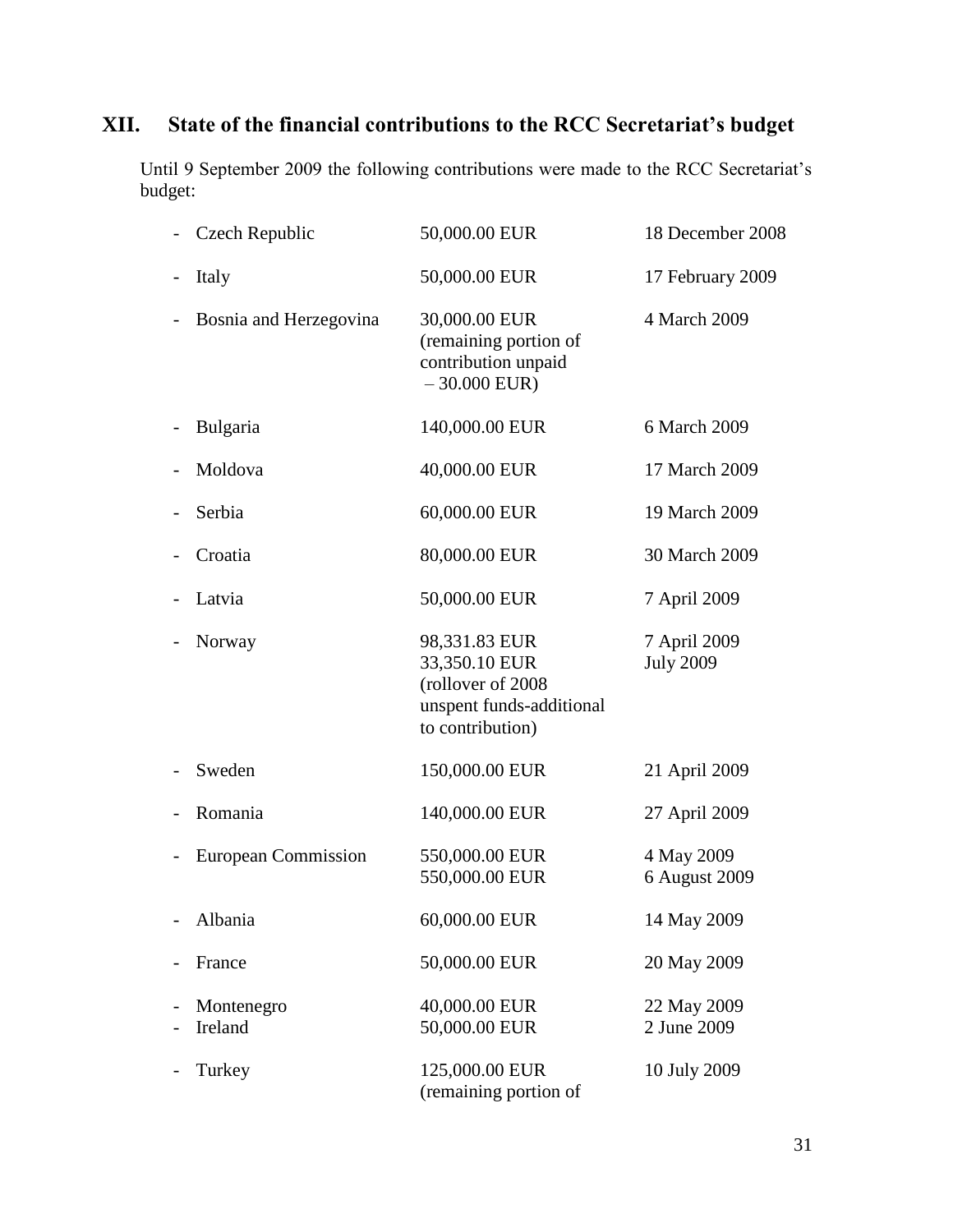## XII. State of the financial contributions to the RCC Secretariat's budget

Until 9 September 2009 the following contributions were made to the RCC Secretariat's budget:

| | | |
|---|---|---|
| - Czech Republic | 50,000.00 EUR | 18 December 2008 |
| - Italy | 50,000.00 EUR | 17 February 2009 |
| - Bosnia and Herzegovina | 30,000.00 EUR (remaining portion of contribution unpaid – 30.000 EUR) | 4 March 2009 |
| - Bulgaria | 140,000.00 EUR | 6 March 2009 |
| - Moldova | 40,000.00 EUR | 17 March 2009 |
| - Serbia | 60,000.00 EUR | 19 March 2009 |
| - Croatia | 80,000.00 EUR | 30 March 2009 |
| - Latvia | 50,000.00 EUR | 7 April 2009 |
| - Norway | 98,331.83 EUR<br>33,350.10 EUR (rollover of 2008 unspent funds-additional to contribution) | 7 April 2009<br>July 2009 |
| - Sweden | 150,000.00 EUR | 21 April 2009 |
| - Romania | 140,000.00 EUR | 27 April 2009 |
| - European Commission | 550,000.00 EUR<br>550,000.00 EUR | 4 May 2009<br>6 August 2009 |
| - Albania | 60,000.00 EUR | 14 May 2009 |
| - France | 50,000.00 EUR | 20 May 2009 |
| - Montenegro | 40,000.00 EUR | 22 May 2009 |
| - Ireland | 50,000.00 EUR | 2 June 2009 |
| - Turkey | 125,000.00 EUR (remaining portion of | 10 July 2009 |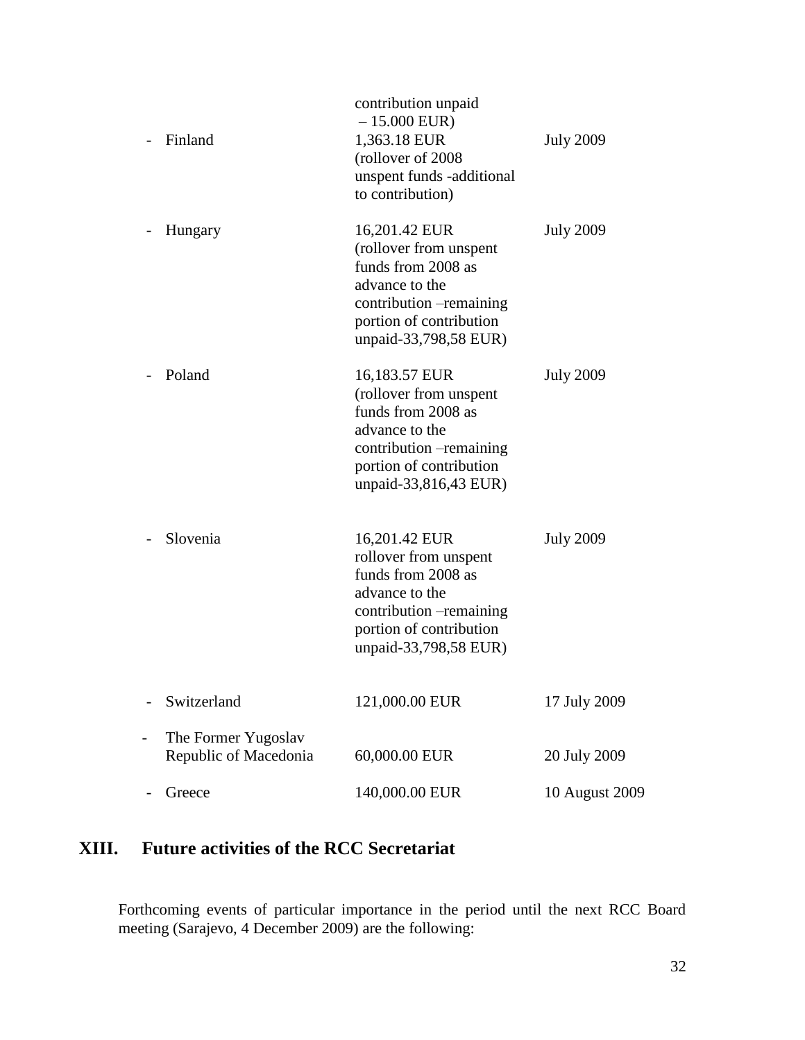| | | |
|---|---|---|
| | contribution unpaid – 15.000 EUR) | |
| - Finland | 1,363.18 EUR (rollover of 2008 unspent funds -additional to contribution) | July 2009 |
| - Hungary | 16,201.42 EUR (rollover from unspent funds from 2008 as advance to the contribution –remaining portion of contribution unpaid-33,798,58 EUR) | July 2009 |
| - Poland | 16,183.57 EUR (rollover from unspent funds from 2008 as advance to the contribution –remaining portion of contribution unpaid-33,816,43 EUR) | July 2009 |
| - Slovenia | 16,201.42 EUR rollover from unspent funds from 2008 as advance to the contribution –remaining portion of contribution unpaid-33,798,58 EUR) | July 2009 |
| - Switzerland | 121,000.00 EUR | 17 July 2009 |
| - The Former Yugoslav Republic of Macedonia | 60,000.00 EUR | 20 July 2009 |
| - Greece | 140,000.00 EUR | 10 August 2009 |

## XIII. Future activities of the RCC Secretariat

Forthcoming events of particular importance in the period until the next RCC Board meeting (Sarajevo, 4 December 2009) are the following: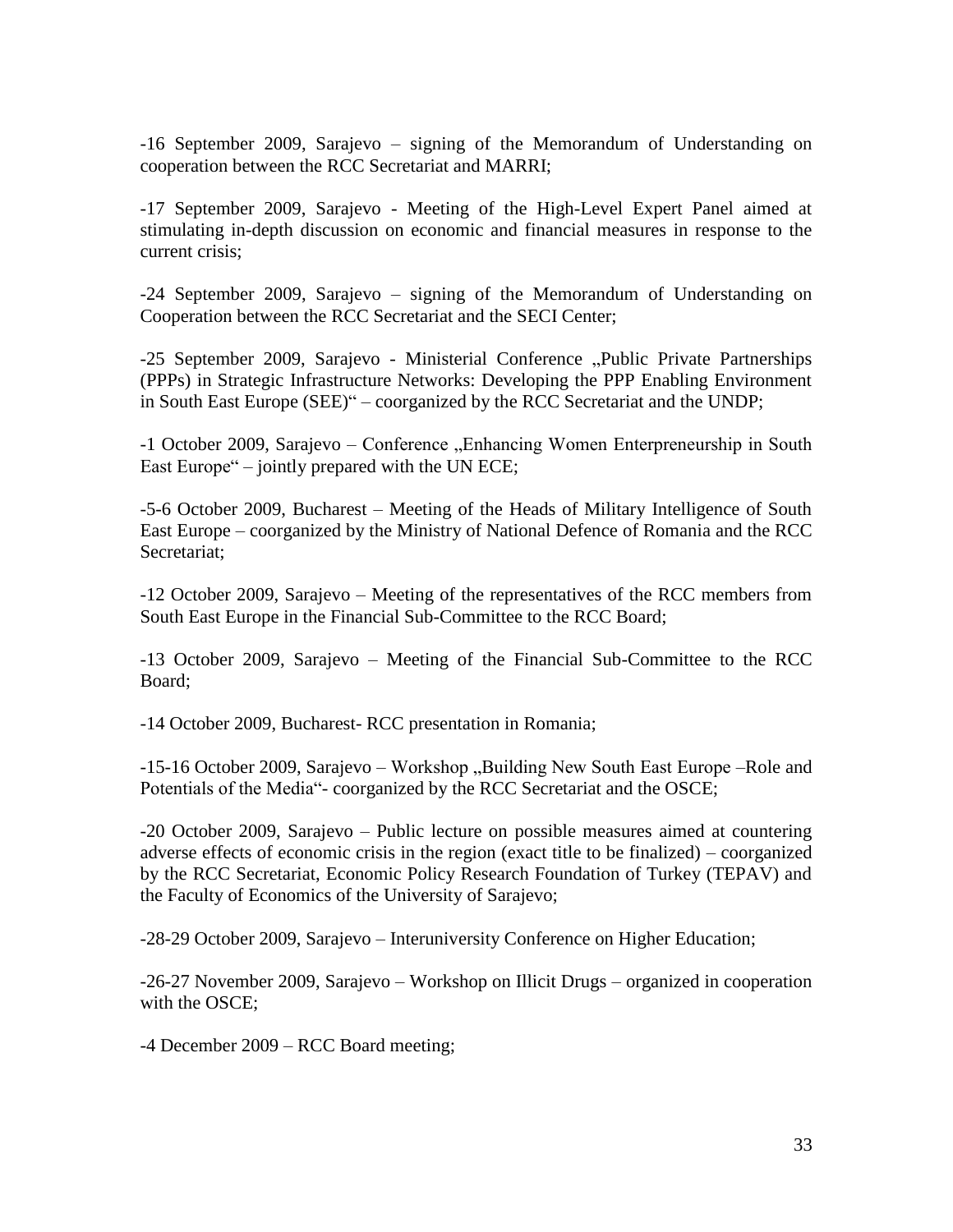-16 September 2009, Sarajevo – signing of the Memorandum of Understanding on cooperation between the RCC Secretariat and MARRI;

-17 September 2009, Sarajevo - Meeting of the High-Level Expert Panel aimed at stimulating in-depth discussion on economic and financial measures in response to the current crisis;

-24 September 2009, Sarajevo – signing of the Memorandum of Understanding on Cooperation between the RCC Secretariat and the SECI Center;

-25 September 2009, Sarajevo - Ministerial Conference „Public Private Partnerships (PPPs) in Strategic Infrastructure Networks: Developing the PPP Enabling Environment in South East Europe (SEE)" – coorganized by the RCC Secretariat and the UNDP;

-1 October 2009, Sarajevo – Conference „Enhancing Women Enterpreneurship in South East Europe" – jointly prepared with the UN ECE;

-5-6 October 2009, Bucharest – Meeting of the Heads of Military Intelligence of South East Europe – coorganized by the Ministry of National Defence of Romania and the RCC Secretariat;

-12 October 2009, Sarajevo – Meeting of the representatives of the RCC members from South East Europe in the Financial Sub-Committee to the RCC Board;

-13 October 2009, Sarajevo – Meeting of the Financial Sub-Committee to the RCC Board;

-14 October 2009, Bucharest- RCC presentation in Romania;

-15-16 October 2009, Sarajevo – Workshop „Building New South East Europe –Role and Potentials of the Media"- coorganized by the RCC Secretariat and the OSCE;

-20 October 2009, Sarajevo – Public lecture on possible measures aimed at countering adverse effects of economic crisis in the region (exact title to be finalized) – coorganized by the RCC Secretariat, Economic Policy Research Foundation of Turkey (TEPAV) and the Faculty of Economics of the University of Sarajevo;

-28-29 October 2009, Sarajevo – Interuniversity Conference on Higher Education;

-26-27 November 2009, Sarajevo – Workshop on Illicit Drugs – organized in cooperation with the OSCE;

-4 December 2009 – RCC Board meeting;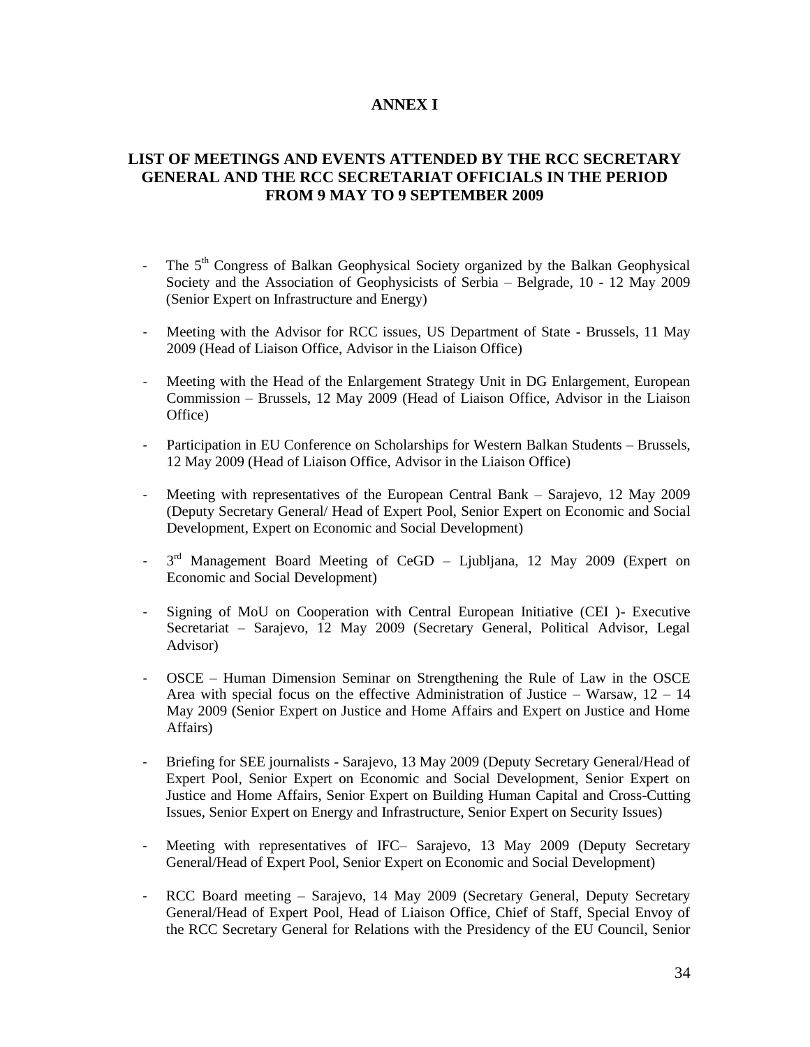# ANNEX I

## LIST OF MEETINGS AND EVENTS ATTENDED BY THE RCC SECRETARY GENERAL AND THE RCC SECRETARIAT OFFICIALS IN THE PERIOD FROM 9 MAY TO 9 SEPTEMBER 2009

- The 5th Congress of Balkan Geophysical Society organized by the Balkan Geophysical Society and the Association of Geophysicists of Serbia – Belgrade, 10 - 12 May 2009 (Senior Expert on Infrastructure and Energy)

- Meeting with the Advisor for RCC issues, US Department of State - Brussels, 11 May 2009 (Head of Liaison Office, Advisor in the Liaison Office)

- Meeting with the Head of the Enlargement Strategy Unit in DG Enlargement, European Commission – Brussels, 12 May 2009 (Head of Liaison Office, Advisor in the Liaison Office)

- Participation in EU Conference on Scholarships for Western Balkan Students – Brussels, 12 May 2009 (Head of Liaison Office, Advisor in the Liaison Office)

- Meeting with representatives of the European Central Bank – Sarajevo, 12 May 2009 (Deputy Secretary General/ Head of Expert Pool, Senior Expert on Economic and Social Development, Expert on Economic and Social Development)

- 3rd Management Board Meeting of CeGD – Ljubljana, 12 May 2009 (Expert on Economic and Social Development)

- Signing of MoU on Cooperation with Central European Initiative (CEI )- Executive Secretariat – Sarajevo, 12 May 2009 (Secretary General, Political Advisor, Legal Advisor)

- OSCE – Human Dimension Seminar on Strengthening the Rule of Law in the OSCE Area with special focus on the effective Administration of Justice – Warsaw, 12 – 14 May 2009 (Senior Expert on Justice and Home Affairs and Expert on Justice and Home Affairs)

- Briefing for SEE journalists - Sarajevo, 13 May 2009 (Deputy Secretary General/Head of Expert Pool, Senior Expert on Economic and Social Development, Senior Expert on Justice and Home Affairs, Senior Expert on Building Human Capital and Cross-Cutting Issues, Senior Expert on Energy and Infrastructure, Senior Expert on Security Issues)

- Meeting with representatives of IFC– Sarajevo, 13 May 2009 (Deputy Secretary General/Head of Expert Pool, Senior Expert on Economic and Social Development)

- RCC Board meeting – Sarajevo, 14 May 2009 (Secretary General, Deputy Secretary General/Head of Expert Pool, Head of Liaison Office, Chief of Staff, Special Envoy of the RCC Secretary General for Relations with the Presidency of the EU Council, Senior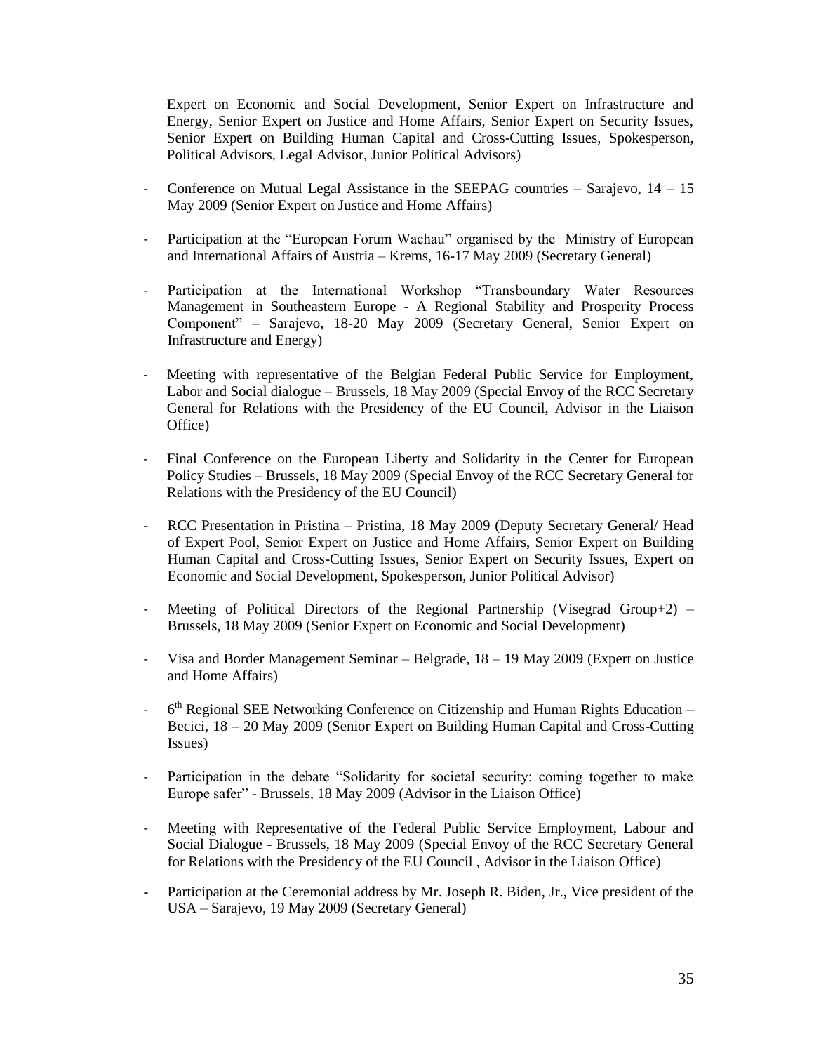Expert on Economic and Social Development, Senior Expert on Infrastructure and Energy, Senior Expert on Justice and Home Affairs, Senior Expert on Security Issues, Senior Expert on Building Human Capital and Cross-Cutting Issues, Spokesperson, Political Advisors, Legal Advisor, Junior Political Advisors)

- Conference on Mutual Legal Assistance in the SEEPAG countries – Sarajevo, 14 – 15 May 2009 (Senior Expert on Justice and Home Affairs)
- Participation at the "European Forum Wachau" organised by the Ministry of European and International Affairs of Austria – Krems, 16-17 May 2009 (Secretary General)
- Participation at the International Workshop "Transboundary Water Resources Management in Southeastern Europe - A Regional Stability and Prosperity Process Component" – Sarajevo, 18-20 May 2009 (Secretary General, Senior Expert on Infrastructure and Energy)
- Meeting with representative of the Belgian Federal Public Service for Employment, Labor and Social dialogue – Brussels, 18 May 2009 (Special Envoy of the RCC Secretary General for Relations with the Presidency of the EU Council, Advisor in the Liaison Office)
- Final Conference on the European Liberty and Solidarity in the Center for European Policy Studies – Brussels, 18 May 2009 (Special Envoy of the RCC Secretary General for Relations with the Presidency of the EU Council)
- RCC Presentation in Pristina – Pristina, 18 May 2009 (Deputy Secretary General/ Head of Expert Pool, Senior Expert on Justice and Home Affairs, Senior Expert on Building Human Capital and Cross-Cutting Issues, Senior Expert on Security Issues, Expert on Economic and Social Development, Spokesperson, Junior Political Advisor)
- Meeting of Political Directors of the Regional Partnership (Visegrad Group+2) – Brussels, 18 May 2009 (Senior Expert on Economic and Social Development)
- Visa and Border Management Seminar – Belgrade, 18 – 19 May 2009 (Expert on Justice and Home Affairs)
- 6th Regional SEE Networking Conference on Citizenship and Human Rights Education – Becici, 18 – 20 May 2009 (Senior Expert on Building Human Capital and Cross-Cutting Issues)
- Participation in the debate "Solidarity for societal security: coming together to make Europe safer" - Brussels, 18 May 2009 (Advisor in the Liaison Office)
- Meeting with Representative of the Federal Public Service Employment, Labour and Social Dialogue - Brussels, 18 May 2009 (Special Envoy of the RCC Secretary General for Relations with the Presidency of the EU Council , Advisor in the Liaison Office)
- Participation at the Ceremonial address by Mr. Joseph R. Biden, Jr., Vice president of the USA – Sarajevo, 19 May 2009 (Secretary General)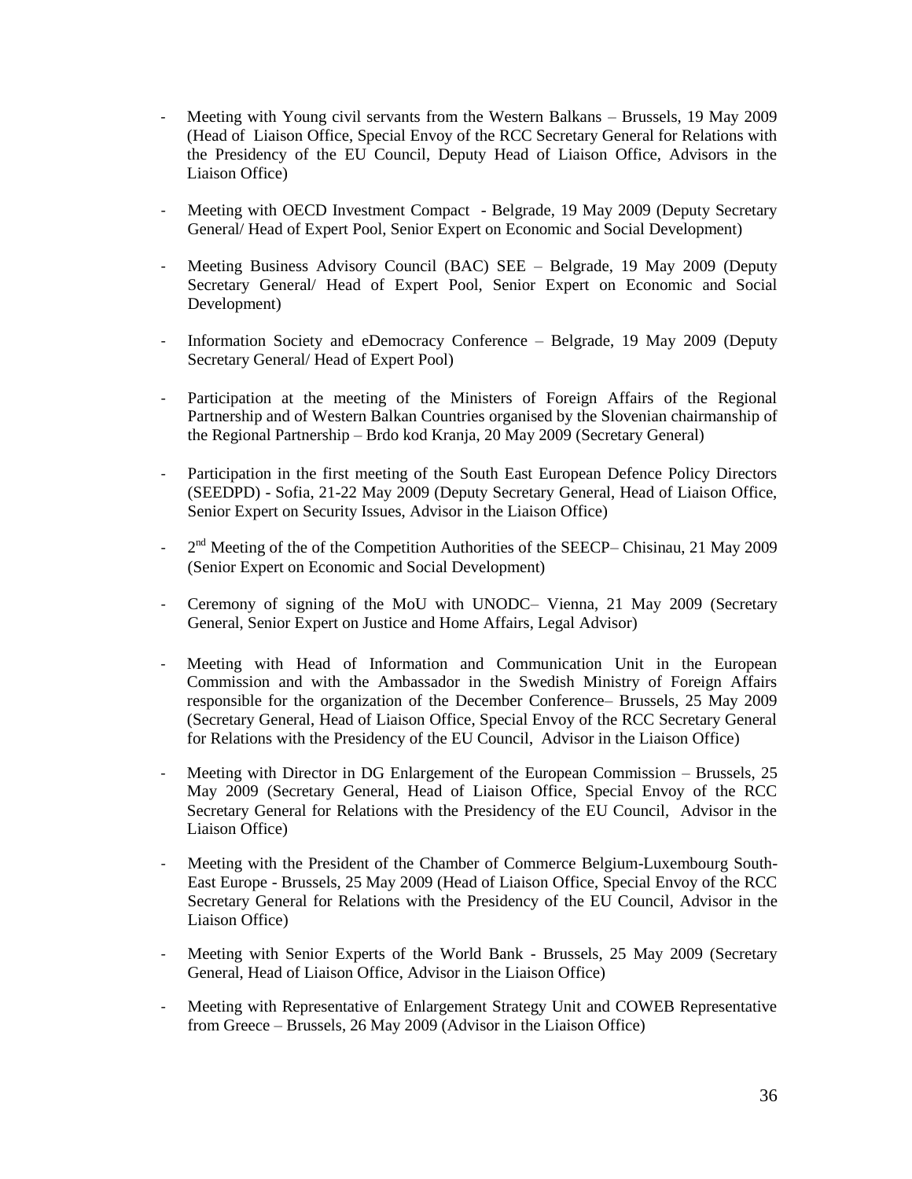- Meeting with Young civil servants from the Western Balkans – Brussels, 19 May 2009 (Head of Liaison Office, Special Envoy of the RCC Secretary General for Relations with the Presidency of the EU Council, Deputy Head of Liaison Office, Advisors in the Liaison Office)

- Meeting with OECD Investment Compact - Belgrade, 19 May 2009 (Deputy Secretary General/ Head of Expert Pool, Senior Expert on Economic and Social Development)

- Meeting Business Advisory Council (BAC) SEE – Belgrade, 19 May 2009 (Deputy Secretary General/ Head of Expert Pool, Senior Expert on Economic and Social Development)

- Information Society and eDemocracy Conference – Belgrade, 19 May 2009 (Deputy Secretary General/ Head of Expert Pool)

- Participation at the meeting of the Ministers of Foreign Affairs of the Regional Partnership and of Western Balkan Countries organised by the Slovenian chairmanship of the Regional Partnership – Brdo kod Kranja, 20 May 2009 (Secretary General)

- Participation in the first meeting of the South East European Defence Policy Directors (SEEDPD) - Sofia, 21-22 May 2009 (Deputy Secretary General, Head of Liaison Office, Senior Expert on Security Issues, Advisor in the Liaison Office)

- 2nd Meeting of the of the Competition Authorities of the SEECP– Chisinau, 21 May 2009 (Senior Expert on Economic and Social Development)

- Ceremony of signing of the MoU with UNODC– Vienna, 21 May 2009 (Secretary General, Senior Expert on Justice and Home Affairs, Legal Advisor)

- Meeting with Head of Information and Communication Unit in the European Commission and with the Ambassador in the Swedish Ministry of Foreign Affairs responsible for the organization of the December Conference– Brussels, 25 May 2009 (Secretary General, Head of Liaison Office, Special Envoy of the RCC Secretary General for Relations with the Presidency of the EU Council, Advisor in the Liaison Office)

- Meeting with Director in DG Enlargement of the European Commission – Brussels, 25 May 2009 (Secretary General, Head of Liaison Office, Special Envoy of the RCC Secretary General for Relations with the Presidency of the EU Council, Advisor in the Liaison Office)

- Meeting with the President of the Chamber of Commerce Belgium-Luxembourg South-East Europe - Brussels, 25 May 2009 (Head of Liaison Office, Special Envoy of the RCC Secretary General for Relations with the Presidency of the EU Council, Advisor in the Liaison Office)

- Meeting with Senior Experts of the World Bank - Brussels, 25 May 2009 (Secretary General, Head of Liaison Office, Advisor in the Liaison Office)

- Meeting with Representative of Enlargement Strategy Unit and COWEB Representative from Greece – Brussels, 26 May 2009 (Advisor in the Liaison Office)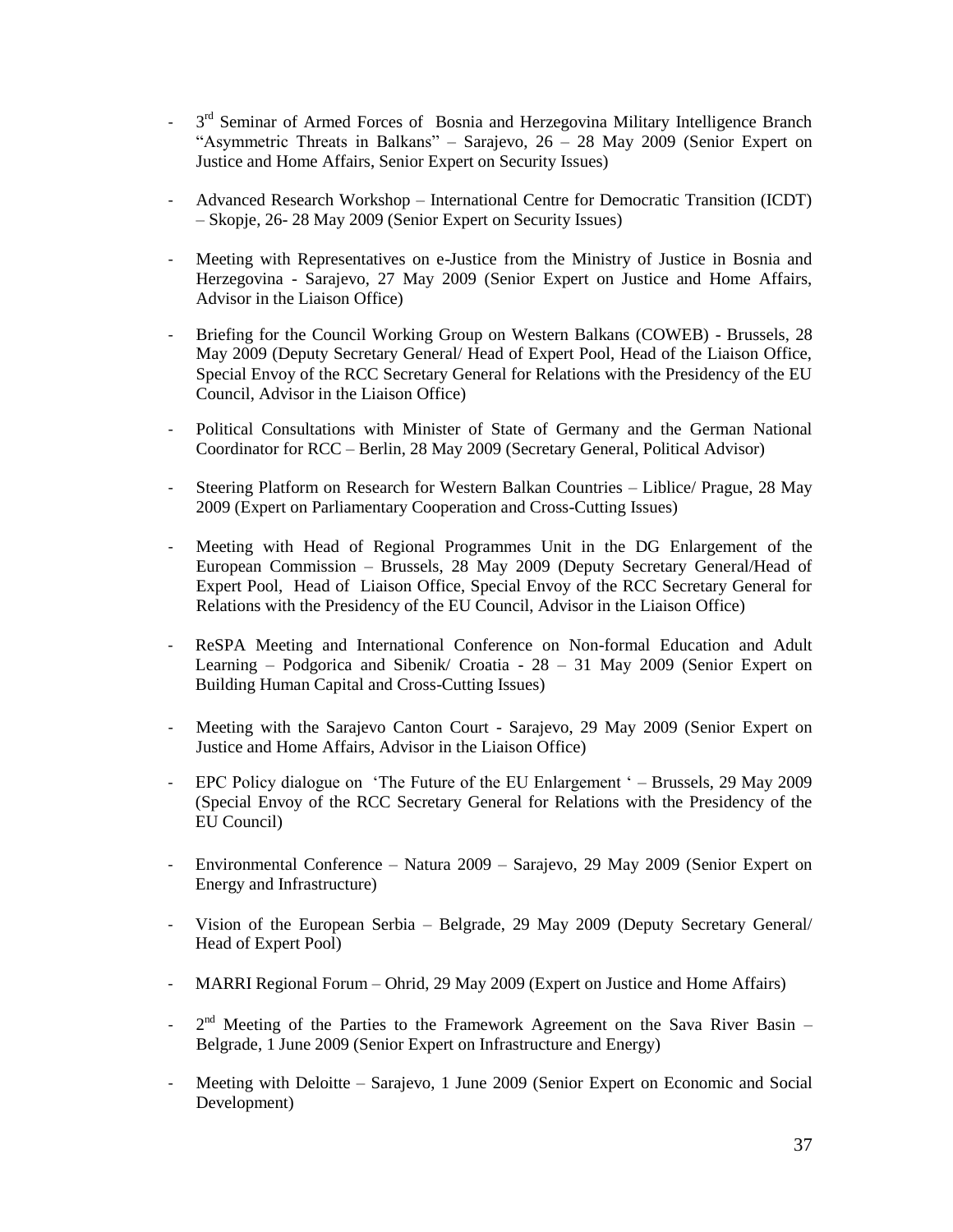- 3rd Seminar of Armed Forces of Bosnia and Herzegovina Military Intelligence Branch "Asymmetric Threats in Balkans" – Sarajevo, 26 – 28 May 2009 (Senior Expert on Justice and Home Affairs, Senior Expert on Security Issues)

- Advanced Research Workshop – International Centre for Democratic Transition (ICDT) – Skopje, 26- 28 May 2009 (Senior Expert on Security Issues)

- Meeting with Representatives on e-Justice from the Ministry of Justice in Bosnia and Herzegovina - Sarajevo, 27 May 2009 (Senior Expert on Justice and Home Affairs, Advisor in the Liaison Office)

- Briefing for the Council Working Group on Western Balkans (COWEB) - Brussels, 28 May 2009 (Deputy Secretary General/ Head of Expert Pool, Head of the Liaison Office, Special Envoy of the RCC Secretary General for Relations with the Presidency of the EU Council, Advisor in the Liaison Office)

- Political Consultations with Minister of State of Germany and the German National Coordinator for RCC – Berlin, 28 May 2009 (Secretary General, Political Advisor)

- Steering Platform on Research for Western Balkan Countries – Liblice/ Prague, 28 May 2009 (Expert on Parliamentary Cooperation and Cross-Cutting Issues)

- Meeting with Head of Regional Programmes Unit in the DG Enlargement of the European Commission – Brussels, 28 May 2009 (Deputy Secretary General/Head of Expert Pool, Head of Liaison Office, Special Envoy of the RCC Secretary General for Relations with the Presidency of the EU Council, Advisor in the Liaison Office)

- ReSPA Meeting and International Conference on Non-formal Education and Adult Learning – Podgorica and Sibenik/ Croatia - 28 – 31 May 2009 (Senior Expert on Building Human Capital and Cross-Cutting Issues)

- Meeting with the Sarajevo Canton Court - Sarajevo, 29 May 2009 (Senior Expert on Justice and Home Affairs, Advisor in the Liaison Office)

- EPC Policy dialogue on 'The Future of the EU Enlargement ' – Brussels, 29 May 2009 (Special Envoy of the RCC Secretary General for Relations with the Presidency of the EU Council)

- Environmental Conference – Natura 2009 – Sarajevo, 29 May 2009 (Senior Expert on Energy and Infrastructure)

- Vision of the European Serbia – Belgrade, 29 May 2009 (Deputy Secretary General/ Head of Expert Pool)

- MARRI Regional Forum – Ohrid, 29 May 2009 (Expert on Justice and Home Affairs)

- 2nd Meeting of the Parties to the Framework Agreement on the Sava River Basin – Belgrade, 1 June 2009 (Senior Expert on Infrastructure and Energy)

- Meeting with Deloitte – Sarajevo, 1 June 2009 (Senior Expert on Economic and Social Development)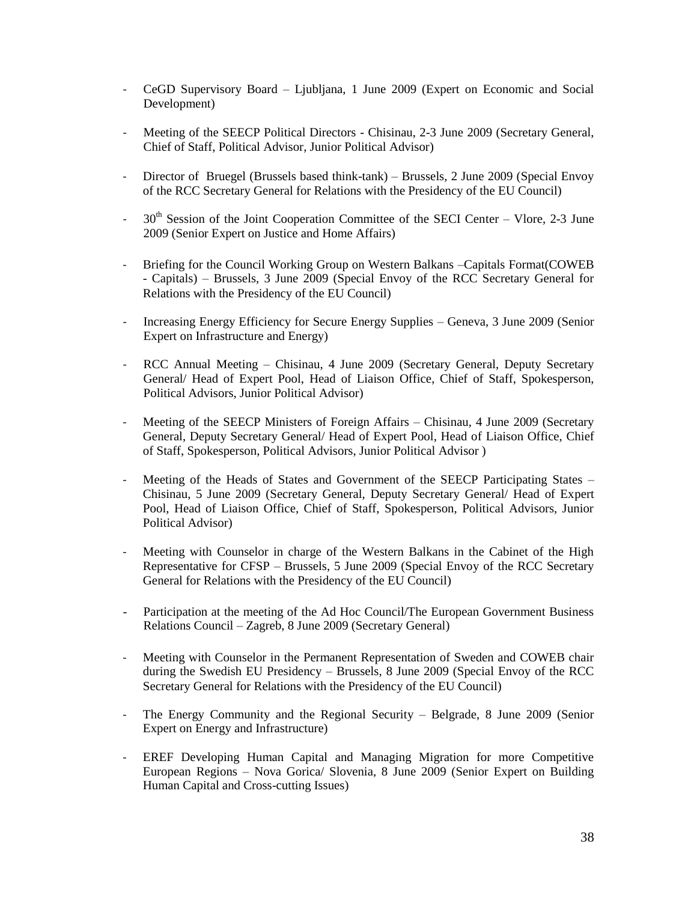- CeGD Supervisory Board – Ljubljana, 1 June 2009 (Expert on Economic and Social Development)

- Meeting of the SEECP Political Directors - Chisinau, 2-3 June 2009 (Secretary General, Chief of Staff, Political Advisor, Junior Political Advisor)

- Director of Bruegel (Brussels based think-tank) – Brussels, 2 June 2009 (Special Envoy of the RCC Secretary General for Relations with the Presidency of the EU Council)

- 30th Session of the Joint Cooperation Committee of the SECI Center – Vlore, 2-3 June 2009 (Senior Expert on Justice and Home Affairs)

- Briefing for the Council Working Group on Western Balkans –Capitals Format(COWEB - Capitals) – Brussels, 3 June 2009 (Special Envoy of the RCC Secretary General for Relations with the Presidency of the EU Council)

- Increasing Energy Efficiency for Secure Energy Supplies – Geneva, 3 June 2009 (Senior Expert on Infrastructure and Energy)

- RCC Annual Meeting – Chisinau, 4 June 2009 (Secretary General, Deputy Secretary General/ Head of Expert Pool, Head of Liaison Office, Chief of Staff, Spokesperson, Political Advisors, Junior Political Advisor)

- Meeting of the SEECP Ministers of Foreign Affairs – Chisinau, 4 June 2009 (Secretary General, Deputy Secretary General/ Head of Expert Pool, Head of Liaison Office, Chief of Staff, Spokesperson, Political Advisors, Junior Political Advisor )

- Meeting of the Heads of States and Government of the SEECP Participating States – Chisinau, 5 June 2009 (Secretary General, Deputy Secretary General/ Head of Expert Pool, Head of Liaison Office, Chief of Staff, Spokesperson, Political Advisors, Junior Political Advisor)

- Meeting with Counselor in charge of the Western Balkans in the Cabinet of the High Representative for CFSP – Brussels, 5 June 2009 (Special Envoy of the RCC Secretary General for Relations with the Presidency of the EU Council)

- Participation at the meeting of the Ad Hoc Council/The European Government Business Relations Council – Zagreb, 8 June 2009 (Secretary General)

- Meeting with Counselor in the Permanent Representation of Sweden and COWEB chair during the Swedish EU Presidency – Brussels, 8 June 2009 (Special Envoy of the RCC Secretary General for Relations with the Presidency of the EU Council)

- The Energy Community and the Regional Security – Belgrade, 8 June 2009 (Senior Expert on Energy and Infrastructure)

- EREF Developing Human Capital and Managing Migration for more Competitive European Regions – Nova Gorica/ Slovenia, 8 June 2009 (Senior Expert on Building Human Capital and Cross-cutting Issues)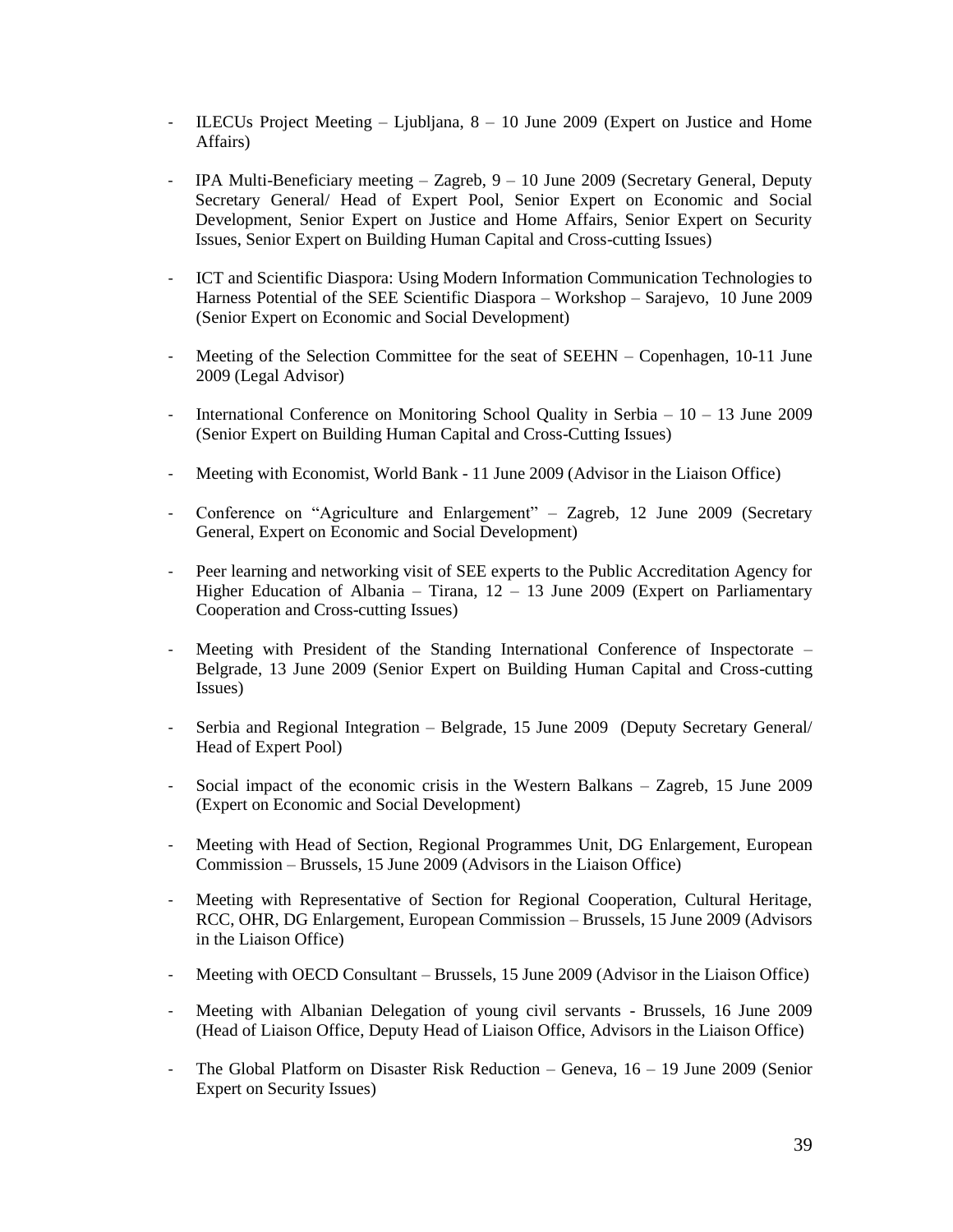- ILECUs Project Meeting – Ljubljana, 8 – 10 June 2009 (Expert on Justice and Home Affairs)

- IPA Multi-Beneficiary meeting – Zagreb, 9 – 10 June 2009 (Secretary General, Deputy Secretary General/ Head of Expert Pool, Senior Expert on Economic and Social Development, Senior Expert on Justice and Home Affairs, Senior Expert on Security Issues, Senior Expert on Building Human Capital and Cross-cutting Issues)

- ICT and Scientific Diaspora: Using Modern Information Communication Technologies to Harness Potential of the SEE Scientific Diaspora – Workshop – Sarajevo, 10 June 2009 (Senior Expert on Economic and Social Development)

- Meeting of the Selection Committee for the seat of SEEHN – Copenhagen, 10-11 June 2009 (Legal Advisor)

- International Conference on Monitoring School Quality in Serbia – 10 – 13 June 2009 (Senior Expert on Building Human Capital and Cross-Cutting Issues)

- Meeting with Economist, World Bank - 11 June 2009 (Advisor in the Liaison Office)

- Conference on "Agriculture and Enlargement" – Zagreb, 12 June 2009 (Secretary General, Expert on Economic and Social Development)

- Peer learning and networking visit of SEE experts to the Public Accreditation Agency for Higher Education of Albania – Tirana, 12 – 13 June 2009 (Expert on Parliamentary Cooperation and Cross-cutting Issues)

- Meeting with President of the Standing International Conference of Inspectorate – Belgrade, 13 June 2009 (Senior Expert on Building Human Capital and Cross-cutting Issues)

- Serbia and Regional Integration – Belgrade, 15 June 2009 (Deputy Secretary General/ Head of Expert Pool)

- Social impact of the economic crisis in the Western Balkans – Zagreb, 15 June 2009 (Expert on Economic and Social Development)

- Meeting with Head of Section, Regional Programmes Unit, DG Enlargement, European Commission – Brussels, 15 June 2009 (Advisors in the Liaison Office)

- Meeting with Representative of Section for Regional Cooperation, Cultural Heritage, RCC, OHR, DG Enlargement, European Commission – Brussels, 15 June 2009 (Advisors in the Liaison Office)

- Meeting with OECD Consultant – Brussels, 15 June 2009 (Advisor in the Liaison Office)

- Meeting with Albanian Delegation of young civil servants - Brussels, 16 June 2009 (Head of Liaison Office, Deputy Head of Liaison Office, Advisors in the Liaison Office)

- The Global Platform on Disaster Risk Reduction – Geneva, 16 – 19 June 2009 (Senior Expert on Security Issues)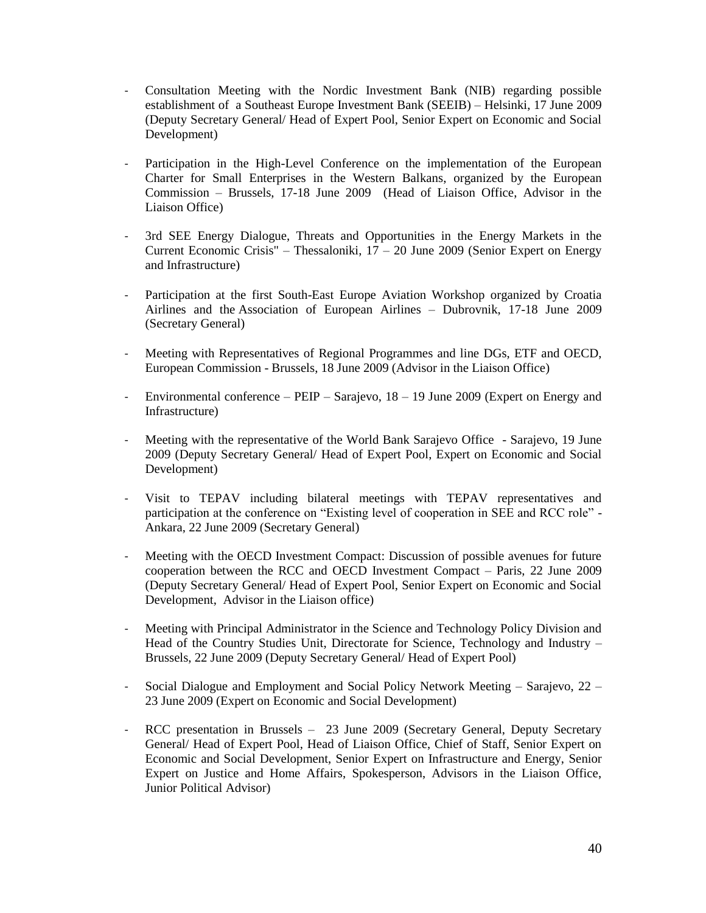- Consultation Meeting with the Nordic Investment Bank (NIB) regarding possible establishment of a Southeast Europe Investment Bank (SEEIB) – Helsinki, 17 June 2009 (Deputy Secretary General/ Head of Expert Pool, Senior Expert on Economic and Social Development)

- Participation in the High-Level Conference on the implementation of the European Charter for Small Enterprises in the Western Balkans, organized by the European Commission – Brussels, 17-18 June 2009 (Head of Liaison Office, Advisor in the Liaison Office)

- 3rd SEE Energy Dialogue, Threats and Opportunities in the Energy Markets in the Current Economic Crisis" – Thessaloniki, 17 – 20 June 2009 (Senior Expert on Energy and Infrastructure)

- Participation at the first South-East Europe Aviation Workshop organized by Croatia Airlines and the Association of European Airlines – Dubrovnik, 17-18 June 2009 (Secretary General)

- Meeting with Representatives of Regional Programmes and line DGs, ETF and OECD, European Commission - Brussels, 18 June 2009 (Advisor in the Liaison Office)

- Environmental conference – PEIP – Sarajevo, 18 – 19 June 2009 (Expert on Energy and Infrastructure)

- Meeting with the representative of the World Bank Sarajevo Office - Sarajevo, 19 June 2009 (Deputy Secretary General/ Head of Expert Pool, Expert on Economic and Social Development)

- Visit to TEPAV including bilateral meetings with TEPAV representatives and participation at the conference on "Existing level of cooperation in SEE and RCC role" - Ankara, 22 June 2009 (Secretary General)

- Meeting with the OECD Investment Compact: Discussion of possible avenues for future cooperation between the RCC and OECD Investment Compact – Paris, 22 June 2009 (Deputy Secretary General/ Head of Expert Pool, Senior Expert on Economic and Social Development, Advisor in the Liaison office)

- Meeting with Principal Administrator in the Science and Technology Policy Division and Head of the Country Studies Unit, Directorate for Science, Technology and Industry – Brussels, 22 June 2009 (Deputy Secretary General/ Head of Expert Pool)

- Social Dialogue and Employment and Social Policy Network Meeting – Sarajevo, 22 – 23 June 2009 (Expert on Economic and Social Development)

- RCC presentation in Brussels – 23 June 2009 (Secretary General, Deputy Secretary General/ Head of Expert Pool, Head of Liaison Office, Chief of Staff, Senior Expert on Economic and Social Development, Senior Expert on Infrastructure and Energy, Senior Expert on Justice and Home Affairs, Spokesperson, Advisors in the Liaison Office, Junior Political Advisor)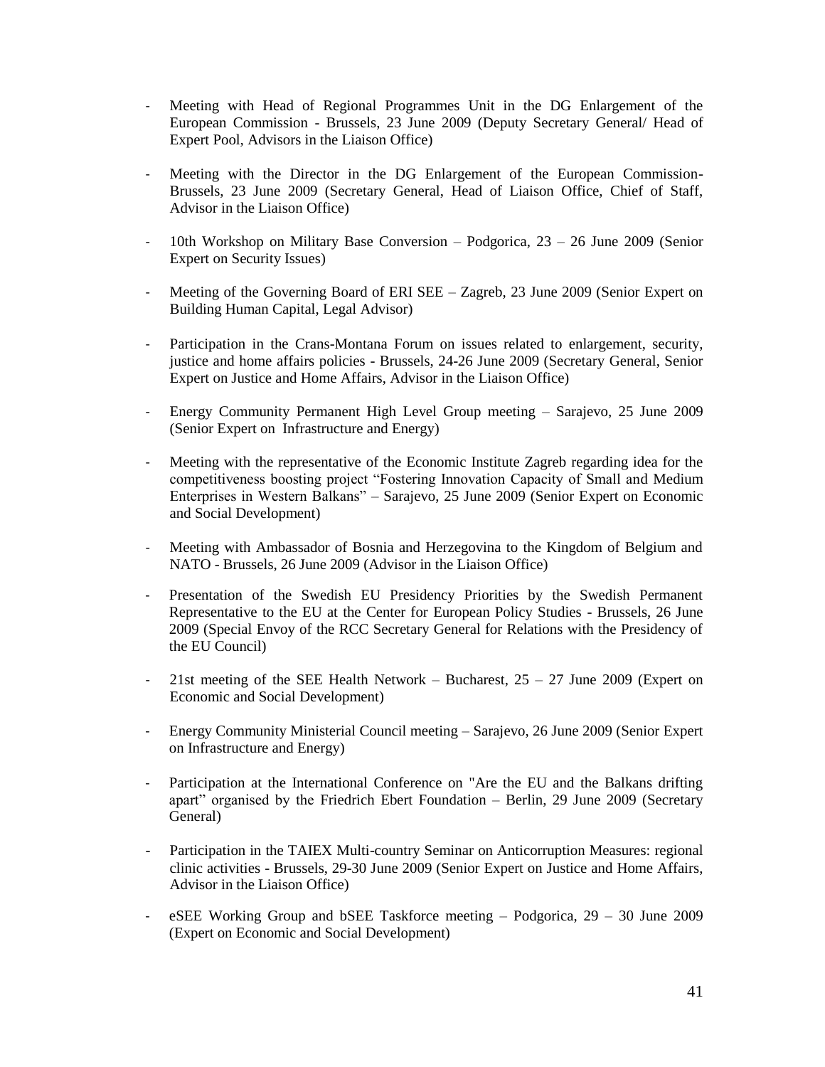- Meeting with Head of Regional Programmes Unit in the DG Enlargement of the European Commission - Brussels, 23 June 2009 (Deputy Secretary General/ Head of Expert Pool, Advisors in the Liaison Office)

- Meeting with the Director in the DG Enlargement of the European Commission- Brussels, 23 June 2009 (Secretary General, Head of Liaison Office, Chief of Staff, Advisor in the Liaison Office)

- 10th Workshop on Military Base Conversion – Podgorica, 23 – 26 June 2009 (Senior Expert on Security Issues)

- Meeting of the Governing Board of ERI SEE – Zagreb, 23 June 2009 (Senior Expert on Building Human Capital, Legal Advisor)

- Participation in the Crans-Montana Forum on issues related to enlargement, security, justice and home affairs policies - Brussels, 24-26 June 2009 (Secretary General, Senior Expert on Justice and Home Affairs, Advisor in the Liaison Office)

- Energy Community Permanent High Level Group meeting – Sarajevo, 25 June 2009 (Senior Expert on Infrastructure and Energy)

- Meeting with the representative of the Economic Institute Zagreb regarding idea for the competitiveness boosting project "Fostering Innovation Capacity of Small and Medium Enterprises in Western Balkans" – Sarajevo, 25 June 2009 (Senior Expert on Economic and Social Development)

- Meeting with Ambassador of Bosnia and Herzegovina to the Kingdom of Belgium and NATO - Brussels, 26 June 2009 (Advisor in the Liaison Office)

- Presentation of the Swedish EU Presidency Priorities by the Swedish Permanent Representative to the EU at the Center for European Policy Studies - Brussels, 26 June 2009 (Special Envoy of the RCC Secretary General for Relations with the Presidency of the EU Council)

- 21st meeting of the SEE Health Network – Bucharest, 25 – 27 June 2009 (Expert on Economic and Social Development)

- Energy Community Ministerial Council meeting – Sarajevo, 26 June 2009 (Senior Expert on Infrastructure and Energy)

- Participation at the International Conference on "Are the EU and the Balkans drifting apart" organised by the Friedrich Ebert Foundation – Berlin, 29 June 2009 (Secretary General)

- Participation in the TAIEX Multi-country Seminar on Anticorruption Measures: regional clinic activities - Brussels, 29-30 June 2009 (Senior Expert on Justice and Home Affairs, Advisor in the Liaison Office)

- eSEE Working Group and bSEE Taskforce meeting – Podgorica, 29 – 30 June 2009 (Expert on Economic and Social Development)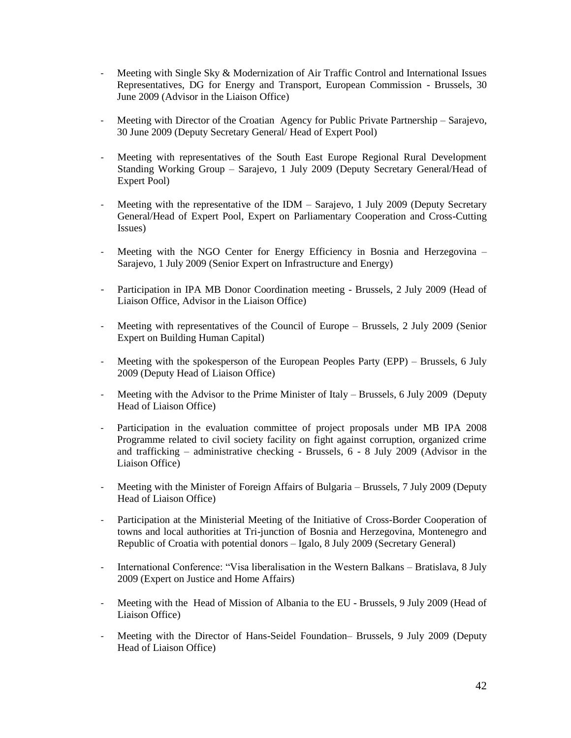- Meeting with Single Sky & Modernization of Air Traffic Control and International Issues Representatives, DG for Energy and Transport, European Commission - Brussels, 30 June 2009 (Advisor in the Liaison Office)

- Meeting with Director of the Croatian Agency for Public Private Partnership – Sarajevo, 30 June 2009 (Deputy Secretary General/ Head of Expert Pool)

- Meeting with representatives of the South East Europe Regional Rural Development Standing Working Group – Sarajevo, 1 July 2009 (Deputy Secretary General/Head of Expert Pool)

- Meeting with the representative of the IDM – Sarajevo, 1 July 2009 (Deputy Secretary General/Head of Expert Pool, Expert on Parliamentary Cooperation and Cross-Cutting Issues)

- Meeting with the NGO Center for Energy Efficiency in Bosnia and Herzegovina – Sarajevo, 1 July 2009 (Senior Expert on Infrastructure and Energy)

- Participation in IPA MB Donor Coordination meeting - Brussels, 2 July 2009 (Head of Liaison Office, Advisor in the Liaison Office)

- Meeting with representatives of the Council of Europe – Brussels, 2 July 2009 (Senior Expert on Building Human Capital)

- Meeting with the spokesperson of the European Peoples Party (EPP) – Brussels, 6 July 2009 (Deputy Head of Liaison Office)

- Meeting with the Advisor to the Prime Minister of Italy – Brussels, 6 July 2009 (Deputy Head of Liaison Office)

- Participation in the evaluation committee of project proposals under MB IPA 2008 Programme related to civil society facility on fight against corruption, organized crime and trafficking – administrative checking - Brussels, 6 - 8 July 2009 (Advisor in the Liaison Office)

- Meeting with the Minister of Foreign Affairs of Bulgaria – Brussels, 7 July 2009 (Deputy Head of Liaison Office)

- Participation at the Ministerial Meeting of the Initiative of Cross-Border Cooperation of towns and local authorities at Tri-junction of Bosnia and Herzegovina, Montenegro and Republic of Croatia with potential donors – Igalo, 8 July 2009 (Secretary General)

- International Conference: "Visa liberalisation in the Western Balkans – Bratislava, 8 July 2009 (Expert on Justice and Home Affairs)

- Meeting with the Head of Mission of Albania to the EU - Brussels, 9 July 2009 (Head of Liaison Office)

- Meeting with the Director of Hans-Seidel Foundation– Brussels, 9 July 2009 (Deputy Head of Liaison Office)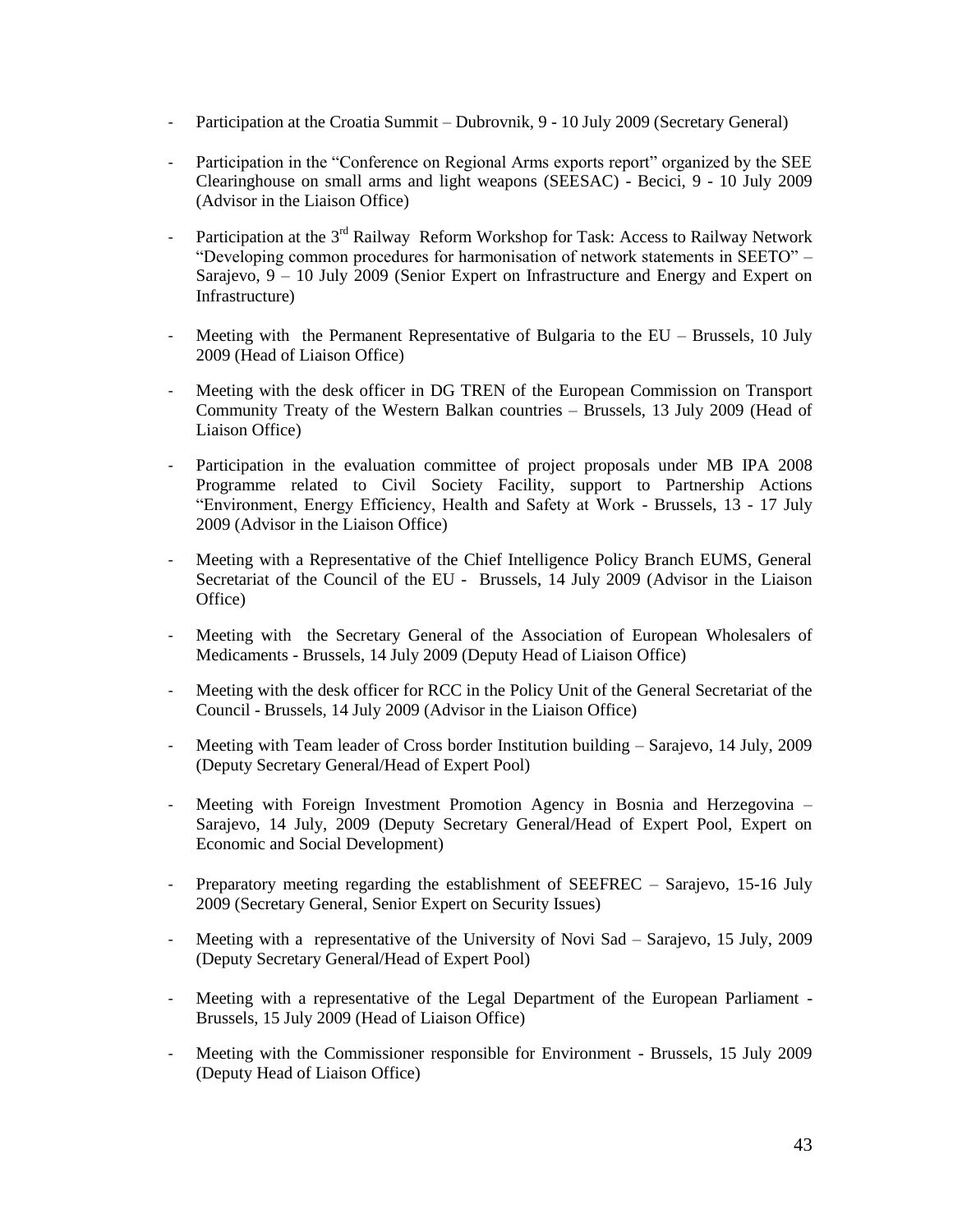- Participation at the Croatia Summit – Dubrovnik, 9 - 10 July 2009 (Secretary General)
- Participation in the "Conference on Regional Arms exports report" organized by the SEE Clearinghouse on small arms and light weapons (SEESAC) - Becici, 9 - 10 July 2009 (Advisor in the Liaison Office)
- Participation at the 3rd Railway Reform Workshop for Task: Access to Railway Network "Developing common procedures for harmonisation of network statements in SEETO" – Sarajevo, 9 – 10 July 2009 (Senior Expert on Infrastructure and Energy and Expert on Infrastructure)
- Meeting with the Permanent Representative of Bulgaria to the EU – Brussels, 10 July 2009 (Head of Liaison Office)
- Meeting with the desk officer in DG TREN of the European Commission on Transport Community Treaty of the Western Balkan countries – Brussels, 13 July 2009 (Head of Liaison Office)
- Participation in the evaluation committee of project proposals under MB IPA 2008 Programme related to Civil Society Facility, support to Partnership Actions "Environment, Energy Efficiency, Health and Safety at Work - Brussels, 13 - 17 July 2009 (Advisor in the Liaison Office)
- Meeting with a Representative of the Chief Intelligence Policy Branch EUMS, General Secretariat of the Council of the EU - Brussels, 14 July 2009 (Advisor in the Liaison Office)
- Meeting with the Secretary General of the Association of European Wholesalers of Medicaments - Brussels, 14 July 2009 (Deputy Head of Liaison Office)
- Meeting with the desk officer for RCC in the Policy Unit of the General Secretariat of the Council - Brussels, 14 July 2009 (Advisor in the Liaison Office)
- Meeting with Team leader of Cross border Institution building – Sarajevo, 14 July, 2009 (Deputy Secretary General/Head of Expert Pool)
- Meeting with Foreign Investment Promotion Agency in Bosnia and Herzegovina – Sarajevo, 14 July, 2009 (Deputy Secretary General/Head of Expert Pool, Expert on Economic and Social Development)
- Preparatory meeting regarding the establishment of SEEFREC – Sarajevo, 15-16 July 2009 (Secretary General, Senior Expert on Security Issues)
- Meeting with a representative of the University of Novi Sad – Sarajevo, 15 July, 2009 (Deputy Secretary General/Head of Expert Pool)
- Meeting with a representative of the Legal Department of the European Parliament - Brussels, 15 July 2009 (Head of Liaison Office)
- Meeting with the Commissioner responsible for Environment - Brussels, 15 July 2009 (Deputy Head of Liaison Office)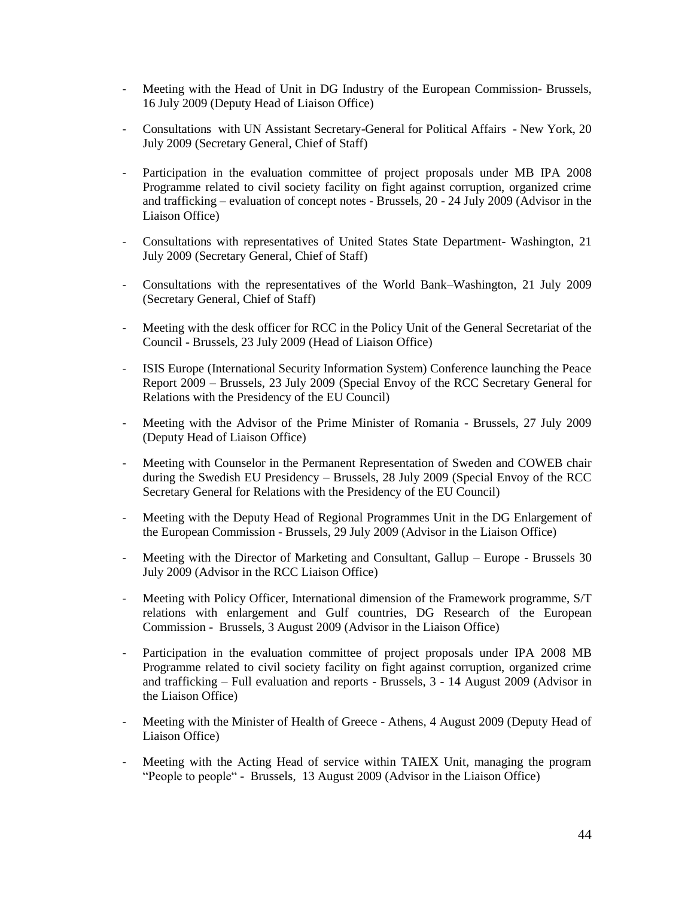- Meeting with the Head of Unit in DG Industry of the European Commission- Brussels, 16 July 2009 (Deputy Head of Liaison Office)
- Consultations with UN Assistant Secretary-General for Political Affairs - New York, 20 July 2009 (Secretary General, Chief of Staff)
- Participation in the evaluation committee of project proposals under MB IPA 2008 Programme related to civil society facility on fight against corruption, organized crime and trafficking – evaluation of concept notes - Brussels, 20 - 24 July 2009 (Advisor in the Liaison Office)
- Consultations with representatives of United States State Department- Washington, 21 July 2009 (Secretary General, Chief of Staff)
- Consultations with the representatives of the World Bank–Washington, 21 July 2009 (Secretary General, Chief of Staff)
- Meeting with the desk officer for RCC in the Policy Unit of the General Secretariat of the Council - Brussels, 23 July 2009 (Head of Liaison Office)
- ISIS Europe (International Security Information System) Conference launching the Peace Report 2009 – Brussels, 23 July 2009 (Special Envoy of the RCC Secretary General for Relations with the Presidency of the EU Council)
- Meeting with the Advisor of the Prime Minister of Romania - Brussels, 27 July 2009 (Deputy Head of Liaison Office)
- Meeting with Counselor in the Permanent Representation of Sweden and COWEB chair during the Swedish EU Presidency – Brussels, 28 July 2009 (Special Envoy of the RCC Secretary General for Relations with the Presidency of the EU Council)
- Meeting with the Deputy Head of Regional Programmes Unit in the DG Enlargement of the European Commission - Brussels, 29 July 2009 (Advisor in the Liaison Office)
- Meeting with the Director of Marketing and Consultant, Gallup – Europe - Brussels 30 July 2009 (Advisor in the RCC Liaison Office)
- Meeting with Policy Officer, International dimension of the Framework programme, S/T relations with enlargement and Gulf countries, DG Research of the European Commission - Brussels, 3 August 2009 (Advisor in the Liaison Office)
- Participation in the evaluation committee of project proposals under IPA 2008 MB Programme related to civil society facility on fight against corruption, organized crime and trafficking – Full evaluation and reports - Brussels, 3 - 14 August 2009 (Advisor in the Liaison Office)
- Meeting with the Minister of Health of Greece - Athens, 4 August 2009 (Deputy Head of Liaison Office)
- Meeting with the Acting Head of service within TAIEX Unit, managing the program "People to people" - Brussels, 13 August 2009 (Advisor in the Liaison Office)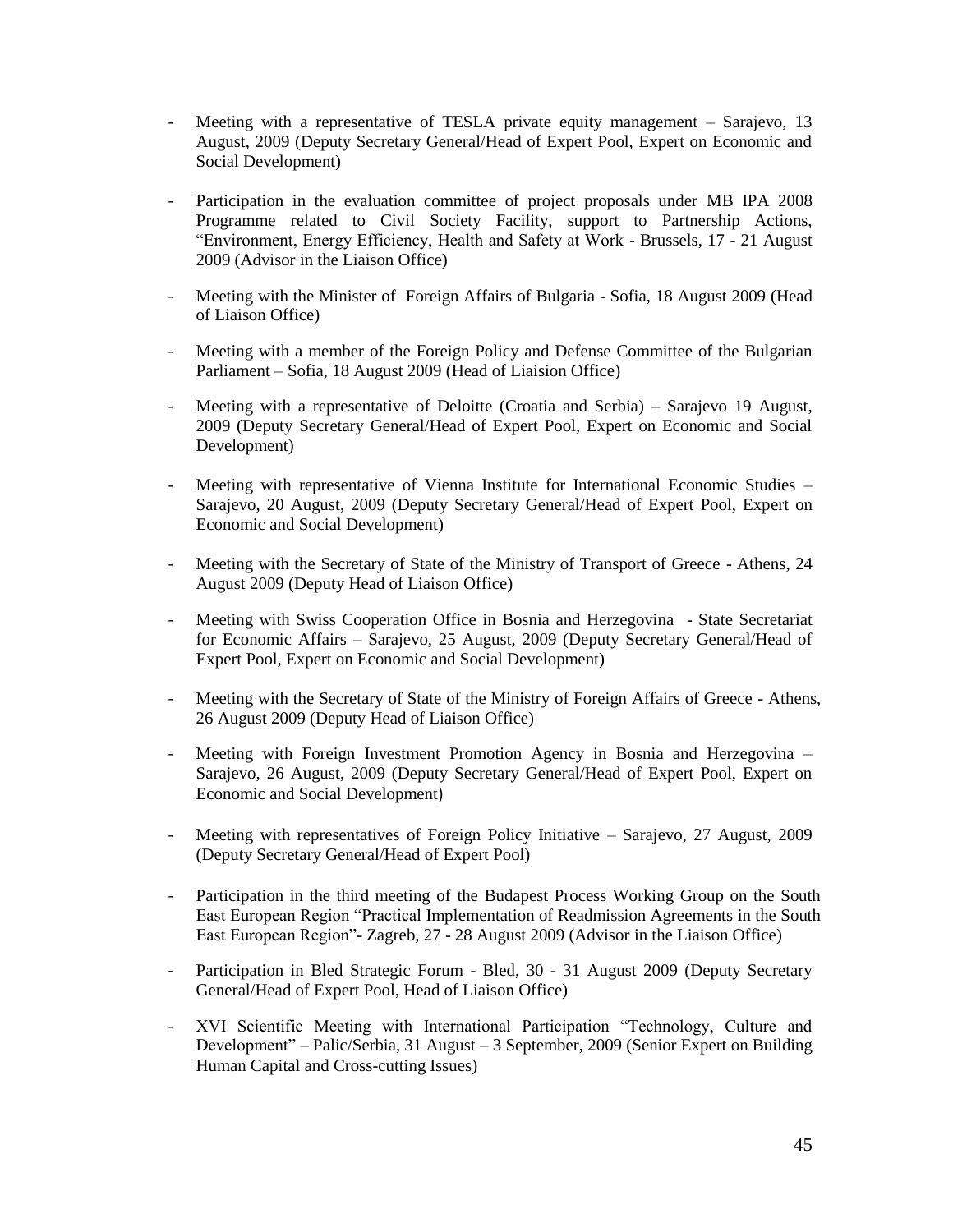- Meeting with a representative of TESLA private equity management – Sarajevo, 13 August, 2009 (Deputy Secretary General/Head of Expert Pool, Expert on Economic and Social Development)

- Participation in the evaluation committee of project proposals under MB IPA 2008 Programme related to Civil Society Facility, support to Partnership Actions, "Environment, Energy Efficiency, Health and Safety at Work - Brussels, 17 - 21 August 2009 (Advisor in the Liaison Office)

- Meeting with the Minister of Foreign Affairs of Bulgaria - Sofia, 18 August 2009 (Head of Liaison Office)

- Meeting with a member of the Foreign Policy and Defense Committee of the Bulgarian Parliament – Sofia, 18 August 2009 (Head of Liaision Office)

- Meeting with a representative of Deloitte (Croatia and Serbia) – Sarajevo 19 August, 2009 (Deputy Secretary General/Head of Expert Pool, Expert on Economic and Social Development)

- Meeting with representative of Vienna Institute for International Economic Studies – Sarajevo, 20 August, 2009 (Deputy Secretary General/Head of Expert Pool, Expert on Economic and Social Development)

- Meeting with the Secretary of State of the Ministry of Transport of Greece - Athens, 24 August 2009 (Deputy Head of Liaison Office)

- Meeting with Swiss Cooperation Office in Bosnia and Herzegovina - State Secretariat for Economic Affairs – Sarajevo, 25 August, 2009 (Deputy Secretary General/Head of Expert Pool, Expert on Economic and Social Development)

- Meeting with the Secretary of State of the Ministry of Foreign Affairs of Greece - Athens, 26 August 2009 (Deputy Head of Liaison Office)

- Meeting with Foreign Investment Promotion Agency in Bosnia and Herzegovina – Sarajevo, 26 August, 2009 (Deputy Secretary General/Head of Expert Pool, Expert on Economic and Social Development)

- Meeting with representatives of Foreign Policy Initiative – Sarajevo, 27 August, 2009 (Deputy Secretary General/Head of Expert Pool)

- Participation in the third meeting of the Budapest Process Working Group on the South East European Region "Practical Implementation of Readmission Agreements in the South East European Region"- Zagreb, 27 - 28 August 2009 (Advisor in the Liaison Office)

- Participation in Bled Strategic Forum - Bled, 30 - 31 August 2009 (Deputy Secretary General/Head of Expert Pool, Head of Liaison Office)

- XVI Scientific Meeting with International Participation "Technology, Culture and Development" – Palic/Serbia, 31 August – 3 September, 2009 (Senior Expert on Building Human Capital and Cross-cutting Issues)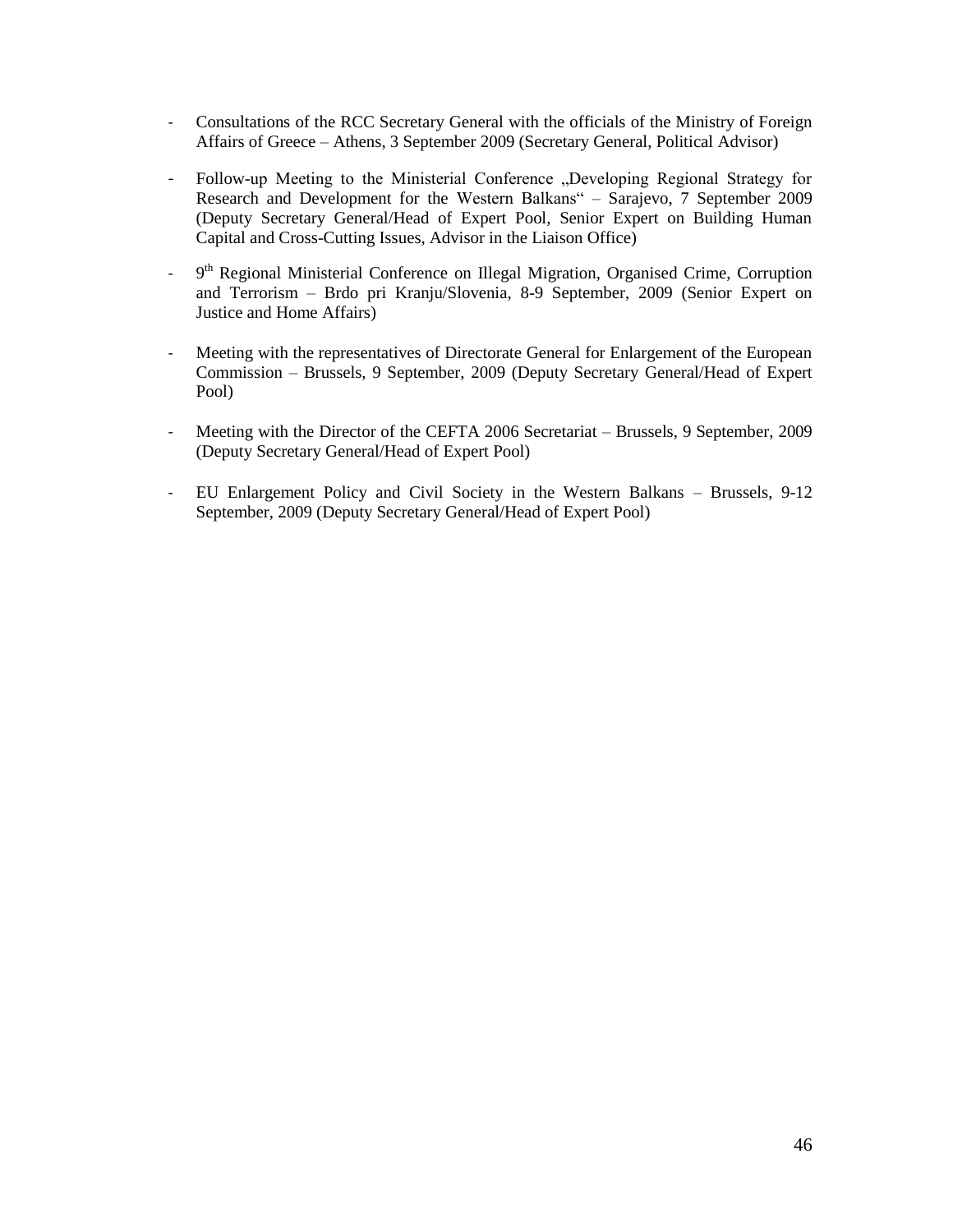- Consultations of the RCC Secretary General with the officials of the Ministry of Foreign Affairs of Greece – Athens, 3 September 2009 (Secretary General, Political Advisor)

- Follow-up Meeting to the Ministerial Conference „Developing Regional Strategy for Research and Development for the Western Balkans“ – Sarajevo, 7 September 2009 (Deputy Secretary General/Head of Expert Pool, Senior Expert on Building Human Capital and Cross-Cutting Issues, Advisor in the Liaison Office)

- 9th Regional Ministerial Conference on Illegal Migration, Organised Crime, Corruption and Terrorism – Brdo pri Kranju/Slovenia, 8-9 September, 2009 (Senior Expert on Justice and Home Affairs)

- Meeting with the representatives of Directorate General for Enlargement of the European Commission – Brussels, 9 September, 2009 (Deputy Secretary General/Head of Expert Pool)

- Meeting with the Director of the CEFTA 2006 Secretariat – Brussels, 9 September, 2009 (Deputy Secretary General/Head of Expert Pool)

- EU Enlargement Policy and Civil Society in the Western Balkans – Brussels, 9-12 September, 2009 (Deputy Secretary General/Head of Expert Pool)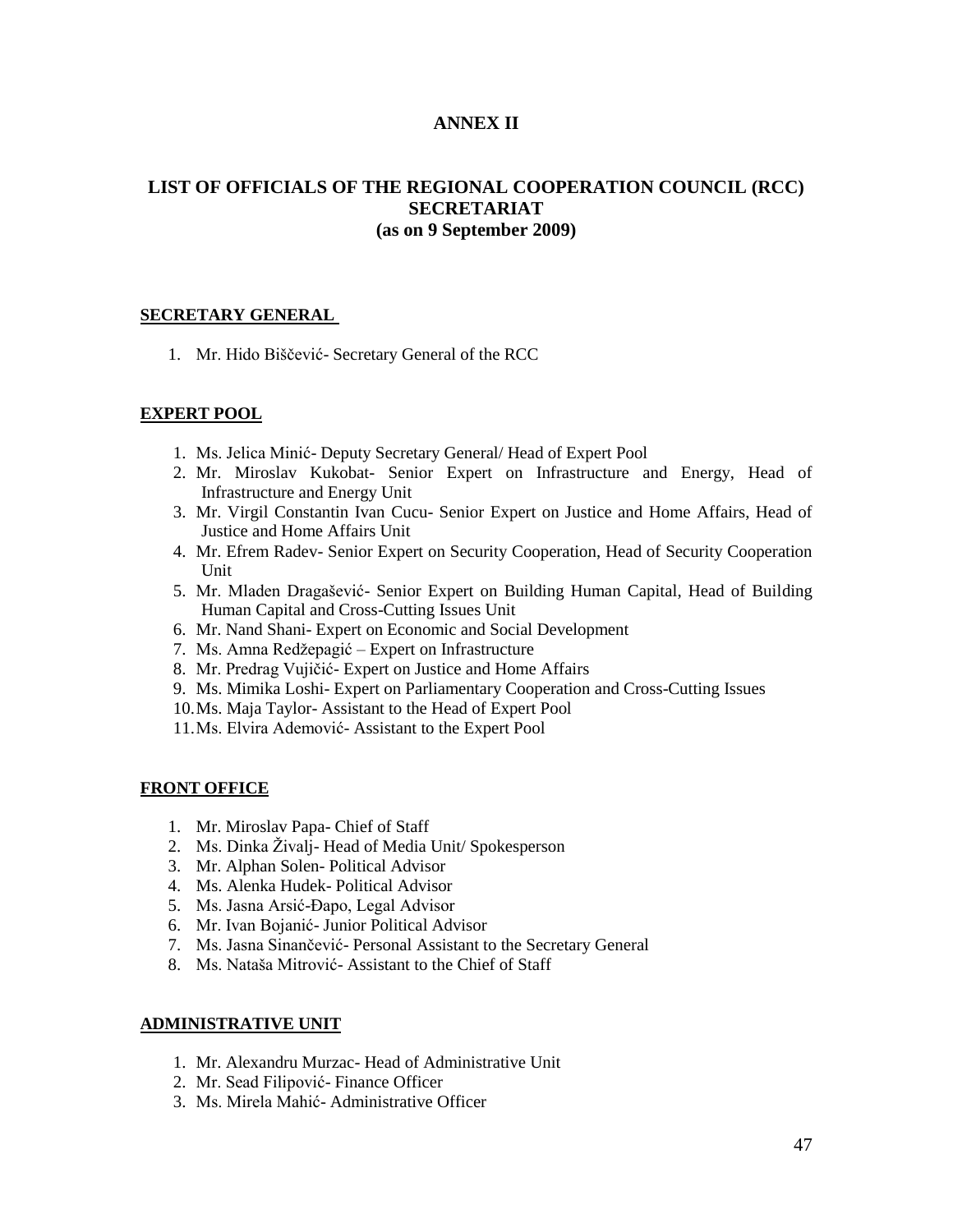# ANNEX II

## LIST OF OFFICIALS OF THE REGIONAL COOPERATION COUNCIL (RCC) SECRETARIAT
## (as on 9 September 2009)

### SECRETARY GENERAL

1. Mr. Hido Biščević- Secretary General of the RCC

### EXPERT POOL

1. Ms. Jelica Minić- Deputy Secretary General/ Head of Expert Pool
2. Mr. Miroslav Kukobat- Senior Expert on Infrastructure and Energy, Head of Infrastructure and Energy Unit
3. Mr. Virgil Constantin Ivan Cucu- Senior Expert on Justice and Home Affairs, Head of Justice and Home Affairs Unit
4. Mr. Efrem Radev- Senior Expert on Security Cooperation, Head of Security Cooperation Unit
5. Mr. Mladen Dragašević- Senior Expert on Building Human Capital, Head of Building Human Capital and Cross-Cutting Issues Unit
6. Mr. Nand Shani- Expert on Economic and Social Development
7. Ms. Amna Redžepagić – Expert on Infrastructure
8. Mr. Predrag Vujičić- Expert on Justice and Home Affairs
9. Ms. Mimika Loshi- Expert on Parliamentary Cooperation and Cross-Cutting Issues
10. Ms. Maja Taylor- Assistant to the Head of Expert Pool
11. Ms. Elvira Ademović- Assistant to the Expert Pool

### FRONT OFFICE

1. Mr. Miroslav Papa- Chief of Staff
2. Ms. Dinka Živalj- Head of Media Unit/ Spokesperson
3. Mr. Alphan Solen- Political Advisor
4. Ms. Alenka Hudek- Political Advisor
5. Ms. Jasna Arsić-Đapo, Legal Advisor
6. Mr. Ivan Bojanić- Junior Political Advisor
7. Ms. Jasna Sinančević- Personal Assistant to the Secretary General
8. Ms. Nataša Mitrović- Assistant to the Chief of Staff

### ADMINISTRATIVE UNIT

1. Mr. Alexandru Murzac- Head of Administrative Unit
2. Mr. Sead Filipović- Finance Officer
3. Ms. Mirela Mahić- Administrative Officer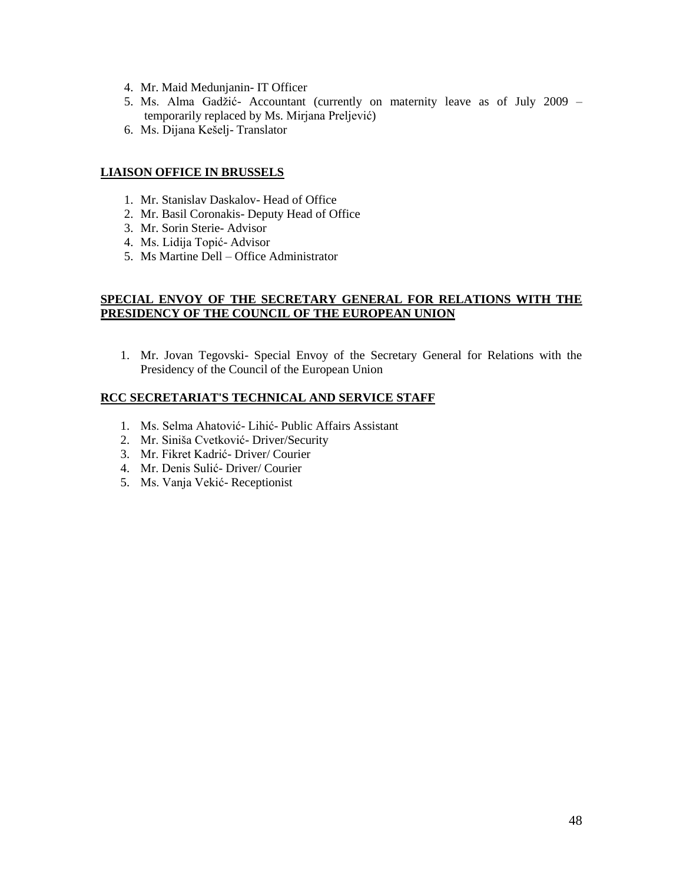4. Mr. Maid Medunjanin- IT Officer
5. Ms. Alma Gadžić- Accountant (currently on maternity leave as of July 2009 – temporarily replaced by Ms. Mirjana Preljević)
6. Ms. Dijana Kešelj- Translator

**LIAISON OFFICE IN BRUSSELS**

1. Mr. Stanislav Daskalov- Head of Office
2. Mr. Basil Coronakis- Deputy Head of Office
3. Mr. Sorin Sterie- Advisor
4. Ms. Lidija Topić- Advisor
5. Ms Martine Dell – Office Administrator

**SPECIAL ENVOY OF THE SECRETARY GENERAL FOR RELATIONS WITH THE PRESIDENCY OF THE COUNCIL OF THE EUROPEAN UNION**

1. Mr. Jovan Tegovski- Special Envoy of the Secretary General for Relations with the Presidency of the Council of the European Union

**RCC SECRETARIAT'S TECHNICAL AND SERVICE STAFF**

1. Ms. Selma Ahatović- Lihić- Public Affairs Assistant
2. Mr. Siniša Cvetković- Driver/Security
3. Mr. Fikret Kadrić- Driver/ Courier
4. Mr. Denis Sulić- Driver/ Courier
5. Ms. Vanja Vekić- Receptionist